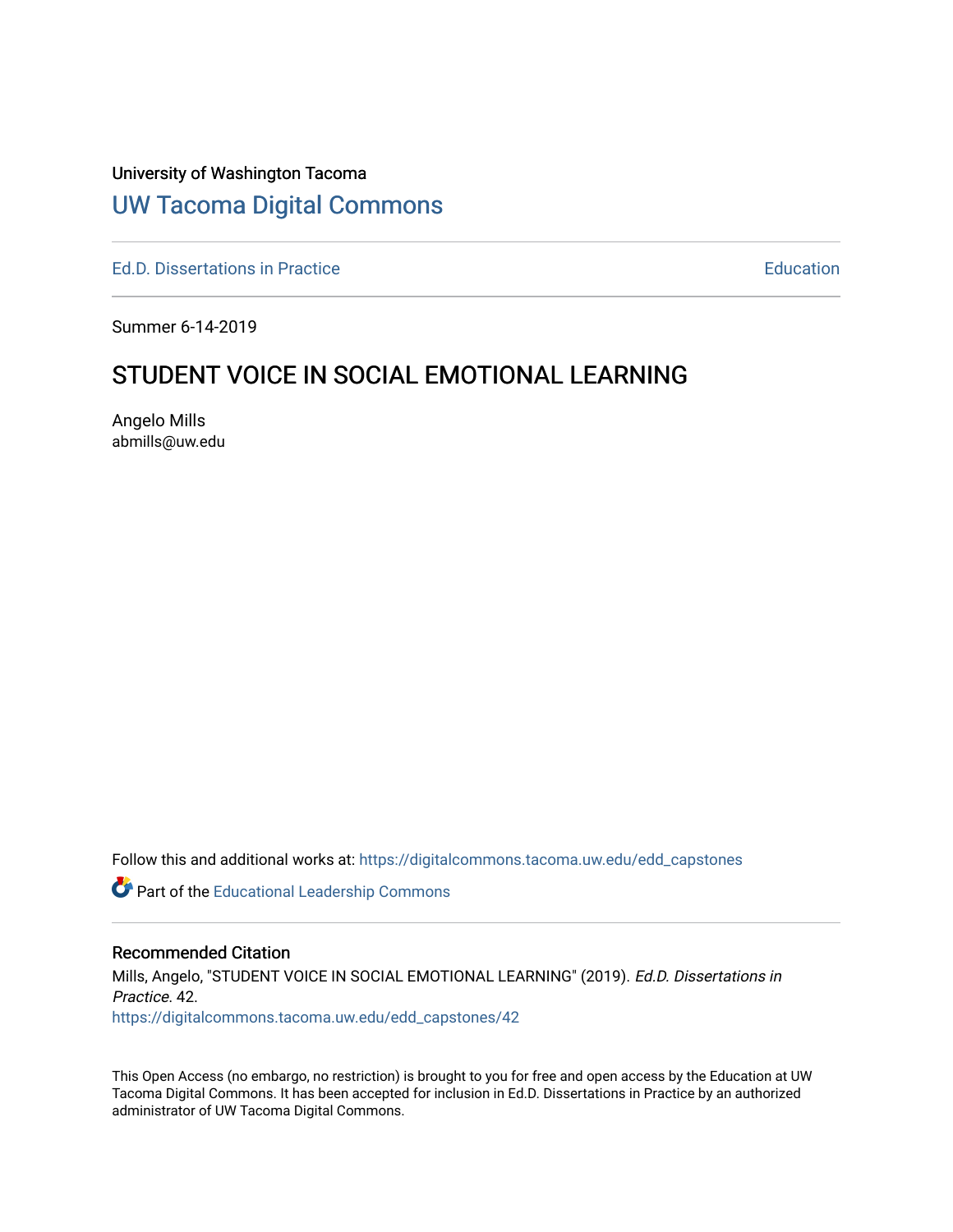University of Washington Tacoma

## UW Tacoma Digital Commons

Ed.D. Dissertations in Practice | Education

Summer 6-14-2019

# STUDENT VOICE IN SOCIAL EMOTIONAL LEARNING

Angelo Mills
abmills@uw.edu

Follow this and additional works at: https://digitalcommons.tacoma.uw.edu/edd_capstones

Part of the Educational Leadership Commons

### Recommended Citation

Mills, Angelo, "STUDENT VOICE IN SOCIAL EMOTIONAL LEARNING" (2019). *Ed.D. Dissertations in Practice*. 42.
https://digitalcommons.tacoma.uw.edu/edd_capstones/42

This Open Access (no embargo, no restriction) is brought to you for free and open access by the Education at UW Tacoma Digital Commons. It has been accepted for inclusion in Ed.D. Dissertations in Practice by an authorized administrator of UW Tacoma Digital Commons.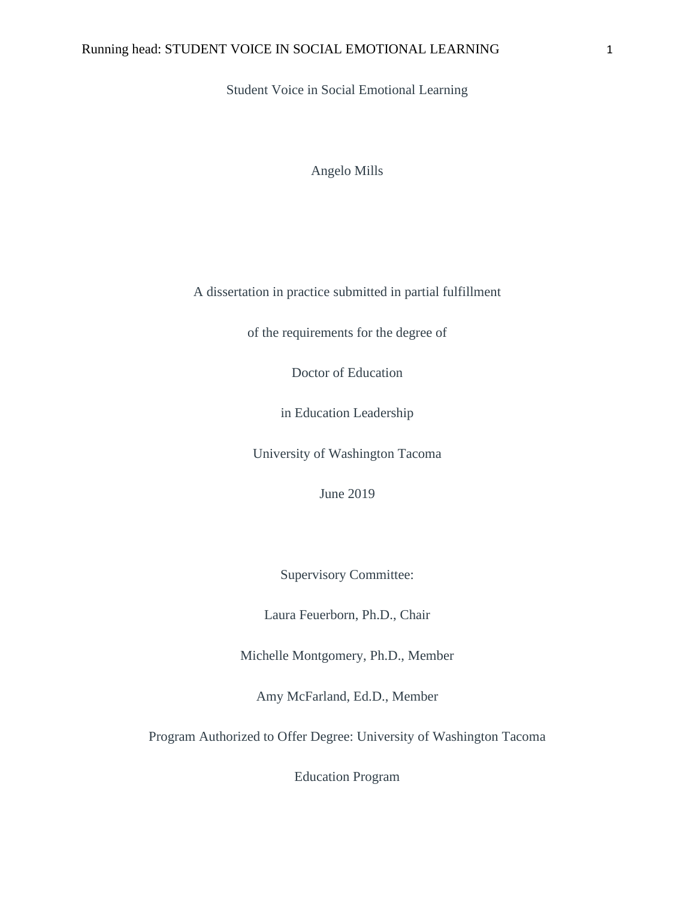# Student Voice in Social Emotional Learning

Angelo Mills

A dissertation in practice submitted in partial fulfillment

of the requirements for the degree of

Doctor of Education

in Education Leadership

University of Washington Tacoma

June 2019

Supervisory Committee:

Laura Feuerborn, Ph.D., Chair

Michelle Montgomery, Ph.D., Member

Amy McFarland, Ed.D., Member

Program Authorized to Offer Degree: University of Washington Tacoma

Education Program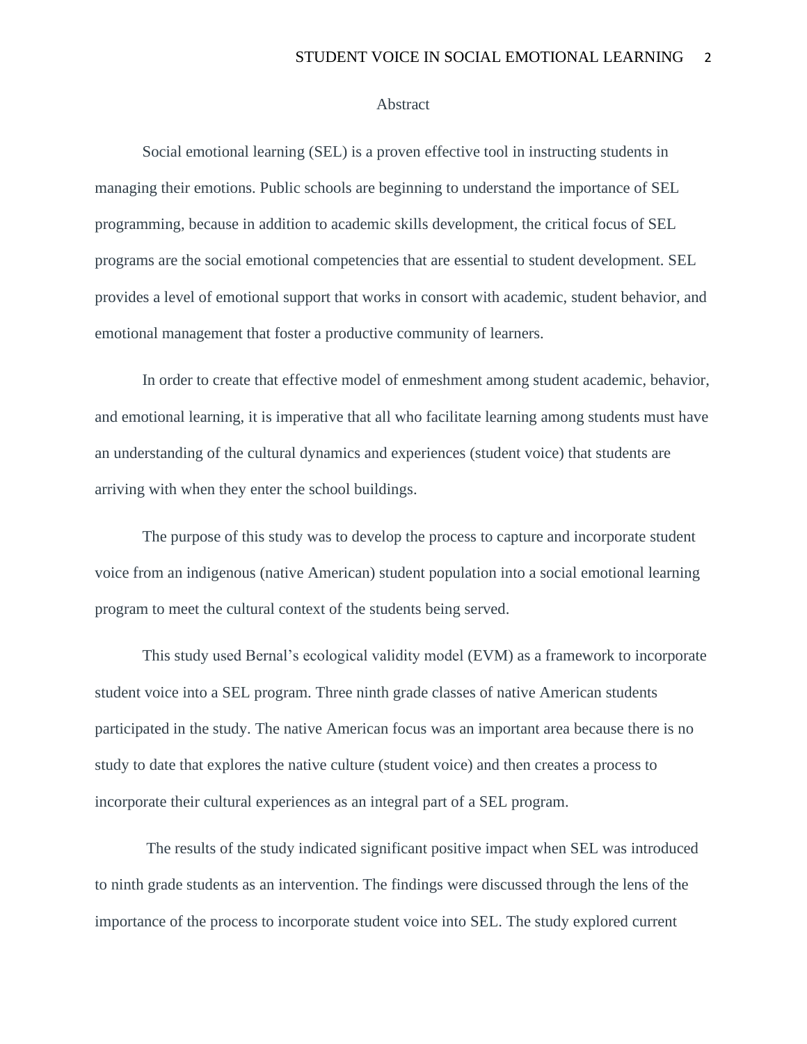# Abstract

Social emotional learning (SEL) is a proven effective tool in instructing students in managing their emotions. Public schools are beginning to understand the importance of SEL programming, because in addition to academic skills development, the critical focus of SEL programs are the social emotional competencies that are essential to student development. SEL provides a level of emotional support that works in consort with academic, student behavior, and emotional management that foster a productive community of learners.

In order to create that effective model of enmeshment among student academic, behavior, and emotional learning, it is imperative that all who facilitate learning among students must have an understanding of the cultural dynamics and experiences (student voice) that students are arriving with when they enter the school buildings.

The purpose of this study was to develop the process to capture and incorporate student voice from an indigenous (native American) student population into a social emotional learning program to meet the cultural context of the students being served.

This study used Bernal's ecological validity model (EVM) as a framework to incorporate student voice into a SEL program. Three ninth grade classes of native American students participated in the study. The native American focus was an important area because there is no study to date that explores the native culture (student voice) and then creates a process to incorporate their cultural experiences as an integral part of a SEL program.

The results of the study indicated significant positive impact when SEL was introduced to ninth grade students as an intervention. The findings were discussed through the lens of the importance of the process to incorporate student voice into SEL. The study explored current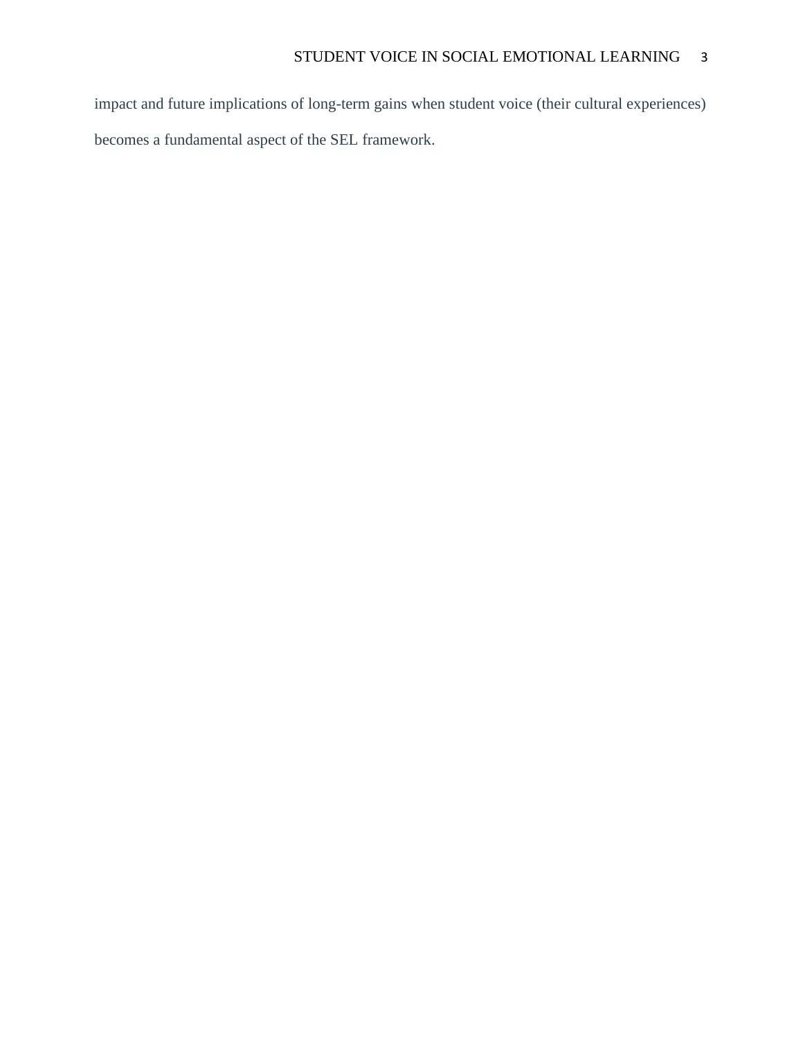impact and future implications of long-term gains when student voice (their cultural experiences) becomes a fundamental aspect of the SEL framework.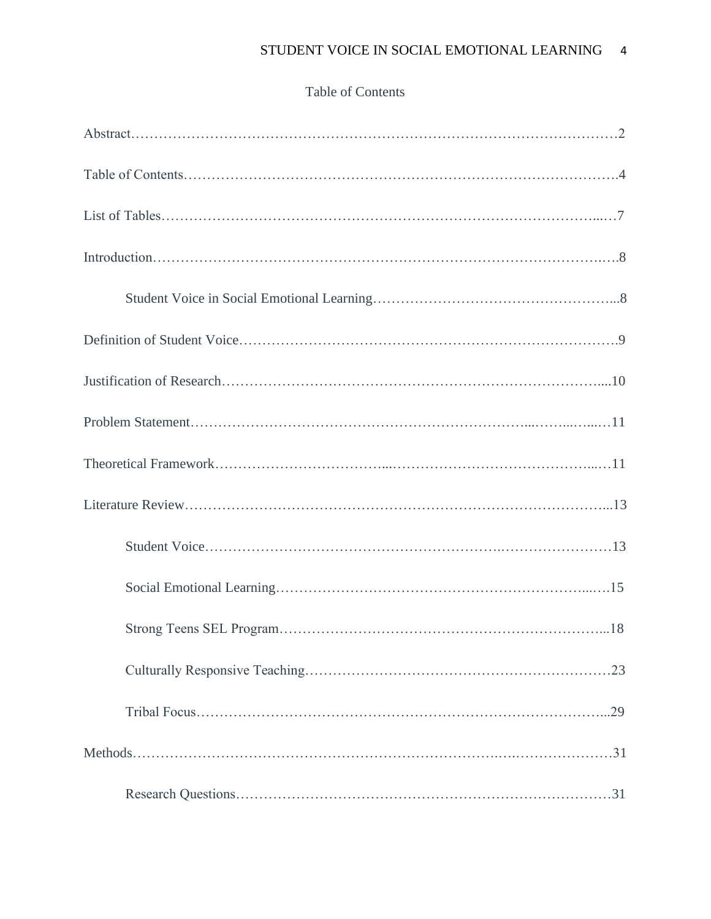Table of Contents

Abstract…………………………………………………………………………………………2

Table of Contents……………………………………………………………………………….4

List of Tables…………………………………………………………………………………...…7

Introduction……………………………………………………………………………………..….8

Student Voice in Social Emotional Learning……………………………………………...8

Definition of Student Voice……………………………………………………………………….9

Justification of Research………………………………………………………………………...10

Problem Statement…………………………………………………………...……...…...…11

Theoretical Framework……………………………...……………………………………...…11

Literature Review………………………………………………………………………………...13

Student Voice……………………………………………………….……………………13

Social Emotional Learning…………………………………………………………...….15

Strong Teens SEL Program……………………………………………………………...18

Culturally Responsive Teaching…………………………………………………………23

Tribal Focus……………………………………………………………………………...29

Methods……………………………………………………………………….….……………31

Research Questions………………………………………………………………………31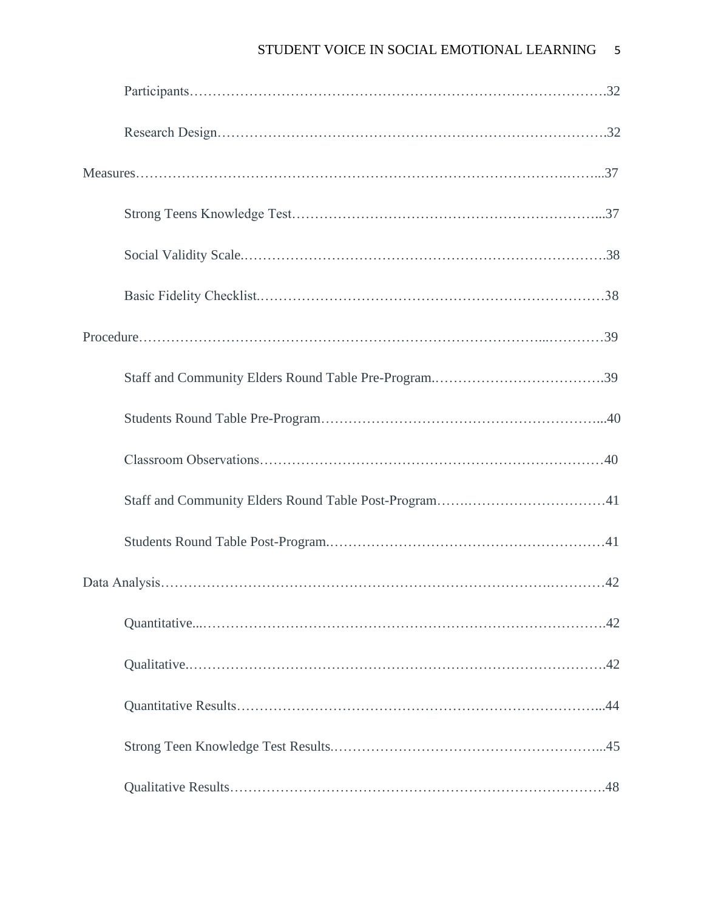Participants……………………………………………………………………………….32

Research Design………………………………………………………………………….32

Measures……………………………………………………………………………….……...37

Strong Teens Knowledge Test…………………………………………………………...37

Social Validity Scale.……………………………………………………………………….38

Basic Fidelity Checklist.…………………………………………………………………38

Procedure……………………………………………………………………………...…………39

Staff and Community Elders Round Table Pre-Program.……………………………….39

Students Round Table Pre-Program……………………………………………………...40

Classroom Observations………………………………………………………………40

Staff and Community Elders Round Table Post-Program…….…………………………41

Students Round Table Post-Program.……………………………………………………41

Data Analysis……………………………………………………………………….…………42

Quantitative...……………………………………………………………………………….42

Qualitative.……………………………………………………………………………………42

Quantitative Results……………………………………………………………………...44

Strong Teen Knowledge Test Results.…………………………………………………...45

Qualitative Results……………………………………………………………………….48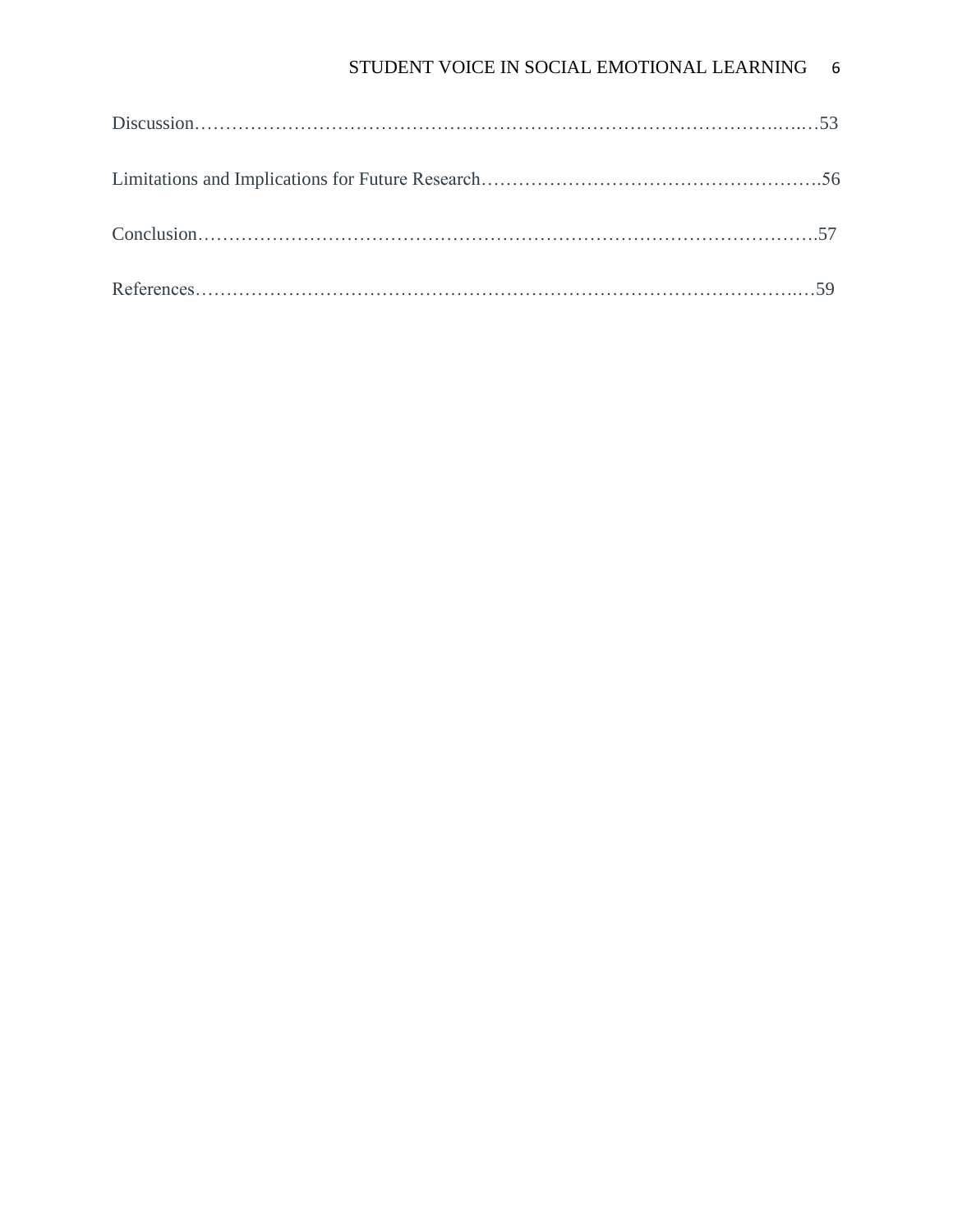Discussion……………………………………………………………………………………..…..…53

Limitations and Implications for Future Research……………………………………………….56

Conclusion……………………………………………………………………………………….57

References…………………………………………………………………………………..…59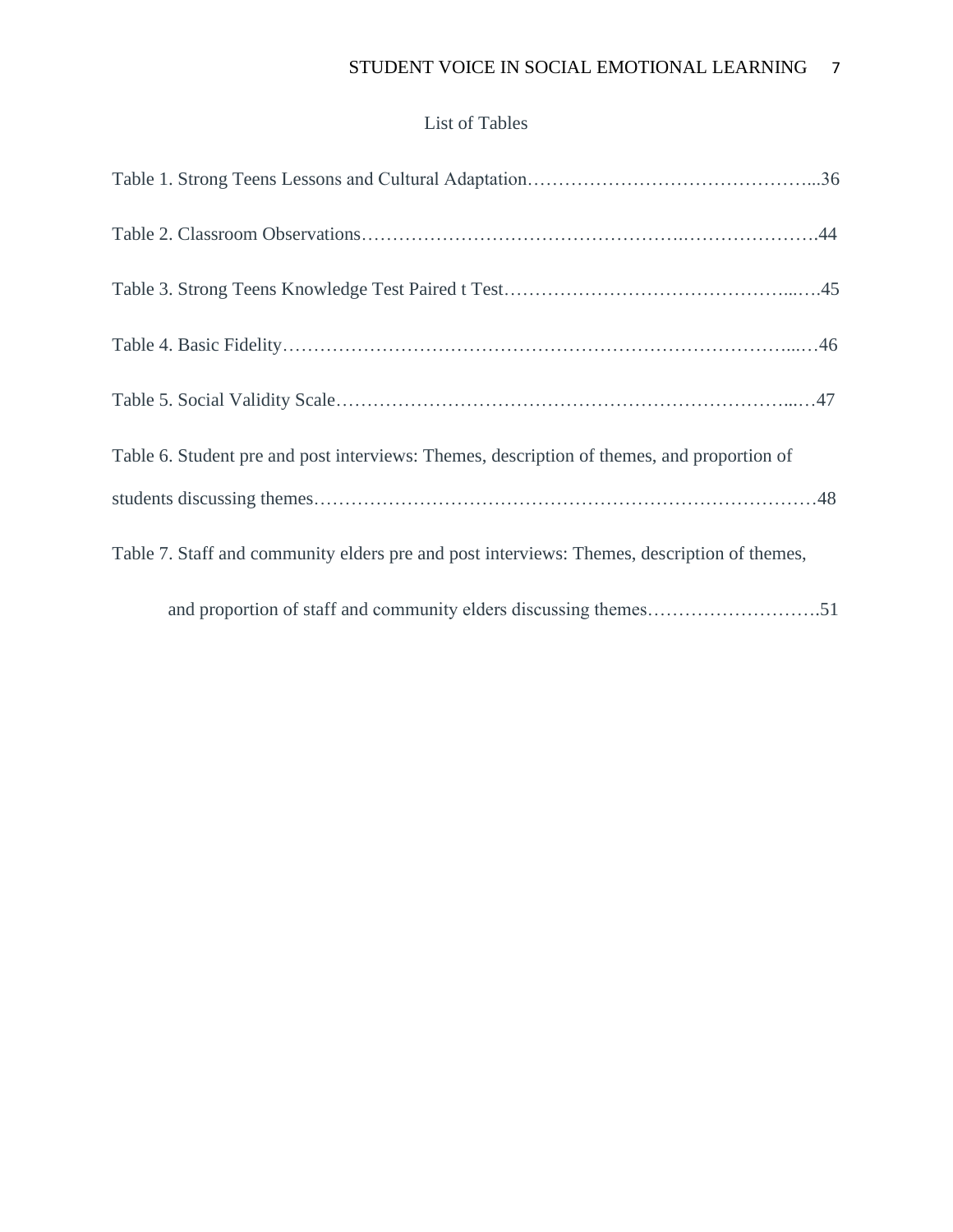# List of Tables

Table 1. Strong Teens Lessons and Cultural Adaptation……………………………………...36

Table 2. Classroom Observations…………………………………………..………………….44

Table 3. Strong Teens Knowledge Test Paired t Test……………………………………...….45

Table 4. Basic Fidelity…………………………………………………………………….....…46

Table 5. Social Validity Scale…………………………………………………………….....…47

Table 6. Student pre and post interviews: Themes, description of themes, and proportion of students discussing themes………………………………………………………………………48

Table 7. Staff and community elders pre and post interviews: Themes, description of themes, and proportion of staff and community elders discussing themes……………………….51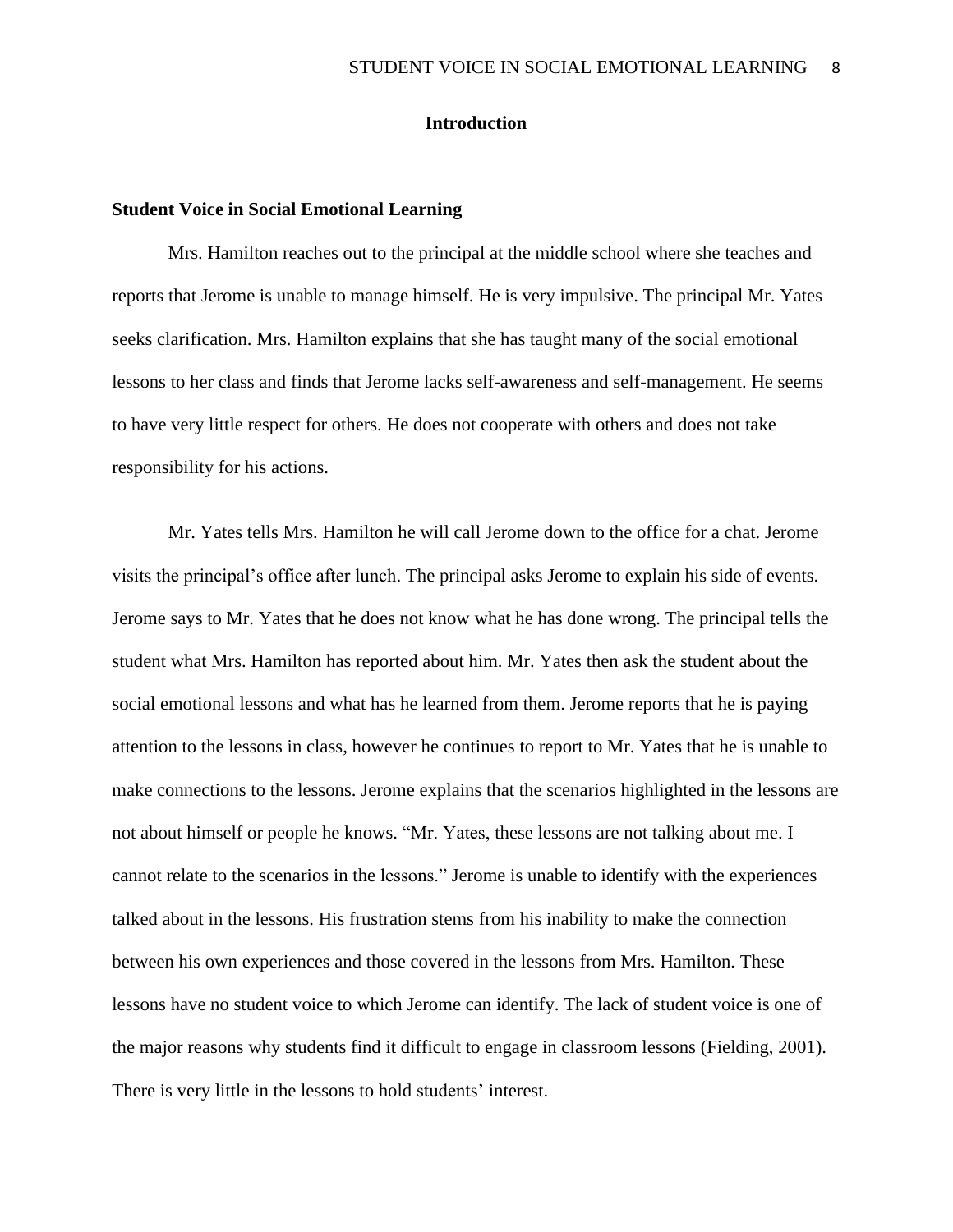# Introduction

## Student Voice in Social Emotional Learning

Mrs. Hamilton reaches out to the principal at the middle school where she teaches and reports that Jerome is unable to manage himself. He is very impulsive. The principal Mr. Yates seeks clarification. Mrs. Hamilton explains that she has taught many of the social emotional lessons to her class and finds that Jerome lacks self-awareness and self-management. He seems to have very little respect for others. He does not cooperate with others and does not take responsibility for his actions.

Mr. Yates tells Mrs. Hamilton he will call Jerome down to the office for a chat. Jerome visits the principal's office after lunch. The principal asks Jerome to explain his side of events. Jerome says to Mr. Yates that he does not know what he has done wrong. The principal tells the student what Mrs. Hamilton has reported about him. Mr. Yates then ask the student about the social emotional lessons and what has he learned from them. Jerome reports that he is paying attention to the lessons in class, however he continues to report to Mr. Yates that he is unable to make connections to the lessons. Jerome explains that the scenarios highlighted in the lessons are not about himself or people he knows. "Mr. Yates, these lessons are not talking about me. I cannot relate to the scenarios in the lessons." Jerome is unable to identify with the experiences talked about in the lessons. His frustration stems from his inability to make the connection between his own experiences and those covered in the lessons from Mrs. Hamilton. These lessons have no student voice to which Jerome can identify. The lack of student voice is one of the major reasons why students find it difficult to engage in classroom lessons (Fielding, 2001). There is very little in the lessons to hold students' interest.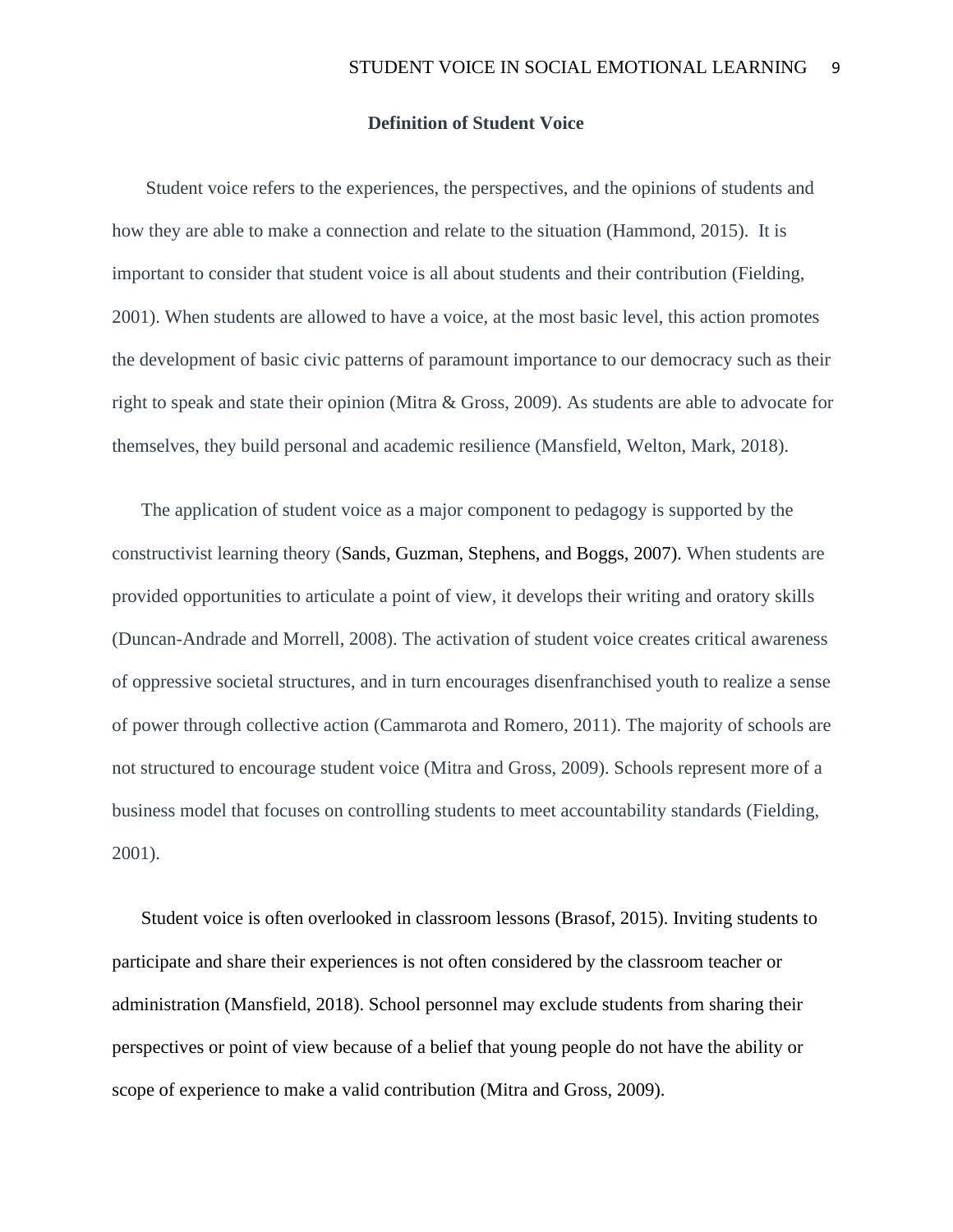## Definition of Student Voice

Student voice refers to the experiences, the perspectives, and the opinions of students and how they are able to make a connection and relate to the situation (Hammond, 2015). It is important to consider that student voice is all about students and their contribution (Fielding, 2001). When students are allowed to have a voice, at the most basic level, this action promotes the development of basic civic patterns of paramount importance to our democracy such as their right to speak and state their opinion (Mitra & Gross, 2009). As students are able to advocate for themselves, they build personal and academic resilience (Mansfield, Welton, Mark, 2018).

The application of student voice as a major component to pedagogy is supported by the constructivist learning theory (Sands, Guzman, Stephens, and Boggs, 2007). When students are provided opportunities to articulate a point of view, it develops their writing and oratory skills (Duncan-Andrade and Morrell, 2008). The activation of student voice creates critical awareness of oppressive societal structures, and in turn encourages disenfranchised youth to realize a sense of power through collective action (Cammarota and Romero, 2011). The majority of schools are not structured to encourage student voice (Mitra and Gross, 2009). Schools represent more of a business model that focuses on controlling students to meet accountability standards (Fielding, 2001).

Student voice is often overlooked in classroom lessons (Brasof, 2015). Inviting students to participate and share their experiences is not often considered by the classroom teacher or administration (Mansfield, 2018). School personnel may exclude students from sharing their perspectives or point of view because of a belief that young people do not have the ability or scope of experience to make a valid contribution (Mitra and Gross, 2009).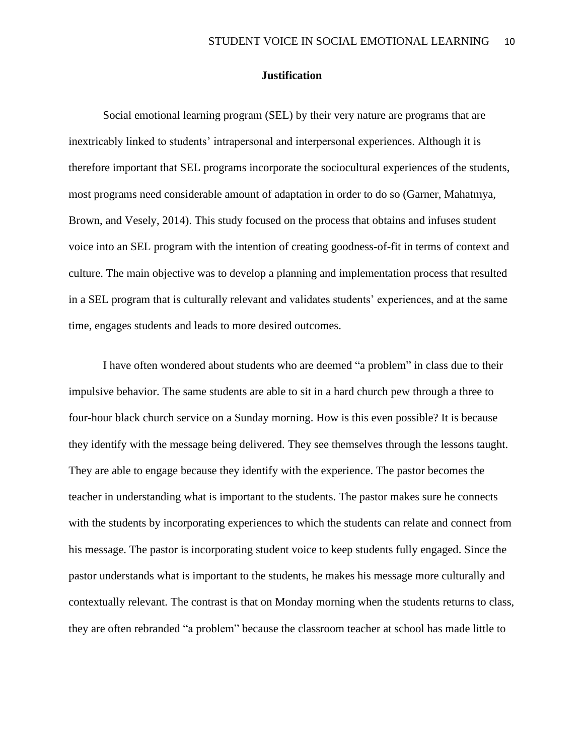## Justification

Social emotional learning program (SEL) by their very nature are programs that are inextricably linked to students' intrapersonal and interpersonal experiences. Although it is therefore important that SEL programs incorporate the sociocultural experiences of the students, most programs need considerable amount of adaptation in order to do so (Garner, Mahatmya, Brown, and Vesely, 2014). This study focused on the process that obtains and infuses student voice into an SEL program with the intention of creating goodness-of-fit in terms of context and culture. The main objective was to develop a planning and implementation process that resulted in a SEL program that is culturally relevant and validates students' experiences, and at the same time, engages students and leads to more desired outcomes.

I have often wondered about students who are deemed "a problem" in class due to their impulsive behavior. The same students are able to sit in a hard church pew through a three to four-hour black church service on a Sunday morning. How is this even possible? It is because they identify with the message being delivered. They see themselves through the lessons taught. They are able to engage because they identify with the experience. The pastor becomes the teacher in understanding what is important to the students. The pastor makes sure he connects with the students by incorporating experiences to which the students can relate and connect from his message. The pastor is incorporating student voice to keep students fully engaged. Since the pastor understands what is important to the students, he makes his message more culturally and contextually relevant. The contrast is that on Monday morning when the students returns to class, they are often rebranded "a problem" because the classroom teacher at school has made little to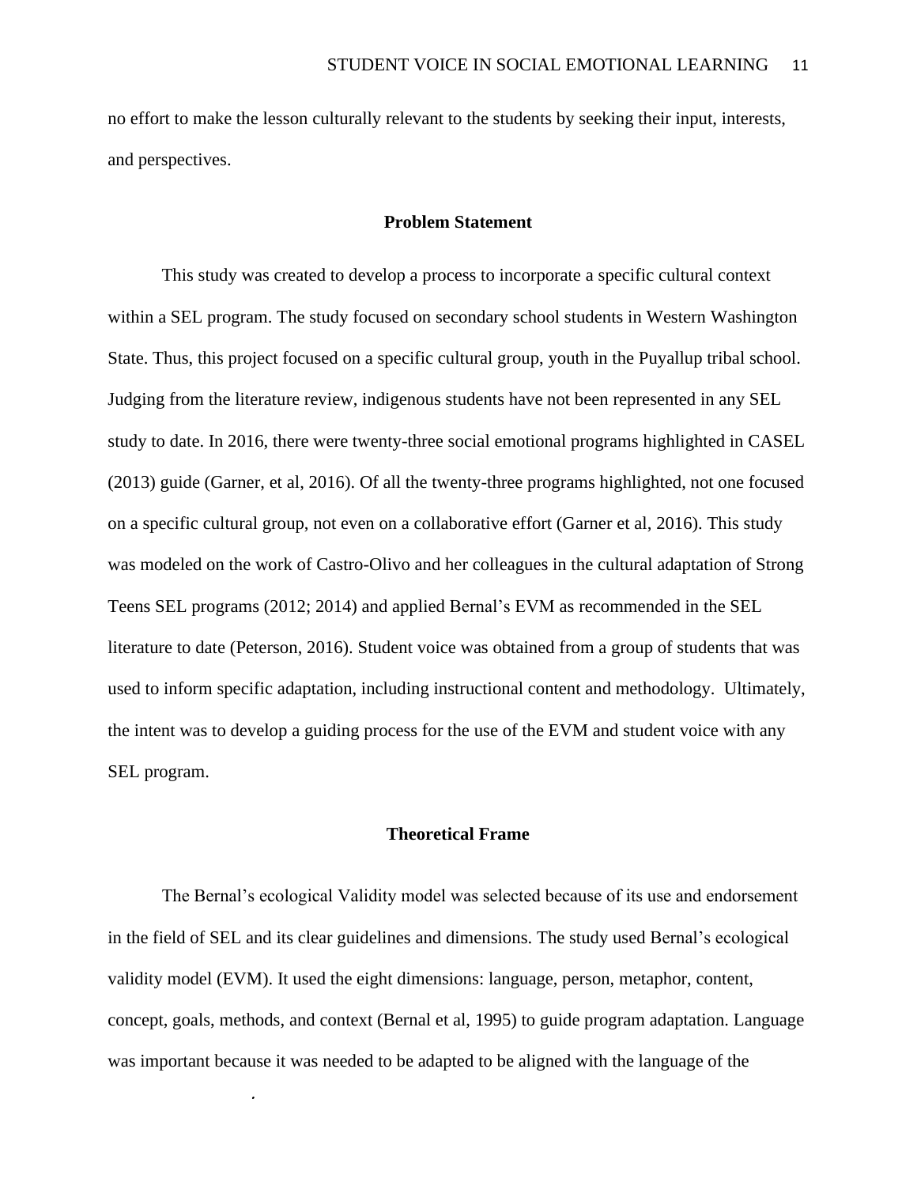no effort to make the lesson culturally relevant to the students by seeking their input, interests, and perspectives.

## Problem Statement

This study was created to develop a process to incorporate a specific cultural context within a SEL program. The study focused on secondary school students in Western Washington State. Thus, this project focused on a specific cultural group, youth in the Puyallup tribal school. Judging from the literature review, indigenous students have not been represented in any SEL study to date. In 2016, there were twenty-three social emotional programs highlighted in CASEL (2013) guide (Garner, et al, 2016). Of all the twenty-three programs highlighted, not one focused on a specific cultural group, not even on a collaborative effort (Garner et al, 2016). This study was modeled on the work of Castro-Olivo and her colleagues in the cultural adaptation of Strong Teens SEL programs (2012; 2014) and applied Bernal's EVM as recommended in the SEL literature to date (Peterson, 2016). Student voice was obtained from a group of students that was used to inform specific adaptation, including instructional content and methodology. Ultimately, the intent was to develop a guiding process for the use of the EVM and student voice with any SEL program.

## Theoretical Frame

The Bernal's ecological Validity model was selected because of its use and endorsement in the field of SEL and its clear guidelines and dimensions. The study used Bernal's ecological validity model (EVM). It used the eight dimensions: language, person, metaphor, content, concept, goals, methods, and context (Bernal et al, 1995) to guide program adaptation. Language was important because it was needed to be adapted to be aligned with the language of the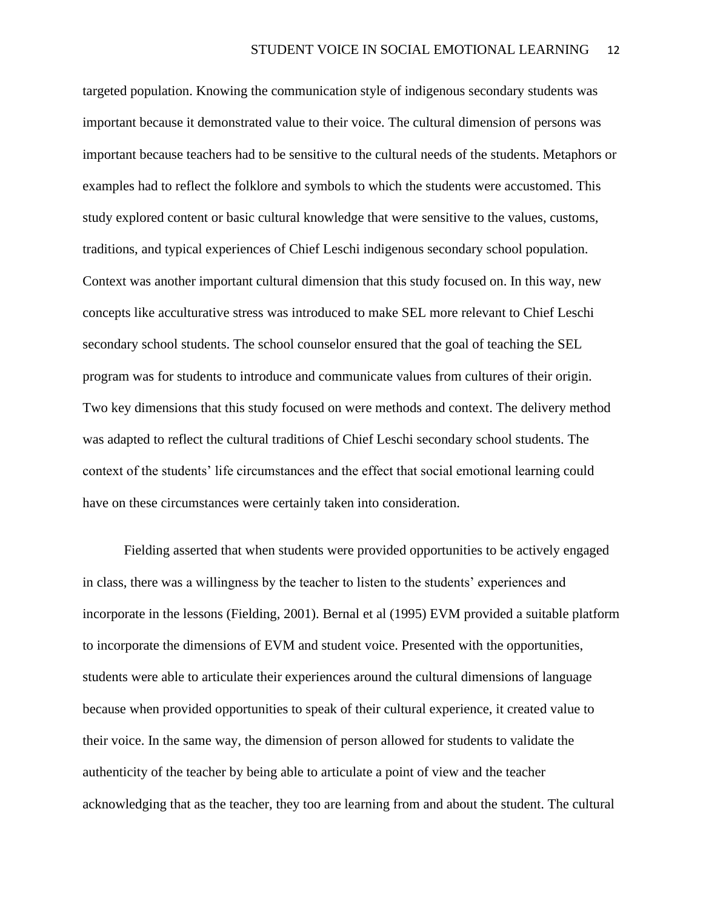targeted population. Knowing the communication style of indigenous secondary students was important because it demonstrated value to their voice. The cultural dimension of persons was important because teachers had to be sensitive to the cultural needs of the students. Metaphors or examples had to reflect the folklore and symbols to which the students were accustomed. This study explored content or basic cultural knowledge that were sensitive to the values, customs, traditions, and typical experiences of Chief Leschi indigenous secondary school population. Context was another important cultural dimension that this study focused on. In this way, new concepts like acculturative stress was introduced to make SEL more relevant to Chief Leschi secondary school students. The school counselor ensured that the goal of teaching the SEL program was for students to introduce and communicate values from cultures of their origin. Two key dimensions that this study focused on were methods and context. The delivery method was adapted to reflect the cultural traditions of Chief Leschi secondary school students. The context of the students' life circumstances and the effect that social emotional learning could have on these circumstances were certainly taken into consideration.

Fielding asserted that when students were provided opportunities to be actively engaged in class, there was a willingness by the teacher to listen to the students' experiences and incorporate in the lessons (Fielding, 2001). Bernal et al (1995) EVM provided a suitable platform to incorporate the dimensions of EVM and student voice. Presented with the opportunities, students were able to articulate their experiences around the cultural dimensions of language because when provided opportunities to speak of their cultural experience, it created value to their voice. In the same way, the dimension of person allowed for students to validate the authenticity of the teacher by being able to articulate a point of view and the teacher acknowledging that as the teacher, they too are learning from and about the student. The cultural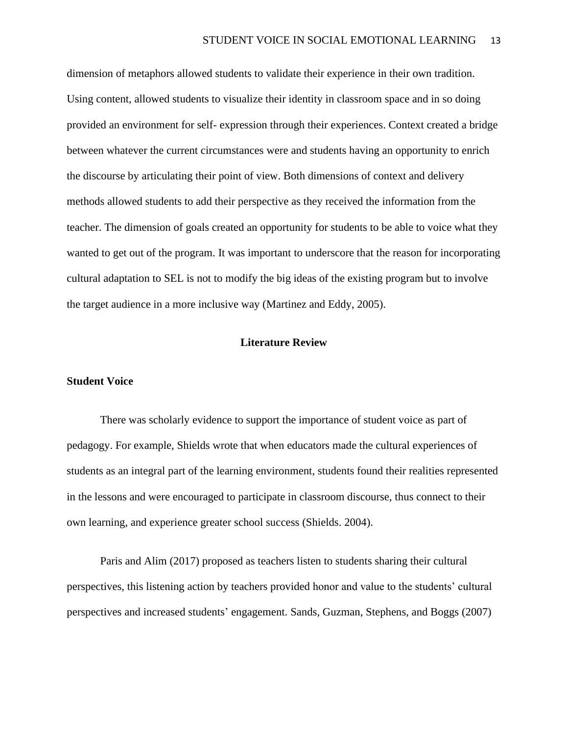dimension of metaphors allowed students to validate their experience in their own tradition. Using content, allowed students to visualize their identity in classroom space and in so doing provided an environment for self- expression through their experiences. Context created a bridge between whatever the current circumstances were and students having an opportunity to enrich the discourse by articulating their point of view. Both dimensions of context and delivery methods allowed students to add their perspective as they received the information from the teacher. The dimension of goals created an opportunity for students to be able to voice what they wanted to get out of the program. It was important to underscore that the reason for incorporating cultural adaptation to SEL is not to modify the big ideas of the existing program but to involve the target audience in a more inclusive way (Martinez and Eddy, 2005).

## Literature Review

### Student Voice

There was scholarly evidence to support the importance of student voice as part of pedagogy. For example, Shields wrote that when educators made the cultural experiences of students as an integral part of the learning environment, students found their realities represented in the lessons and were encouraged to participate in classroom discourse, thus connect to their own learning, and experience greater school success (Shields. 2004).

Paris and Alim (2017) proposed as teachers listen to students sharing their cultural perspectives, this listening action by teachers provided honor and value to the students' cultural perspectives and increased students' engagement. Sands, Guzman, Stephens, and Boggs (2007)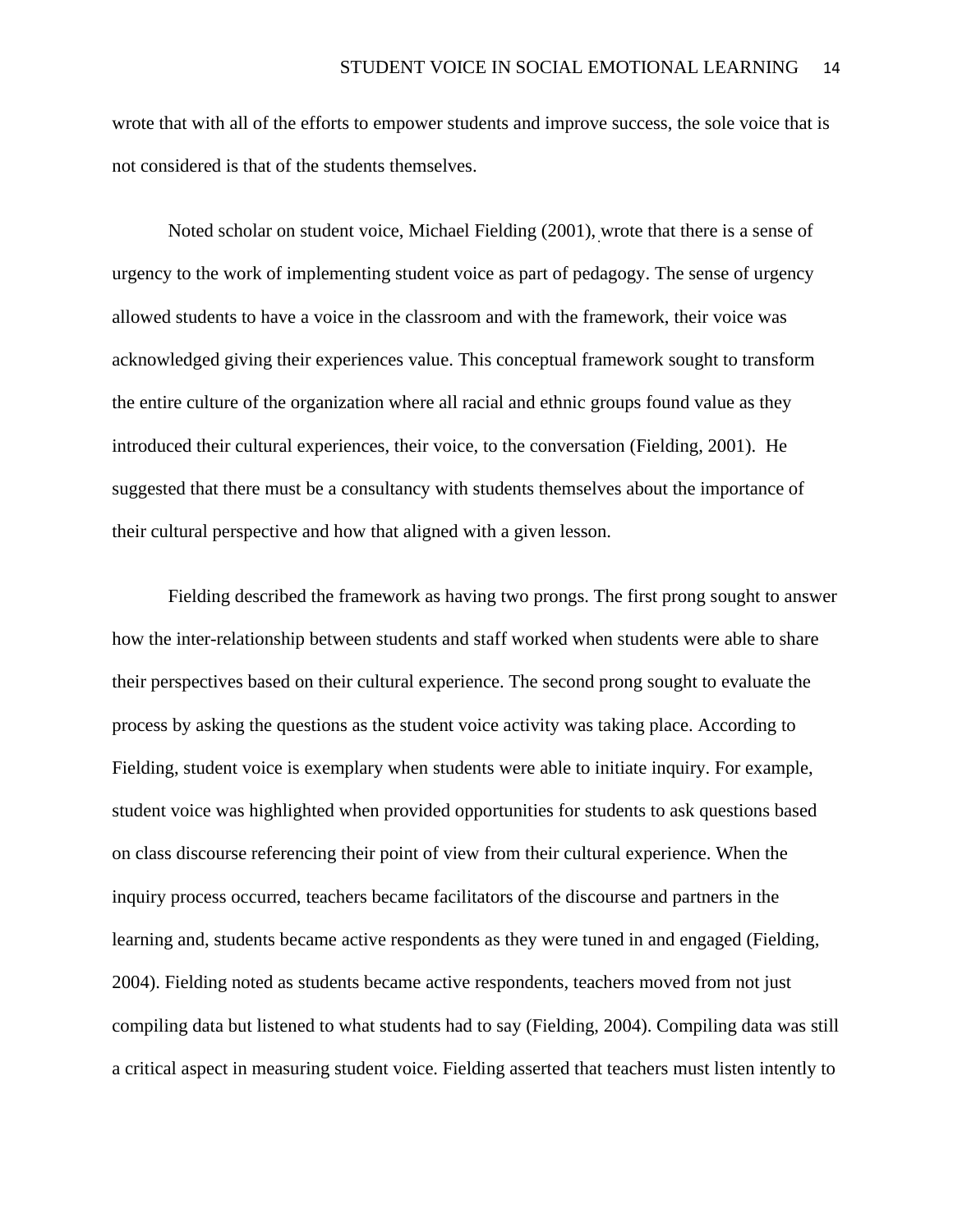wrote that with all of the efforts to empower students and improve success, the sole voice that is not considered is that of the students themselves.

Noted scholar on student voice, Michael Fielding (2001), wrote that there is a sense of urgency to the work of implementing student voice as part of pedagogy. The sense of urgency allowed students to have a voice in the classroom and with the framework, their voice was acknowledged giving their experiences value. This conceptual framework sought to transform the entire culture of the organization where all racial and ethnic groups found value as they introduced their cultural experiences, their voice, to the conversation (Fielding, 2001). He suggested that there must be a consultancy with students themselves about the importance of their cultural perspective and how that aligned with a given lesson.

Fielding described the framework as having two prongs. The first prong sought to answer how the inter-relationship between students and staff worked when students were able to share their perspectives based on their cultural experience. The second prong sought to evaluate the process by asking the questions as the student voice activity was taking place. According to Fielding, student voice is exemplary when students were able to initiate inquiry. For example, student voice was highlighted when provided opportunities for students to ask questions based on class discourse referencing their point of view from their cultural experience. When the inquiry process occurred, teachers became facilitators of the discourse and partners in the learning and, students became active respondents as they were tuned in and engaged (Fielding, 2004). Fielding noted as students became active respondents, teachers moved from not just compiling data but listened to what students had to say (Fielding, 2004). Compiling data was still a critical aspect in measuring student voice. Fielding asserted that teachers must listen intently to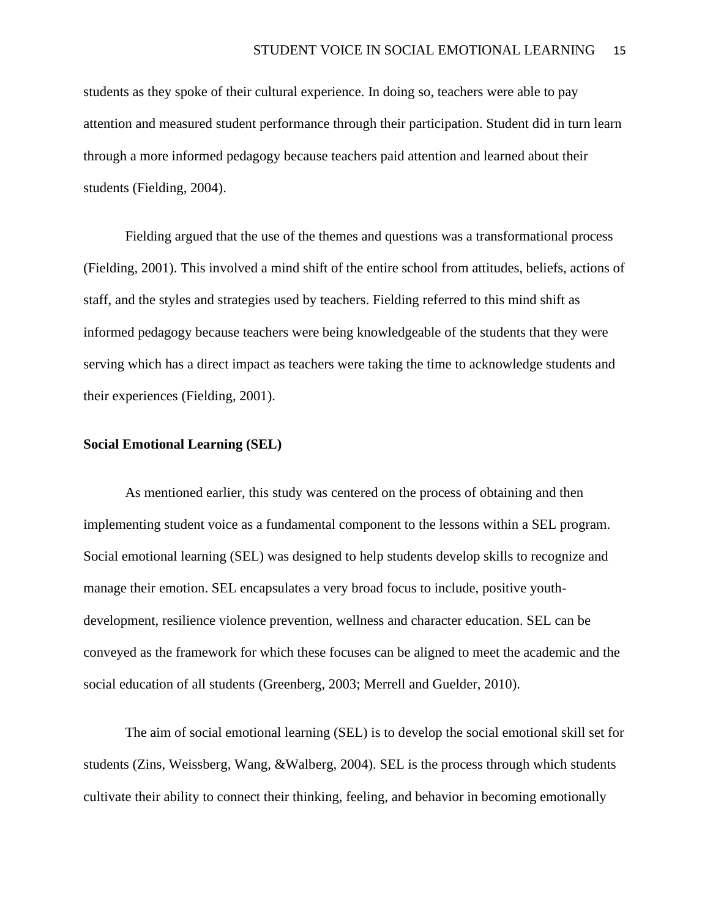students as they spoke of their cultural experience. In doing so, teachers were able to pay attention and measured student performance through their participation. Student did in turn learn through a more informed pedagogy because teachers paid attention and learned about their students (Fielding, 2004).

Fielding argued that the use of the themes and questions was a transformational process (Fielding, 2001). This involved a mind shift of the entire school from attitudes, beliefs, actions of staff, and the styles and strategies used by teachers. Fielding referred to this mind shift as informed pedagogy because teachers were being knowledgeable of the students that they were serving which has a direct impact as teachers were taking the time to acknowledge students and their experiences (Fielding, 2001).

**Social Emotional Learning (SEL)**

As mentioned earlier, this study was centered on the process of obtaining and then implementing student voice as a fundamental component to the lessons within a SEL program. Social emotional learning (SEL) was designed to help students develop skills to recognize and manage their emotion. SEL encapsulates a very broad focus to include, positive youth-development, resilience violence prevention, wellness and character education. SEL can be conveyed as the framework for which these focuses can be aligned to meet the academic and the social education of all students (Greenberg, 2003; Merrell and Guelder, 2010).

The aim of social emotional learning (SEL) is to develop the social emotional skill set for students (Zins, Weissberg, Wang, &Walberg, 2004). SEL is the process through which students cultivate their ability to connect their thinking, feeling, and behavior in becoming emotionally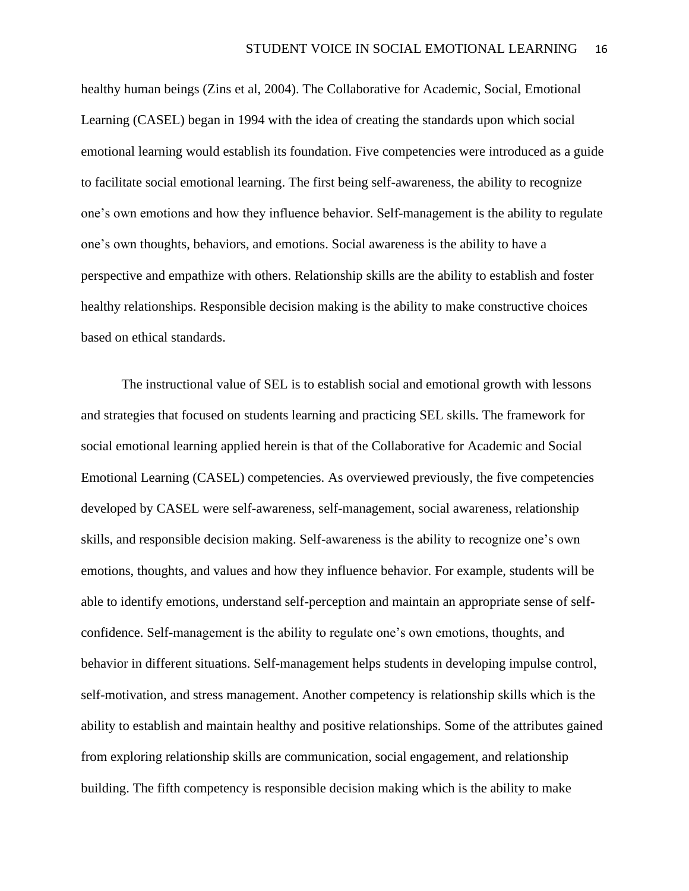healthy human beings (Zins et al, 2004). The Collaborative for Academic, Social, Emotional Learning (CASEL) began in 1994 with the idea of creating the standards upon which social emotional learning would establish its foundation. Five competencies were introduced as a guide to facilitate social emotional learning. The first being self-awareness, the ability to recognize one's own emotions and how they influence behavior. Self-management is the ability to regulate one's own thoughts, behaviors, and emotions. Social awareness is the ability to have a perspective and empathize with others. Relationship skills are the ability to establish and foster healthy relationships. Responsible decision making is the ability to make constructive choices based on ethical standards.

The instructional value of SEL is to establish social and emotional growth with lessons and strategies that focused on students learning and practicing SEL skills. The framework for social emotional learning applied herein is that of the Collaborative for Academic and Social Emotional Learning (CASEL) competencies. As overviewed previously, the five competencies developed by CASEL were self-awareness, self-management, social awareness, relationship skills, and responsible decision making. Self-awareness is the ability to recognize one's own emotions, thoughts, and values and how they influence behavior. For example, students will be able to identify emotions, understand self-perception and maintain an appropriate sense of self-confidence. Self-management is the ability to regulate one's own emotions, thoughts, and behavior in different situations. Self-management helps students in developing impulse control, self-motivation, and stress management. Another competency is relationship skills which is the ability to establish and maintain healthy and positive relationships. Some of the attributes gained from exploring relationship skills are communication, social engagement, and relationship building. The fifth competency is responsible decision making which is the ability to make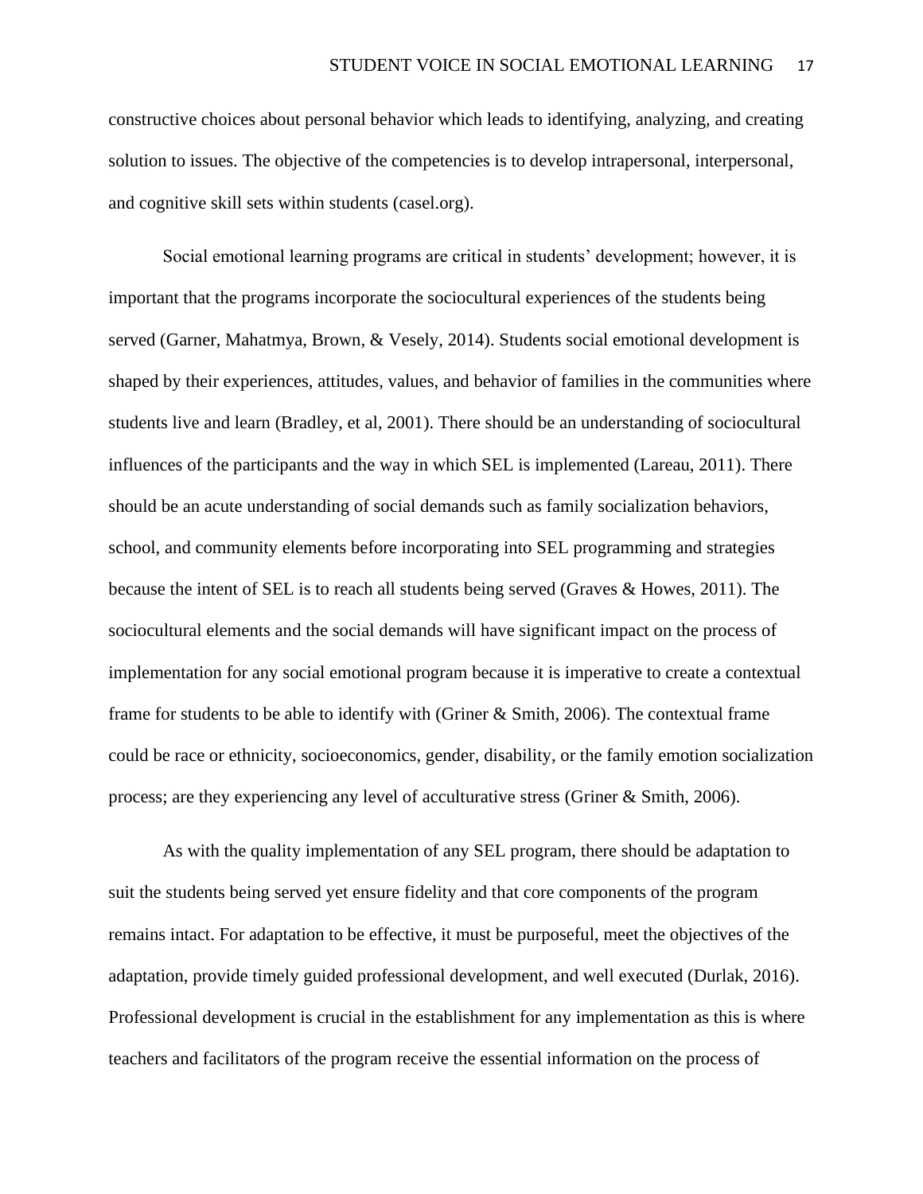constructive choices about personal behavior which leads to identifying, analyzing, and creating solution to issues. The objective of the competencies is to develop intrapersonal, interpersonal, and cognitive skill sets within students (casel.org).

Social emotional learning programs are critical in students' development; however, it is important that the programs incorporate the sociocultural experiences of the students being served (Garner, Mahatmya, Brown, & Vesely, 2014). Students social emotional development is shaped by their experiences, attitudes, values, and behavior of families in the communities where students live and learn (Bradley, et al, 2001). There should be an understanding of sociocultural influences of the participants and the way in which SEL is implemented (Lareau, 2011). There should be an acute understanding of social demands such as family socialization behaviors, school, and community elements before incorporating into SEL programming and strategies because the intent of SEL is to reach all students being served (Graves & Howes, 2011). The sociocultural elements and the social demands will have significant impact on the process of implementation for any social emotional program because it is imperative to create a contextual frame for students to be able to identify with (Griner & Smith, 2006). The contextual frame could be race or ethnicity, socioeconomics, gender, disability, or the family emotion socialization process; are they experiencing any level of acculturative stress (Griner & Smith, 2006).

As with the quality implementation of any SEL program, there should be adaptation to suit the students being served yet ensure fidelity and that core components of the program remains intact. For adaptation to be effective, it must be purposeful, meet the objectives of the adaptation, provide timely guided professional development, and well executed (Durlak, 2016). Professional development is crucial in the establishment for any implementation as this is where teachers and facilitators of the program receive the essential information on the process of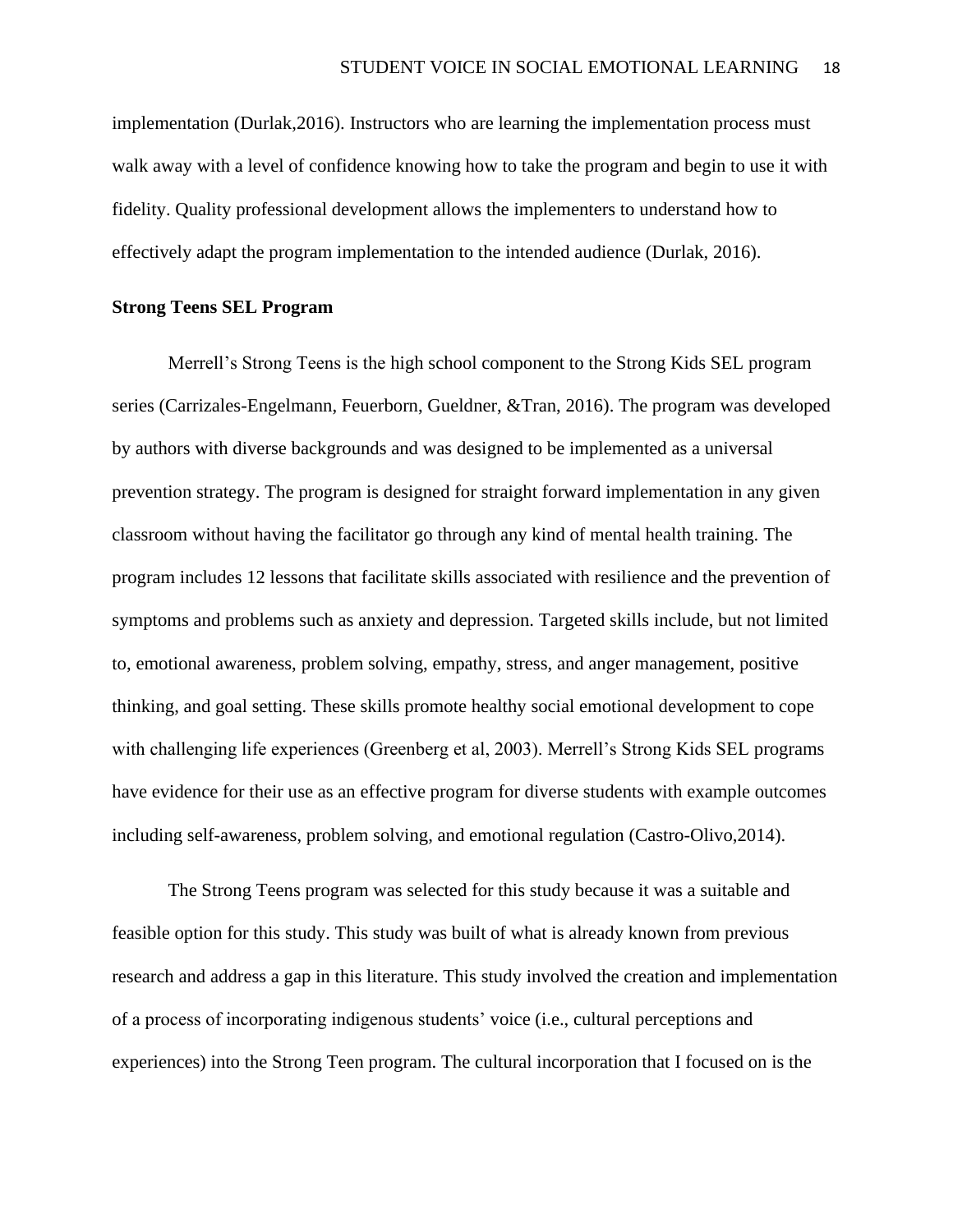implementation (Durlak,2016). Instructors who are learning the implementation process must walk away with a level of confidence knowing how to take the program and begin to use it with fidelity. Quality professional development allows the implementers to understand how to effectively adapt the program implementation to the intended audience (Durlak, 2016).

**Strong Teens SEL Program**

Merrell's Strong Teens is the high school component to the Strong Kids SEL program series (Carrizales-Engelmann, Feuerborn, Gueldner, &Tran, 2016). The program was developed by authors with diverse backgrounds and was designed to be implemented as a universal prevention strategy. The program is designed for straight forward implementation in any given classroom without having the facilitator go through any kind of mental health training. The program includes 12 lessons that facilitate skills associated with resilience and the prevention of symptoms and problems such as anxiety and depression. Targeted skills include, but not limited to, emotional awareness, problem solving, empathy, stress, and anger management, positive thinking, and goal setting. These skills promote healthy social emotional development to cope with challenging life experiences (Greenberg et al, 2003). Merrell's Strong Kids SEL programs have evidence for their use as an effective program for diverse students with example outcomes including self-awareness, problem solving, and emotional regulation (Castro-Olivo,2014).

The Strong Teens program was selected for this study because it was a suitable and feasible option for this study. This study was built of what is already known from previous research and address a gap in this literature. This study involved the creation and implementation of a process of incorporating indigenous students' voice (i.e., cultural perceptions and experiences) into the Strong Teen program. The cultural incorporation that I focused on is the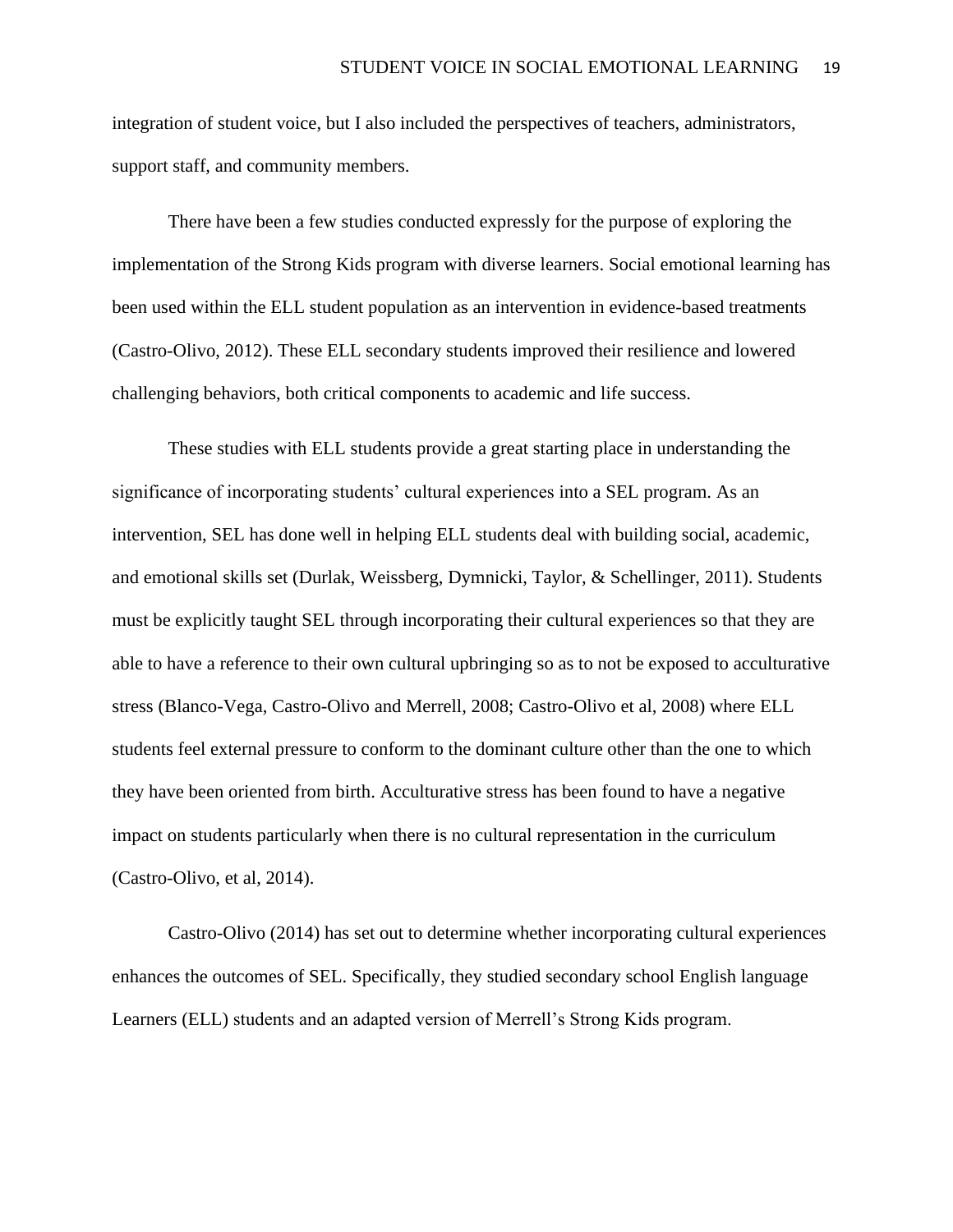integration of student voice, but I also included the perspectives of teachers, administrators, support staff, and community members.

There have been a few studies conducted expressly for the purpose of exploring the implementation of the Strong Kids program with diverse learners. Social emotional learning has been used within the ELL student population as an intervention in evidence-based treatments (Castro-Olivo, 2012). These ELL secondary students improved their resilience and lowered challenging behaviors, both critical components to academic and life success.

These studies with ELL students provide a great starting place in understanding the significance of incorporating students' cultural experiences into a SEL program. As an intervention, SEL has done well in helping ELL students deal with building social, academic, and emotional skills set (Durlak, Weissberg, Dymnicki, Taylor, & Schellinger, 2011). Students must be explicitly taught SEL through incorporating their cultural experiences so that they are able to have a reference to their own cultural upbringing so as to not be exposed to acculturative stress (Blanco-Vega, Castro-Olivo and Merrell, 2008; Castro-Olivo et al, 2008) where ELL students feel external pressure to conform to the dominant culture other than the one to which they have been oriented from birth. Acculturative stress has been found to have a negative impact on students particularly when there is no cultural representation in the curriculum (Castro-Olivo, et al, 2014).

Castro-Olivo (2014) has set out to determine whether incorporating cultural experiences enhances the outcomes of SEL. Specifically, they studied secondary school English language Learners (ELL) students and an adapted version of Merrell's Strong Kids program.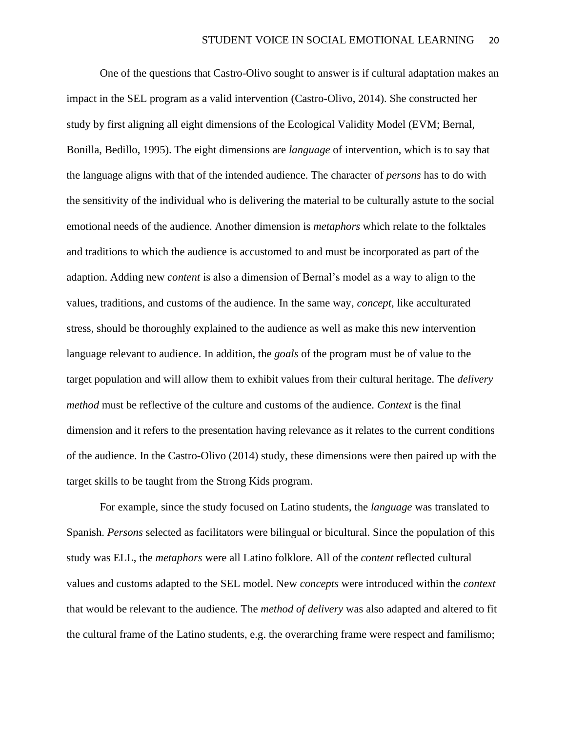One of the questions that Castro-Olivo sought to answer is if cultural adaptation makes an impact in the SEL program as a valid intervention (Castro-Olivo, 2014). She constructed her study by first aligning all eight dimensions of the Ecological Validity Model (EVM; Bernal, Bonilla, Bedillo, 1995). The eight dimensions are *language* of intervention, which is to say that the language aligns with that of the intended audience. The character of *persons* has to do with the sensitivity of the individual who is delivering the material to be culturally astute to the social emotional needs of the audience. Another dimension is *metaphors* which relate to the folktales and traditions to which the audience is accustomed to and must be incorporated as part of the adaption. Adding new *content* is also a dimension of Bernal's model as a way to align to the values, traditions, and customs of the audience. In the same way, *concept*, like acculturated stress, should be thoroughly explained to the audience as well as make this new intervention language relevant to audience. In addition, the *goals* of the program must be of value to the target population and will allow them to exhibit values from their cultural heritage. The *delivery method* must be reflective of the culture and customs of the audience. *Context* is the final dimension and it refers to the presentation having relevance as it relates to the current conditions of the audience. In the Castro-Olivo (2014) study, these dimensions were then paired up with the target skills to be taught from the Strong Kids program.

For example, since the study focused on Latino students, the *language* was translated to Spanish. *Persons* selected as facilitators were bilingual or bicultural. Since the population of this study was ELL, the *metaphors* were all Latino folklore. All of the *content* reflected cultural values and customs adapted to the SEL model. New *concepts* were introduced within the *context* that would be relevant to the audience. The *method of delivery* was also adapted and altered to fit the cultural frame of the Latino students, e.g. the overarching frame were respect and familismo;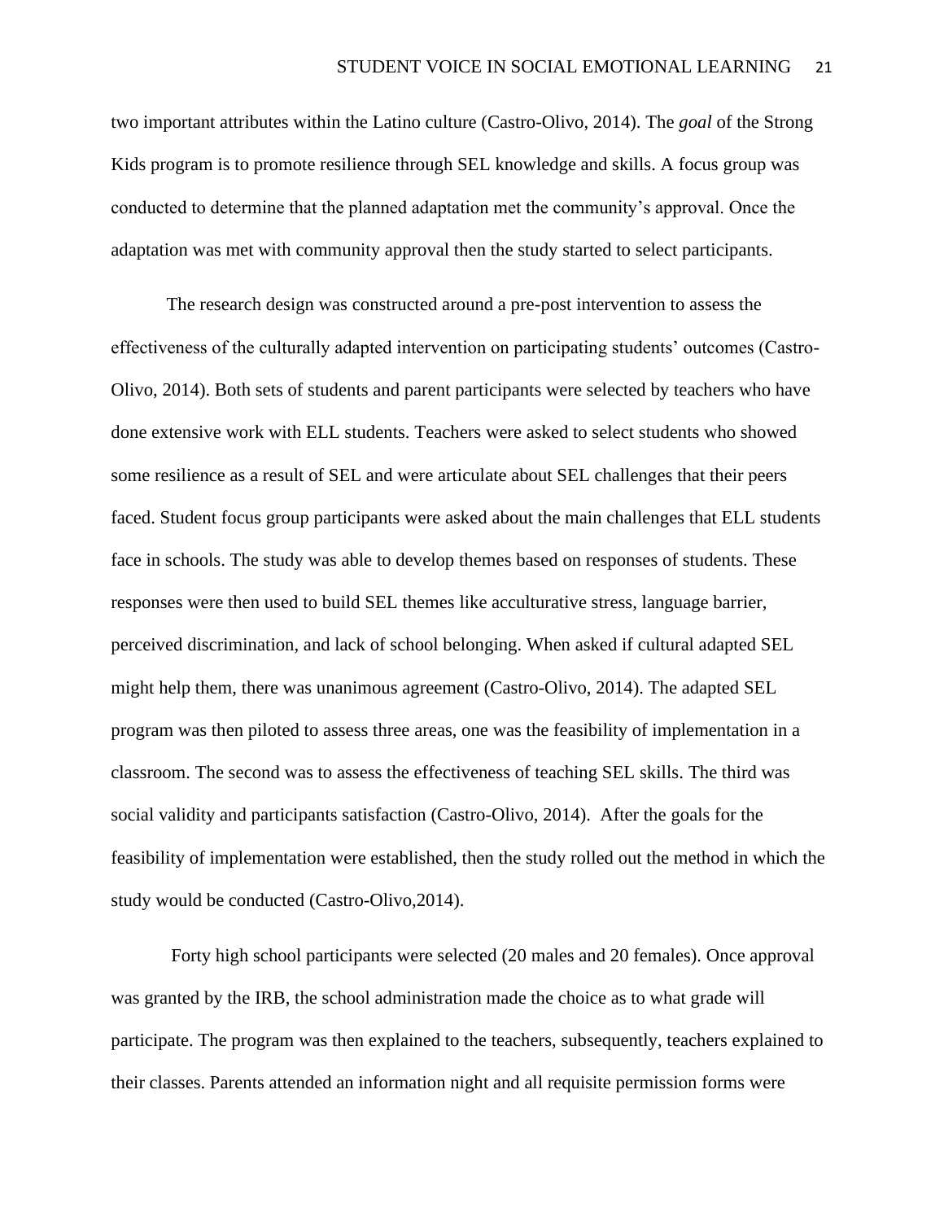two important attributes within the Latino culture (Castro-Olivo, 2014). The *goal* of the Strong Kids program is to promote resilience through SEL knowledge and skills. A focus group was conducted to determine that the planned adaptation met the community's approval. Once the adaptation was met with community approval then the study started to select participants.

The research design was constructed around a pre-post intervention to assess the effectiveness of the culturally adapted intervention on participating students' outcomes (Castro-Olivo, 2014). Both sets of students and parent participants were selected by teachers who have done extensive work with ELL students. Teachers were asked to select students who showed some resilience as a result of SEL and were articulate about SEL challenges that their peers faced. Student focus group participants were asked about the main challenges that ELL students face in schools. The study was able to develop themes based on responses of students. These responses were then used to build SEL themes like acculturative stress, language barrier, perceived discrimination, and lack of school belonging. When asked if cultural adapted SEL might help them, there was unanimous agreement (Castro-Olivo, 2014). The adapted SEL program was then piloted to assess three areas, one was the feasibility of implementation in a classroom. The second was to assess the effectiveness of teaching SEL skills. The third was social validity and participants satisfaction (Castro-Olivo, 2014). After the goals for the feasibility of implementation were established, then the study rolled out the method in which the study would be conducted (Castro-Olivo,2014).

Forty high school participants were selected (20 males and 20 females). Once approval was granted by the IRB, the school administration made the choice as to what grade will participate. The program was then explained to the teachers, subsequently, teachers explained to their classes. Parents attended an information night and all requisite permission forms were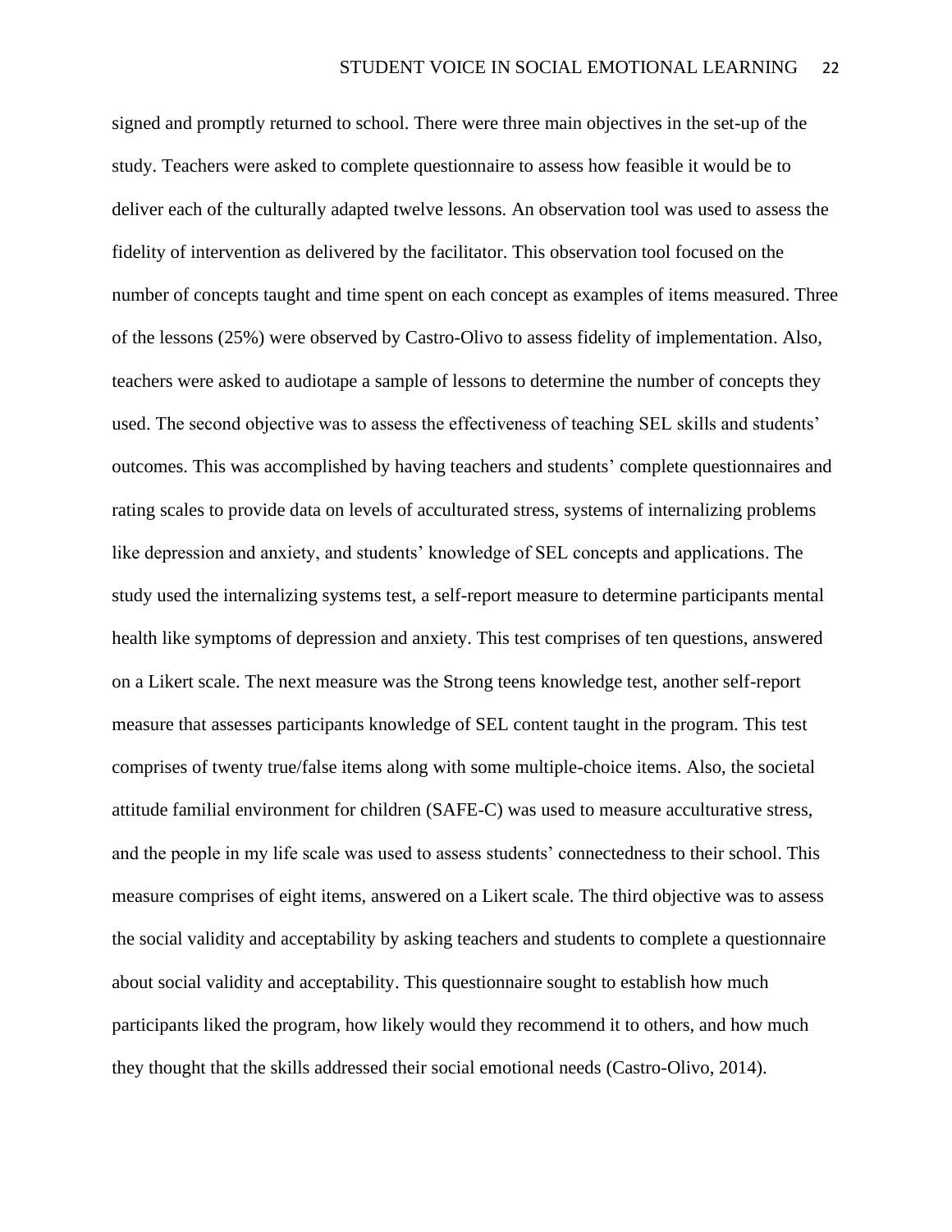signed and promptly returned to school. There were three main objectives in the set-up of the study. Teachers were asked to complete questionnaire to assess how feasible it would be to deliver each of the culturally adapted twelve lessons. An observation tool was used to assess the fidelity of intervention as delivered by the facilitator. This observation tool focused on the number of concepts taught and time spent on each concept as examples of items measured. Three of the lessons (25%) were observed by Castro-Olivo to assess fidelity of implementation. Also, teachers were asked to audiotape a sample of lessons to determine the number of concepts they used. The second objective was to assess the effectiveness of teaching SEL skills and students' outcomes. This was accomplished by having teachers and students' complete questionnaires and rating scales to provide data on levels of acculturated stress, systems of internalizing problems like depression and anxiety, and students' knowledge of SEL concepts and applications. The study used the internalizing systems test, a self-report measure to determine participants mental health like symptoms of depression and anxiety. This test comprises of ten questions, answered on a Likert scale. The next measure was the Strong teens knowledge test, another self-report measure that assesses participants knowledge of SEL content taught in the program. This test comprises of twenty true/false items along with some multiple-choice items. Also, the societal attitude familial environment for children (SAFE-C) was used to measure acculturative stress, and the people in my life scale was used to assess students' connectedness to their school. This measure comprises of eight items, answered on a Likert scale. The third objective was to assess the social validity and acceptability by asking teachers and students to complete a questionnaire about social validity and acceptability. This questionnaire sought to establish how much participants liked the program, how likely would they recommend it to others, and how much they thought that the skills addressed their social emotional needs (Castro-Olivo, 2014).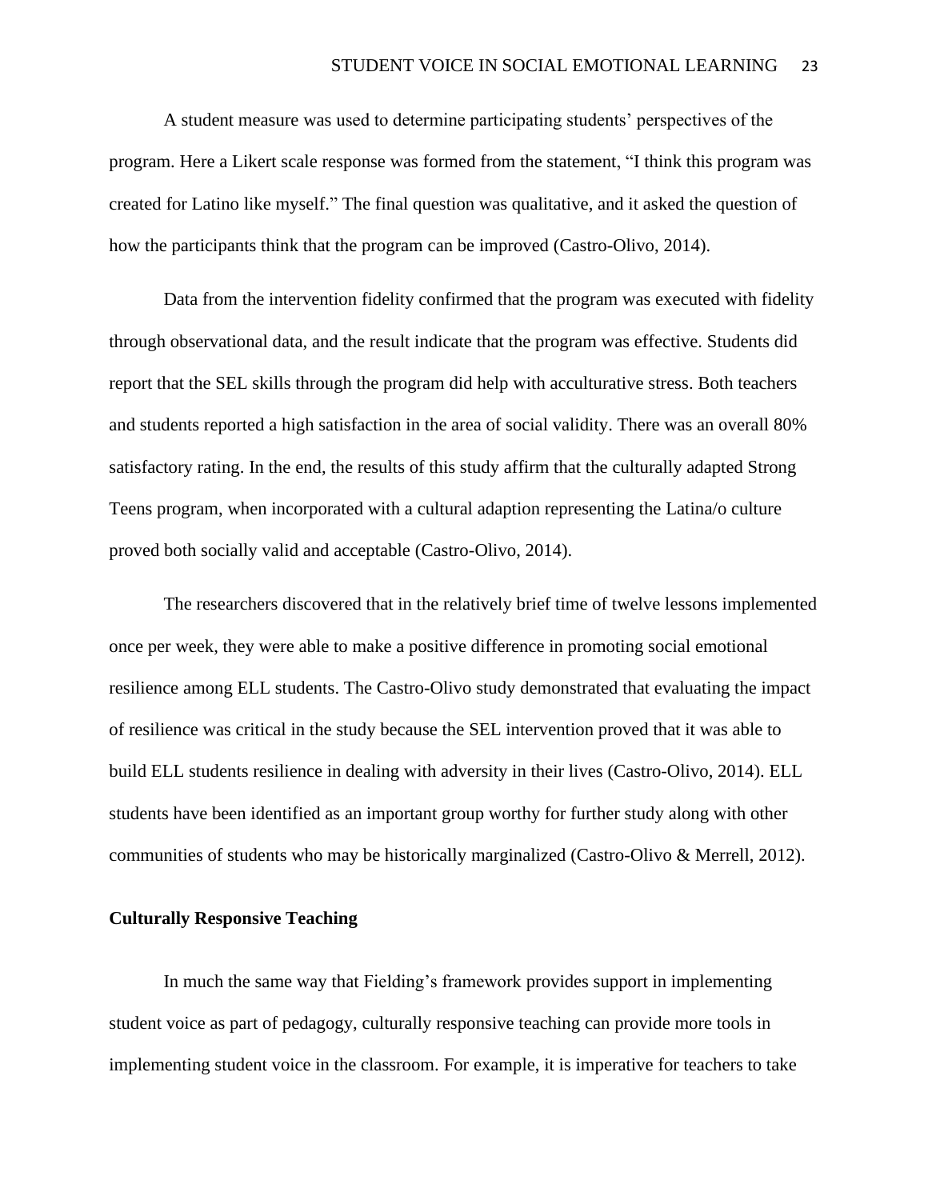A student measure was used to determine participating students' perspectives of the program. Here a Likert scale response was formed from the statement, "I think this program was created for Latino like myself." The final question was qualitative, and it asked the question of how the participants think that the program can be improved (Castro-Olivo, 2014).

Data from the intervention fidelity confirmed that the program was executed with fidelity through observational data, and the result indicate that the program was effective. Students did report that the SEL skills through the program did help with acculturative stress. Both teachers and students reported a high satisfaction in the area of social validity. There was an overall 80% satisfactory rating. In the end, the results of this study affirm that the culturally adapted Strong Teens program, when incorporated with a cultural adaption representing the Latina/o culture proved both socially valid and acceptable (Castro-Olivo, 2014).

The researchers discovered that in the relatively brief time of twelve lessons implemented once per week, they were able to make a positive difference in promoting social emotional resilience among ELL students. The Castro-Olivo study demonstrated that evaluating the impact of resilience was critical in the study because the SEL intervention proved that it was able to build ELL students resilience in dealing with adversity in their lives (Castro-Olivo, 2014). ELL students have been identified as an important group worthy for further study along with other communities of students who may be historically marginalized (Castro-Olivo & Merrell, 2012).

**Culturally Responsive Teaching**

In much the same way that Fielding's framework provides support in implementing student voice as part of pedagogy, culturally responsive teaching can provide more tools in implementing student voice in the classroom. For example, it is imperative for teachers to take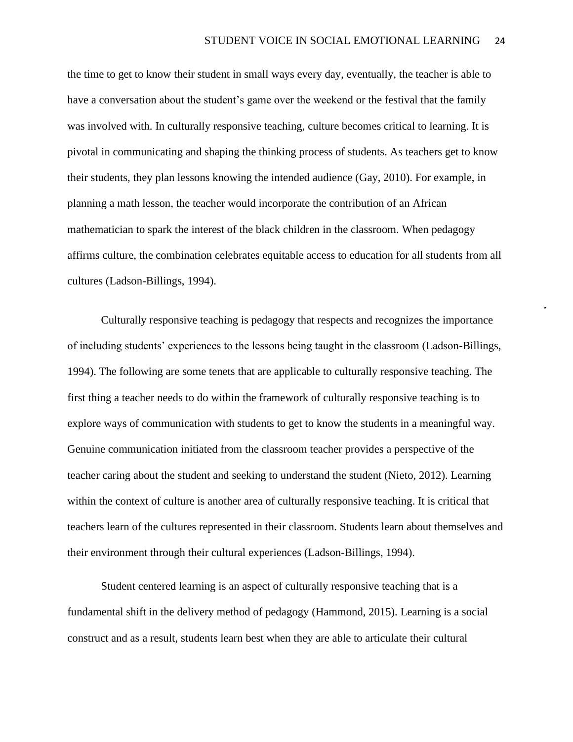the time to get to know their student in small ways every day, eventually, the teacher is able to have a conversation about the student's game over the weekend or the festival that the family was involved with. In culturally responsive teaching, culture becomes critical to learning. It is pivotal in communicating and shaping the thinking process of students. As teachers get to know their students, they plan lessons knowing the intended audience (Gay, 2010). For example, in planning a math lesson, the teacher would incorporate the contribution of an African mathematician to spark the interest of the black children in the classroom. When pedagogy affirms culture, the combination celebrates equitable access to education for all students from all cultures (Ladson-Billings, 1994).

Culturally responsive teaching is pedagogy that respects and recognizes the importance of including students' experiences to the lessons being taught in the classroom (Ladson-Billings, 1994). The following are some tenets that are applicable to culturally responsive teaching. The first thing a teacher needs to do within the framework of culturally responsive teaching is to explore ways of communication with students to get to know the students in a meaningful way. Genuine communication initiated from the classroom teacher provides a perspective of the teacher caring about the student and seeking to understand the student (Nieto, 2012). Learning within the context of culture is another area of culturally responsive teaching. It is critical that teachers learn of the cultures represented in their classroom. Students learn about themselves and their environment through their cultural experiences (Ladson-Billings, 1994).

Student centered learning is an aspect of culturally responsive teaching that is a fundamental shift in the delivery method of pedagogy (Hammond, 2015). Learning is a social construct and as a result, students learn best when they are able to articulate their cultural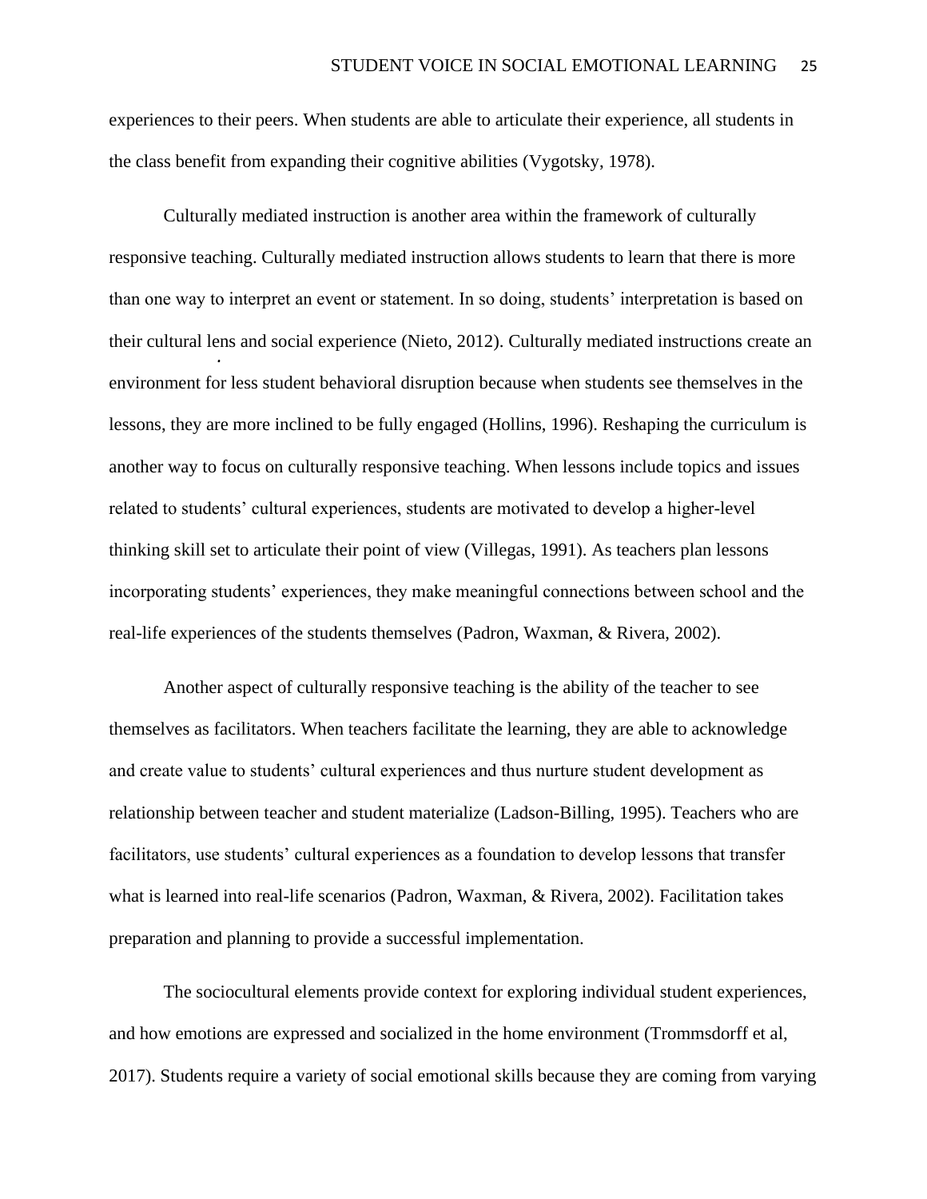experiences to their peers. When students are able to articulate their experience, all students in the class benefit from expanding their cognitive abilities (Vygotsky, 1978).

Culturally mediated instruction is another area within the framework of culturally responsive teaching. Culturally mediated instruction allows students to learn that there is more than one way to interpret an event or statement. In so doing, students' interpretation is based on their cultural lens and social experience (Nieto, 2012). Culturally mediated instructions create an environment for less student behavioral disruption because when students see themselves in the lessons, they are more inclined to be fully engaged (Hollins, 1996). Reshaping the curriculum is another way to focus on culturally responsive teaching. When lessons include topics and issues related to students' cultural experiences, students are motivated to develop a higher-level thinking skill set to articulate their point of view (Villegas, 1991). As teachers plan lessons incorporating students' experiences, they make meaningful connections between school and the real-life experiences of the students themselves (Padron, Waxman, & Rivera, 2002).

Another aspect of culturally responsive teaching is the ability of the teacher to see themselves as facilitators. When teachers facilitate the learning, they are able to acknowledge and create value to students' cultural experiences and thus nurture student development as relationship between teacher and student materialize (Ladson-Billing, 1995). Teachers who are facilitators, use students' cultural experiences as a foundation to develop lessons that transfer what is learned into real-life scenarios (Padron, Waxman, & Rivera, 2002). Facilitation takes preparation and planning to provide a successful implementation.

The sociocultural elements provide context for exploring individual student experiences, and how emotions are expressed and socialized in the home environment (Trommsdorff et al, 2017). Students require a variety of social emotional skills because they are coming from varying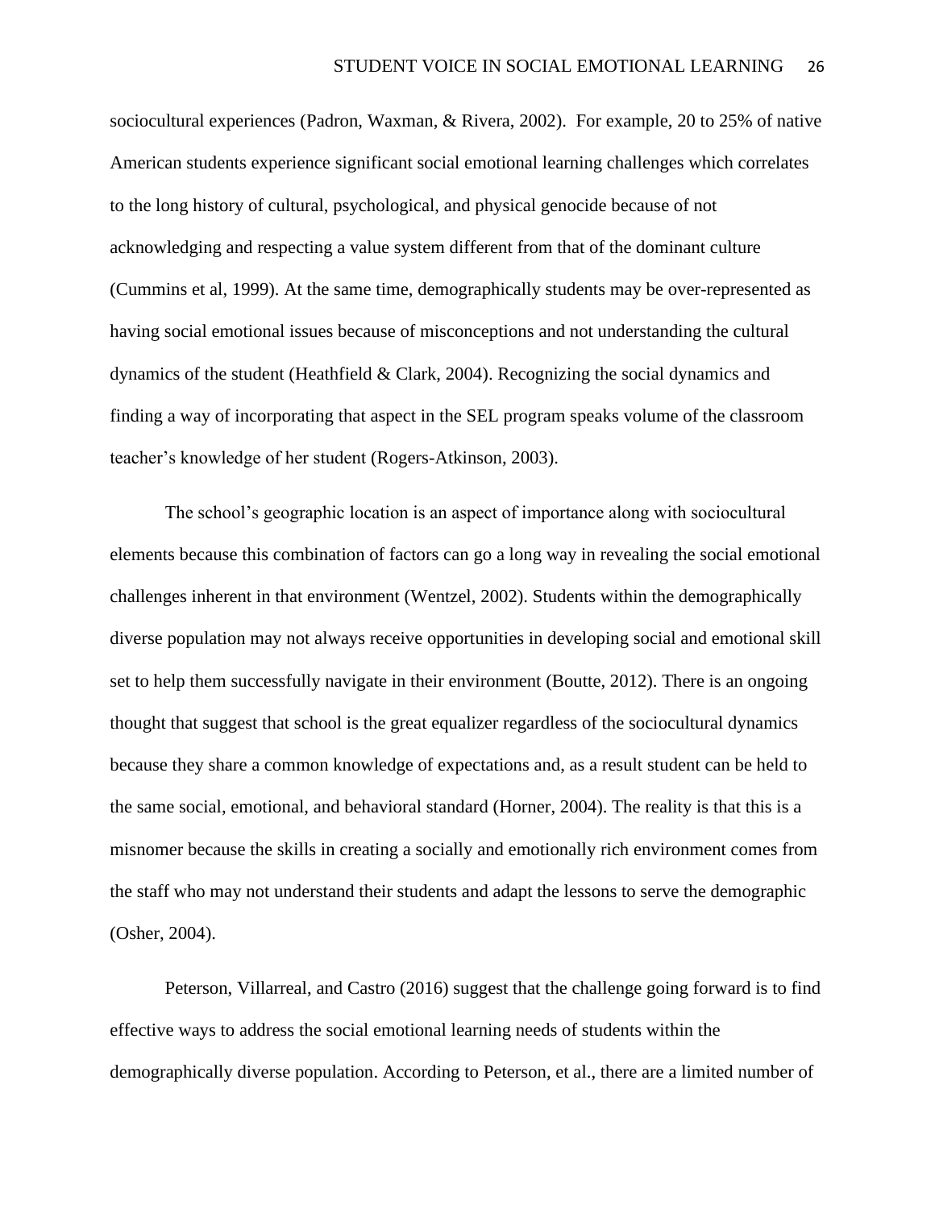sociocultural experiences (Padron, Waxman, & Rivera, 2002). For example, 20 to 25% of native American students experience significant social emotional learning challenges which correlates to the long history of cultural, psychological, and physical genocide because of not acknowledging and respecting a value system different from that of the dominant culture (Cummins et al, 1999). At the same time, demographically students may be over-represented as having social emotional issues because of misconceptions and not understanding the cultural dynamics of the student (Heathfield & Clark, 2004). Recognizing the social dynamics and finding a way of incorporating that aspect in the SEL program speaks volume of the classroom teacher's knowledge of her student (Rogers-Atkinson, 2003).

The school's geographic location is an aspect of importance along with sociocultural elements because this combination of factors can go a long way in revealing the social emotional challenges inherent in that environment (Wentzel, 2002). Students within the demographically diverse population may not always receive opportunities in developing social and emotional skill set to help them successfully navigate in their environment (Boutte, 2012). There is an ongoing thought that suggest that school is the great equalizer regardless of the sociocultural dynamics because they share a common knowledge of expectations and, as a result student can be held to the same social, emotional, and behavioral standard (Horner, 2004). The reality is that this is a misnomer because the skills in creating a socially and emotionally rich environment comes from the staff who may not understand their students and adapt the lessons to serve the demographic (Osher, 2004).

Peterson, Villarreal, and Castro (2016) suggest that the challenge going forward is to find effective ways to address the social emotional learning needs of students within the demographically diverse population. According to Peterson, et al., there are a limited number of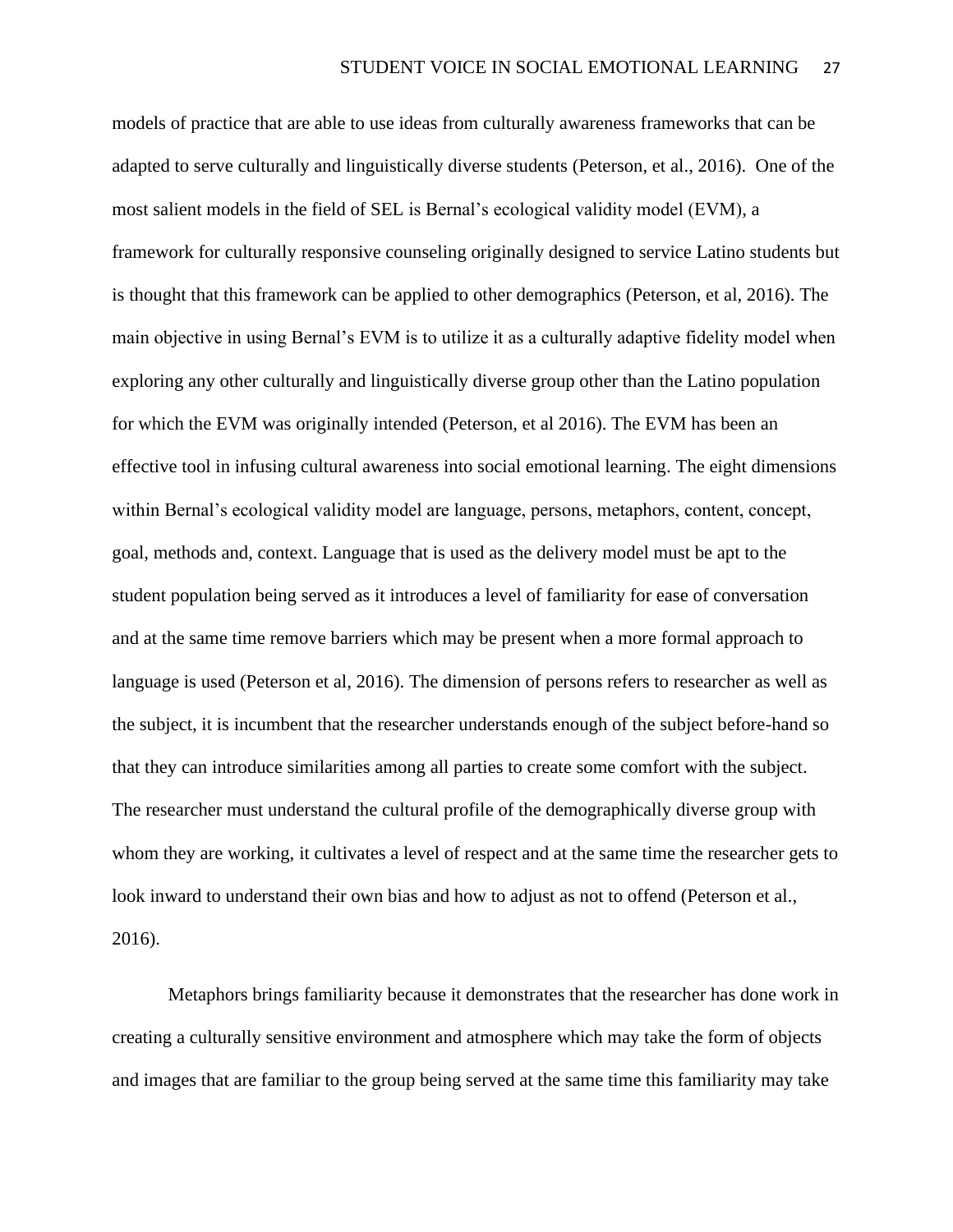models of practice that are able to use ideas from culturally awareness frameworks that can be adapted to serve culturally and linguistically diverse students (Peterson, et al., 2016). One of the most salient models in the field of SEL is Bernal's ecological validity model (EVM), a framework for culturally responsive counseling originally designed to service Latino students but is thought that this framework can be applied to other demographics (Peterson, et al, 2016). The main objective in using Bernal's EVM is to utilize it as a culturally adaptive fidelity model when exploring any other culturally and linguistically diverse group other than the Latino population for which the EVM was originally intended (Peterson, et al 2016). The EVM has been an effective tool in infusing cultural awareness into social emotional learning. The eight dimensions within Bernal's ecological validity model are language, persons, metaphors, content, concept, goal, methods and, context. Language that is used as the delivery model must be apt to the student population being served as it introduces a level of familiarity for ease of conversation and at the same time remove barriers which may be present when a more formal approach to language is used (Peterson et al, 2016). The dimension of persons refers to researcher as well as the subject, it is incumbent that the researcher understands enough of the subject before-hand so that they can introduce similarities among all parties to create some comfort with the subject. The researcher must understand the cultural profile of the demographically diverse group with whom they are working, it cultivates a level of respect and at the same time the researcher gets to look inward to understand their own bias and how to adjust as not to offend (Peterson et al., 2016).

Metaphors brings familiarity because it demonstrates that the researcher has done work in creating a culturally sensitive environment and atmosphere which may take the form of objects and images that are familiar to the group being served at the same time this familiarity may take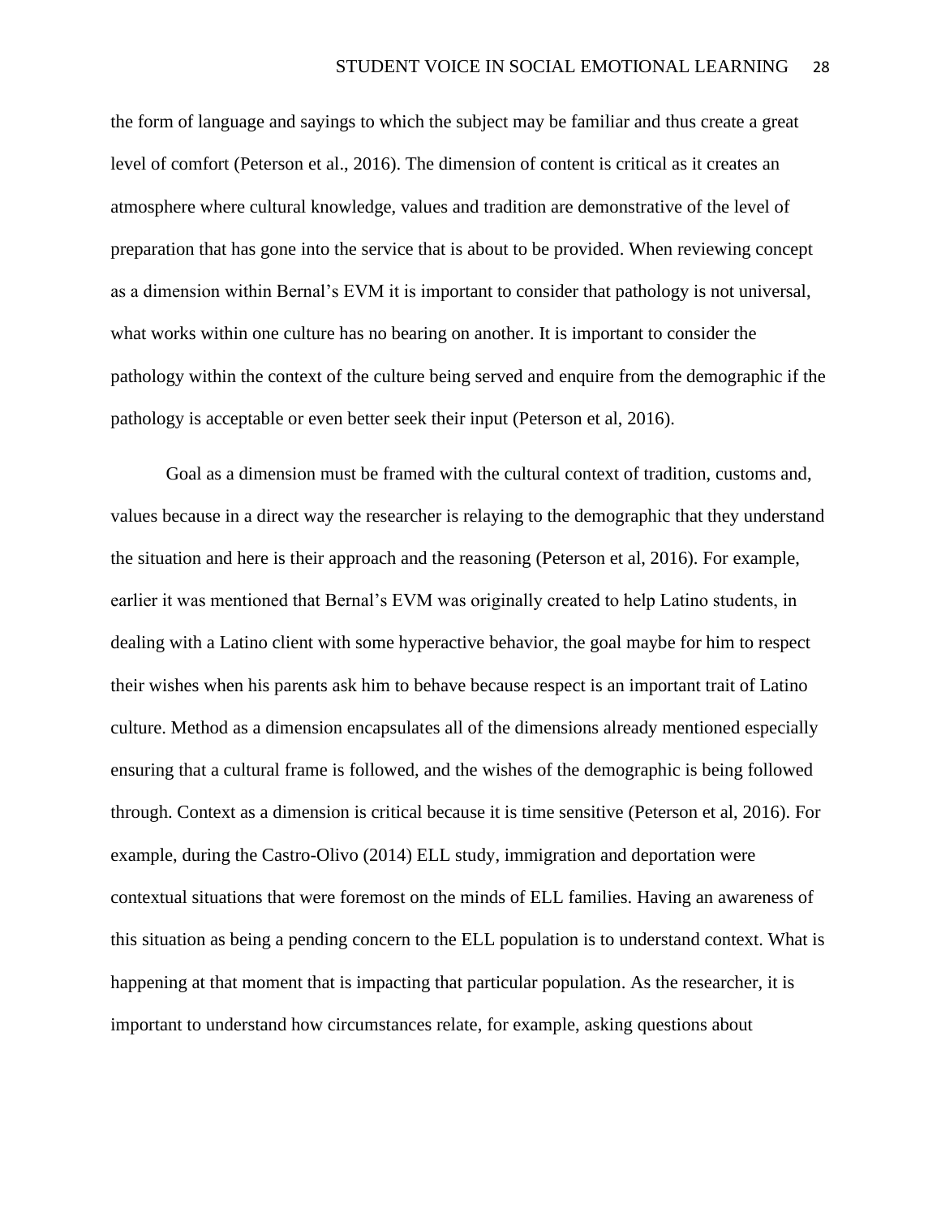the form of language and sayings to which the subject may be familiar and thus create a great level of comfort (Peterson et al., 2016). The dimension of content is critical as it creates an atmosphere where cultural knowledge, values and tradition are demonstrative of the level of preparation that has gone into the service that is about to be provided. When reviewing concept as a dimension within Bernal's EVM it is important to consider that pathology is not universal, what works within one culture has no bearing on another. It is important to consider the pathology within the context of the culture being served and enquire from the demographic if the pathology is acceptable or even better seek their input (Peterson et al, 2016).

Goal as a dimension must be framed with the cultural context of tradition, customs and, values because in a direct way the researcher is relaying to the demographic that they understand the situation and here is their approach and the reasoning (Peterson et al, 2016). For example, earlier it was mentioned that Bernal's EVM was originally created to help Latino students, in dealing with a Latino client with some hyperactive behavior, the goal maybe for him to respect their wishes when his parents ask him to behave because respect is an important trait of Latino culture. Method as a dimension encapsulates all of the dimensions already mentioned especially ensuring that a cultural frame is followed, and the wishes of the demographic is being followed through. Context as a dimension is critical because it is time sensitive (Peterson et al, 2016). For example, during the Castro-Olivo (2014) ELL study, immigration and deportation were contextual situations that were foremost on the minds of ELL families. Having an awareness of this situation as being a pending concern to the ELL population is to understand context. What is happening at that moment that is impacting that particular population. As the researcher, it is important to understand how circumstances relate, for example, asking questions about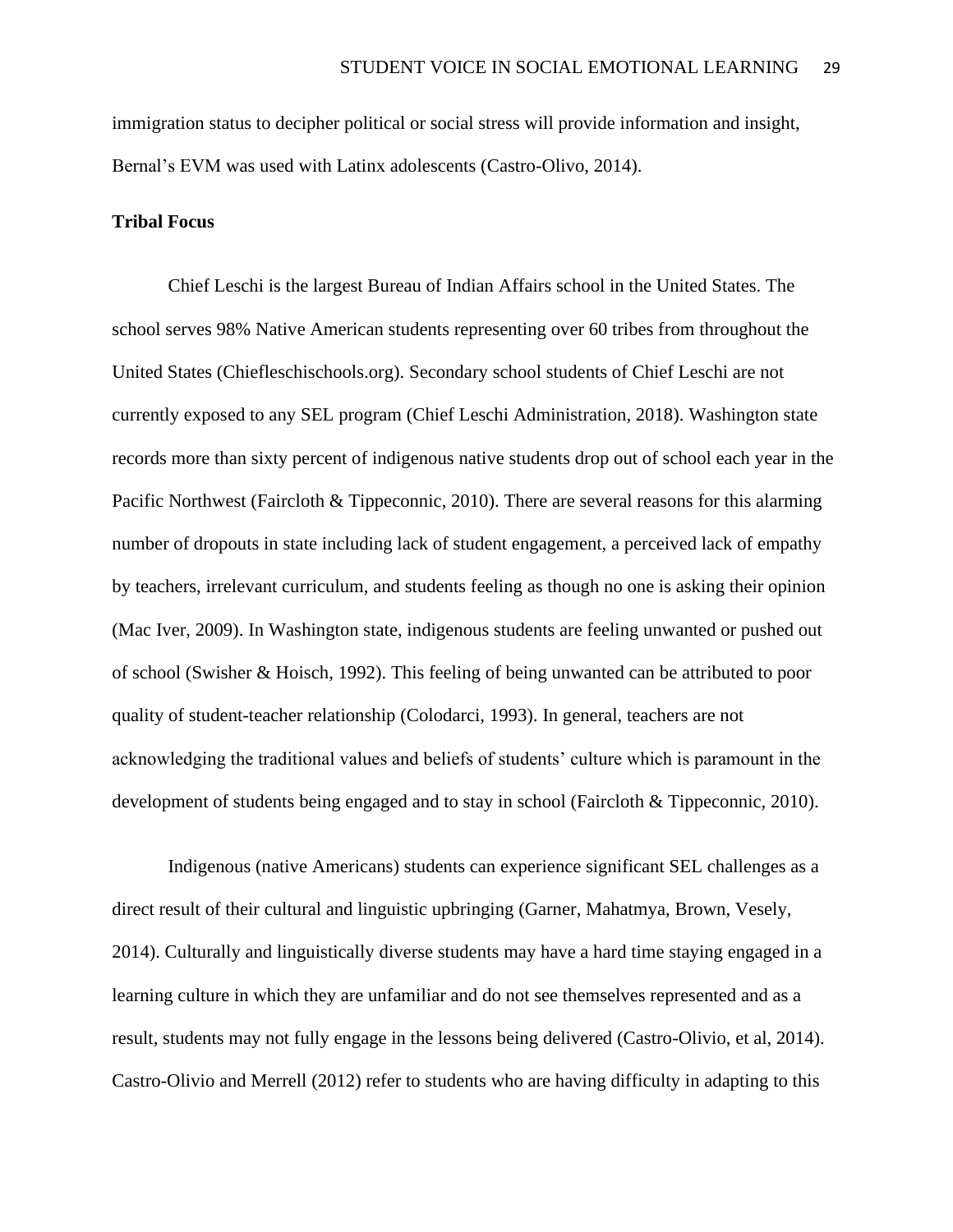immigration status to decipher political or social stress will provide information and insight, Bernal's EVM was used with Latinx adolescents (Castro-Olivo, 2014).

**Tribal Focus**

Chief Leschi is the largest Bureau of Indian Affairs school in the United States. The school serves 98% Native American students representing over 60 tribes from throughout the United States (Chiefleschischools.org). Secondary school students of Chief Leschi are not currently exposed to any SEL program (Chief Leschi Administration, 2018). Washington state records more than sixty percent of indigenous native students drop out of school each year in the Pacific Northwest (Faircloth & Tippeconnic, 2010). There are several reasons for this alarming number of dropouts in state including lack of student engagement, a perceived lack of empathy by teachers, irrelevant curriculum, and students feeling as though no one is asking their opinion (Mac Iver, 2009). In Washington state, indigenous students are feeling unwanted or pushed out of school (Swisher & Hoisch, 1992). This feeling of being unwanted can be attributed to poor quality of student-teacher relationship (Colodarci, 1993). In general, teachers are not acknowledging the traditional values and beliefs of students' culture which is paramount in the development of students being engaged and to stay in school (Faircloth & Tippeconnic, 2010).

Indigenous (native Americans) students can experience significant SEL challenges as a direct result of their cultural and linguistic upbringing (Garner, Mahatmya, Brown, Vesely, 2014). Culturally and linguistically diverse students may have a hard time staying engaged in a learning culture in which they are unfamiliar and do not see themselves represented and as a result, students may not fully engage in the lessons being delivered (Castro-Olivio, et al, 2014). Castro-Olivio and Merrell (2012) refer to students who are having difficulty in adapting to this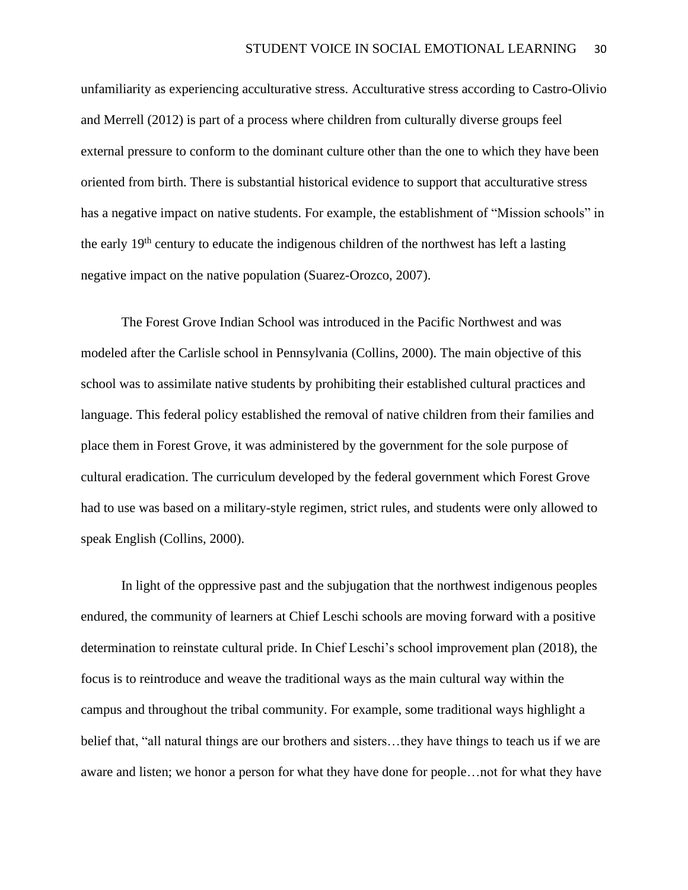unfamiliarity as experiencing acculturative stress. Acculturative stress according to Castro-Olivio and Merrell (2012) is part of a process where children from culturally diverse groups feel external pressure to conform to the dominant culture other than the one to which they have been oriented from birth. There is substantial historical evidence to support that acculturative stress has a negative impact on native students. For example, the establishment of "Mission schools" in the early 19th century to educate the indigenous children of the northwest has left a lasting negative impact on the native population (Suarez-Orozco, 2007).

The Forest Grove Indian School was introduced in the Pacific Northwest and was modeled after the Carlisle school in Pennsylvania (Collins, 2000). The main objective of this school was to assimilate native students by prohibiting their established cultural practices and language. This federal policy established the removal of native children from their families and place them in Forest Grove, it was administered by the government for the sole purpose of cultural eradication. The curriculum developed by the federal government which Forest Grove had to use was based on a military-style regimen, strict rules, and students were only allowed to speak English (Collins, 2000).

In light of the oppressive past and the subjugation that the northwest indigenous peoples endured, the community of learners at Chief Leschi schools are moving forward with a positive determination to reinstate cultural pride. In Chief Leschi's school improvement plan (2018), the focus is to reintroduce and weave the traditional ways as the main cultural way within the campus and throughout the tribal community. For example, some traditional ways highlight a belief that, "all natural things are our brothers and sisters…they have things to teach us if we are aware and listen; we honor a person for what they have done for people…not for what they have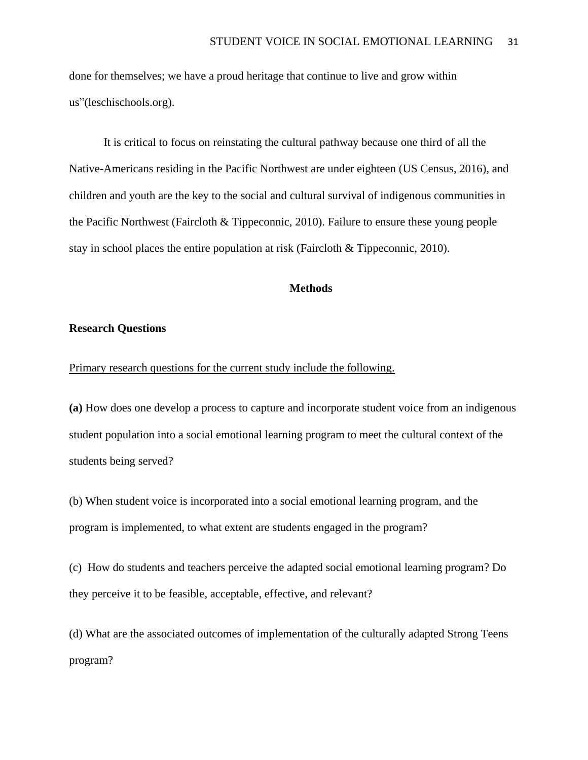done for themselves; we have a proud heritage that continue to live and grow within us"(leschischools.org).

It is critical to focus on reinstating the cultural pathway because one third of all the Native-Americans residing in the Pacific Northwest are under eighteen (US Census, 2016), and children and youth are the key to the social and cultural survival of indigenous communities in the Pacific Northwest (Faircloth & Tippeconnic, 2010). Failure to ensure these young people stay in school places the entire population at risk (Faircloth & Tippeconnic, 2010).

## Methods

### Research Questions

<u>Primary research questions for the current study include the following.</u>

**(a)** How does one develop a process to capture and incorporate student voice from an indigenous student population into a social emotional learning program to meet the cultural context of the students being served?

(b) When student voice is incorporated into a social emotional learning program, and the program is implemented, to what extent are students engaged in the program?

(c) How do students and teachers perceive the adapted social emotional learning program? Do they perceive it to be feasible, acceptable, effective, and relevant?

(d) What are the associated outcomes of implementation of the culturally adapted Strong Teens program?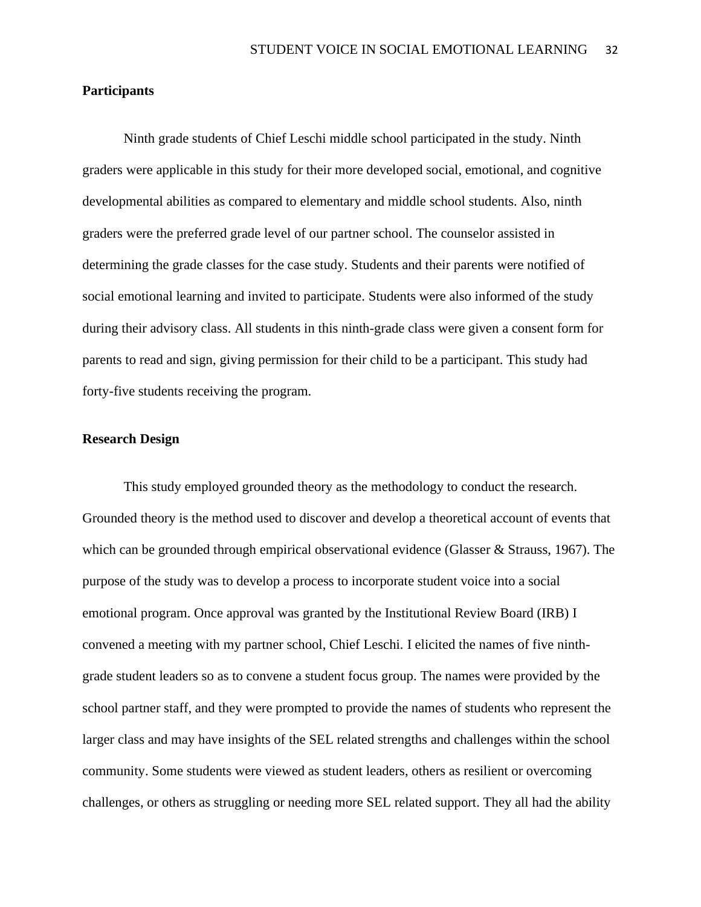**Participants**

Ninth grade students of Chief Leschi middle school participated in the study. Ninth graders were applicable in this study for their more developed social, emotional, and cognitive developmental abilities as compared to elementary and middle school students. Also, ninth graders were the preferred grade level of our partner school. The counselor assisted in determining the grade classes for the case study. Students and their parents were notified of social emotional learning and invited to participate. Students were also informed of the study during their advisory class. All students in this ninth-grade class were given a consent form for parents to read and sign, giving permission for their child to be a participant. This study had forty-five students receiving the program.

**Research Design**

This study employed grounded theory as the methodology to conduct the research. Grounded theory is the method used to discover and develop a theoretical account of events that which can be grounded through empirical observational evidence (Glasser & Strauss, 1967). The purpose of the study was to develop a process to incorporate student voice into a social emotional program. Once approval was granted by the Institutional Review Board (IRB) I convened a meeting with my partner school, Chief Leschi. I elicited the names of five ninth-grade student leaders so as to convene a student focus group. The names were provided by the school partner staff, and they were prompted to provide the names of students who represent the larger class and may have insights of the SEL related strengths and challenges within the school community. Some students were viewed as student leaders, others as resilient or overcoming challenges, or others as struggling or needing more SEL related support. They all had the ability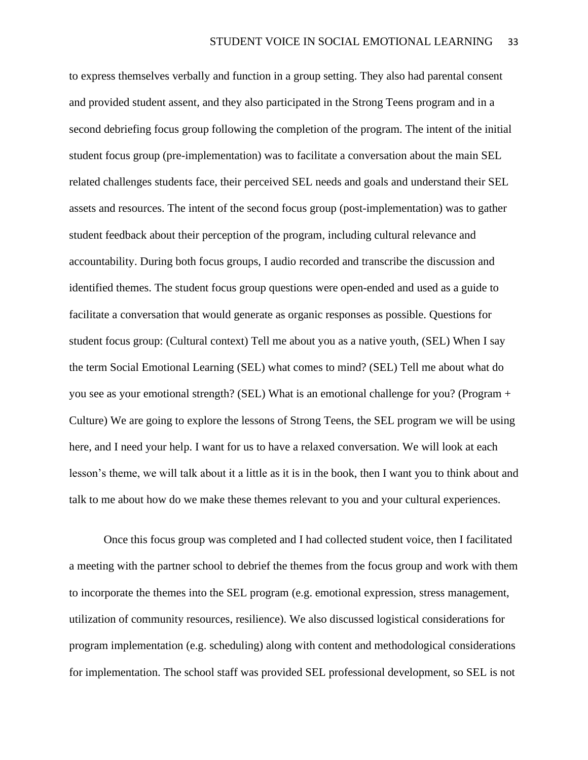to express themselves verbally and function in a group setting. They also had parental consent and provided student assent, and they also participated in the Strong Teens program and in a second debriefing focus group following the completion of the program. The intent of the initial student focus group (pre-implementation) was to facilitate a conversation about the main SEL related challenges students face, their perceived SEL needs and goals and understand their SEL assets and resources. The intent of the second focus group (post-implementation) was to gather student feedback about their perception of the program, including cultural relevance and accountability. During both focus groups, I audio recorded and transcribe the discussion and identified themes. The student focus group questions were open-ended and used as a guide to facilitate a conversation that would generate as organic responses as possible. Questions for student focus group: (Cultural context) Tell me about you as a native youth, (SEL) When I say the term Social Emotional Learning (SEL) what comes to mind? (SEL) Tell me about what do you see as your emotional strength? (SEL) What is an emotional challenge for you? (Program + Culture) We are going to explore the lessons of Strong Teens, the SEL program we will be using here, and I need your help. I want for us to have a relaxed conversation. We will look at each lesson's theme, we will talk about it a little as it is in the book, then I want you to think about and talk to me about how do we make these themes relevant to you and your cultural experiences.

Once this focus group was completed and I had collected student voice, then I facilitated a meeting with the partner school to debrief the themes from the focus group and work with them to incorporate the themes into the SEL program (e.g. emotional expression, stress management, utilization of community resources, resilience). We also discussed logistical considerations for program implementation (e.g. scheduling) along with content and methodological considerations for implementation. The school staff was provided SEL professional development, so SEL is not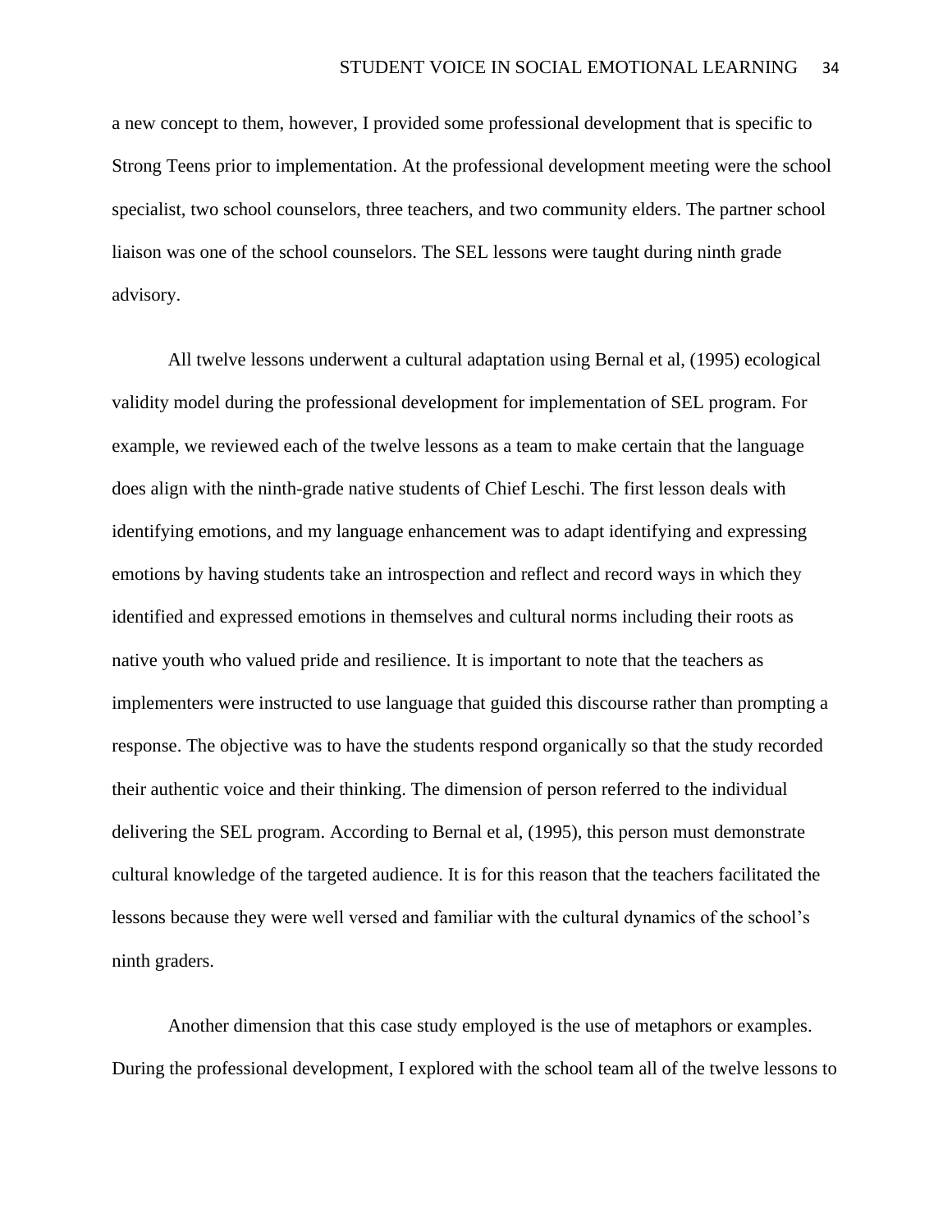a new concept to them, however, I provided some professional development that is specific to Strong Teens prior to implementation. At the professional development meeting were the school specialist, two school counselors, three teachers, and two community elders. The partner school liaison was one of the school counselors. The SEL lessons were taught during ninth grade advisory.

All twelve lessons underwent a cultural adaptation using Bernal et al, (1995) ecological validity model during the professional development for implementation of SEL program. For example, we reviewed each of the twelve lessons as a team to make certain that the language does align with the ninth-grade native students of Chief Leschi. The first lesson deals with identifying emotions, and my language enhancement was to adapt identifying and expressing emotions by having students take an introspection and reflect and record ways in which they identified and expressed emotions in themselves and cultural norms including their roots as native youth who valued pride and resilience. It is important to note that the teachers as implementers were instructed to use language that guided this discourse rather than prompting a response. The objective was to have the students respond organically so that the study recorded their authentic voice and their thinking. The dimension of person referred to the individual delivering the SEL program. According to Bernal et al, (1995), this person must demonstrate cultural knowledge of the targeted audience. It is for this reason that the teachers facilitated the lessons because they were well versed and familiar with the cultural dynamics of the school's ninth graders.

Another dimension that this case study employed is the use of metaphors or examples. During the professional development, I explored with the school team all of the twelve lessons to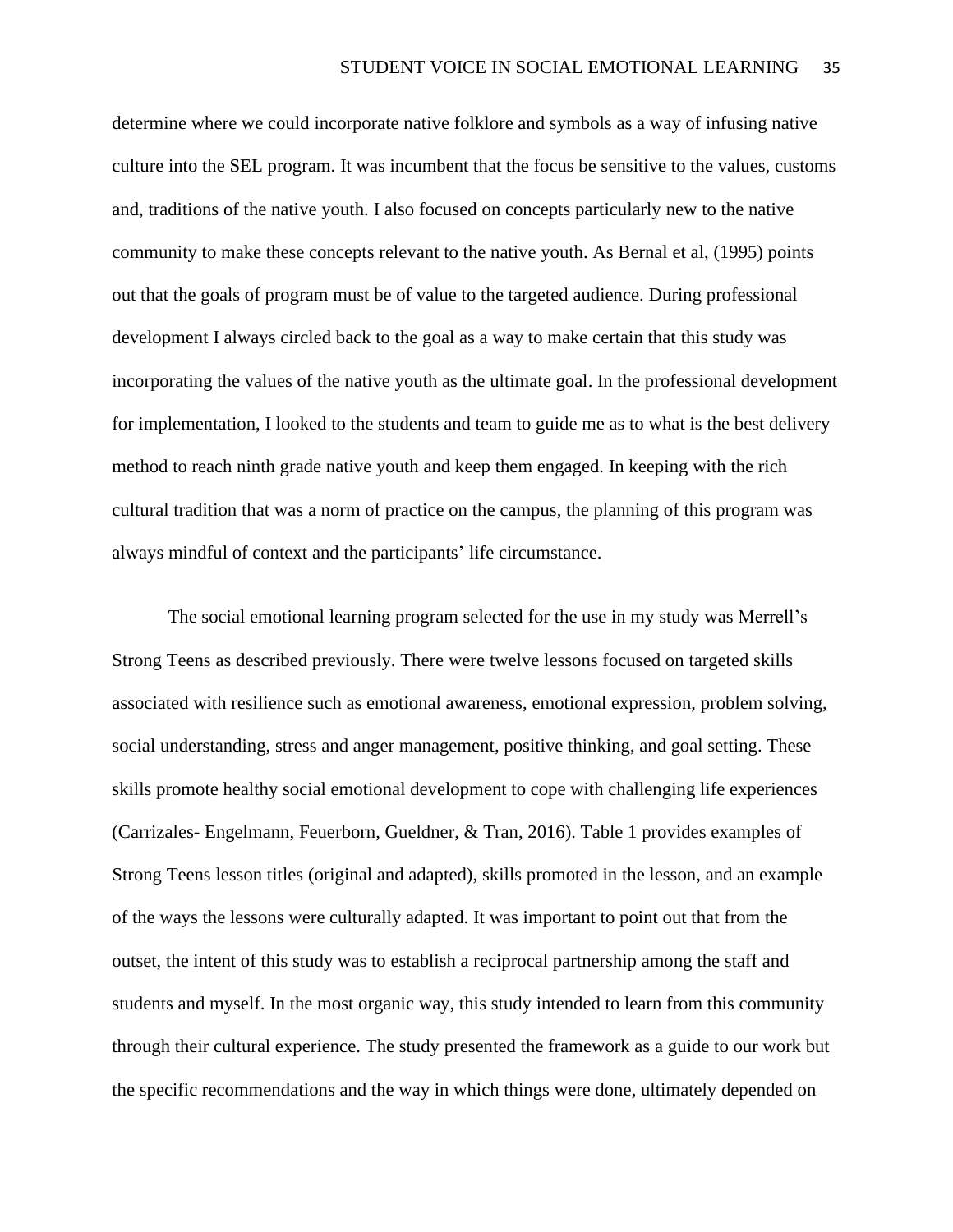determine where we could incorporate native folklore and symbols as a way of infusing native culture into the SEL program. It was incumbent that the focus be sensitive to the values, customs and, traditions of the native youth. I also focused on concepts particularly new to the native community to make these concepts relevant to the native youth. As Bernal et al, (1995) points out that the goals of program must be of value to the targeted audience. During professional development I always circled back to the goal as a way to make certain that this study was incorporating the values of the native youth as the ultimate goal. In the professional development for implementation, I looked to the students and team to guide me as to what is the best delivery method to reach ninth grade native youth and keep them engaged. In keeping with the rich cultural tradition that was a norm of practice on the campus, the planning of this program was always mindful of context and the participants' life circumstance.

The social emotional learning program selected for the use in my study was Merrell's Strong Teens as described previously. There were twelve lessons focused on targeted skills associated with resilience such as emotional awareness, emotional expression, problem solving, social understanding, stress and anger management, positive thinking, and goal setting. These skills promote healthy social emotional development to cope with challenging life experiences (Carrizales- Engelmann, Feuerborn, Gueldner, & Tran, 2016). Table 1 provides examples of Strong Teens lesson titles (original and adapted), skills promoted in the lesson, and an example of the ways the lessons were culturally adapted. It was important to point out that from the outset, the intent of this study was to establish a reciprocal partnership among the staff and students and myself. In the most organic way, this study intended to learn from this community through their cultural experience. The study presented the framework as a guide to our work but the specific recommendations and the way in which things were done, ultimately depended on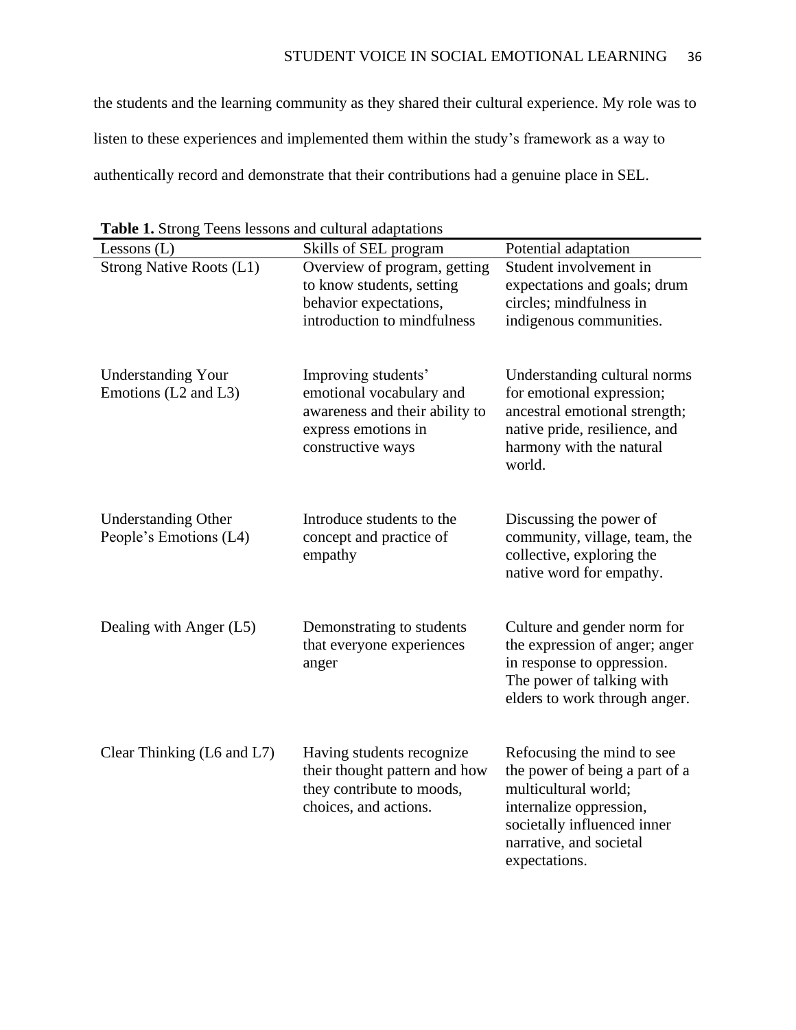the students and the learning community as they shared their cultural experience. My role was to listen to these experiences and implemented them within the study's framework as a way to authentically record and demonstrate that their contributions had a genuine place in SEL.

**Table 1.** Strong Teens lessons and cultural adaptations

| Lessons (L) | Skills of SEL program | Potential adaptation |
|---|---|---|
| Strong Native Roots (L1) | Overview of program, getting to know students, setting behavior expectations, introduction to mindfulness | Student involvement in expectations and goals; drum circles; mindfulness in indigenous communities. |
| Understanding Your Emotions (L2 and L3) | Improving students' emotional vocabulary and awareness and their ability to express emotions in constructive ways | Understanding cultural norms for emotional expression; ancestral emotional strength; native pride, resilience, and harmony with the natural world. |
| Understanding Other People's Emotions (L4) | Introduce students to the concept and practice of empathy | Discussing the power of community, village, team, the collective, exploring the native word for empathy. |
| Dealing with Anger (L5) | Demonstrating to students that everyone experiences anger | Culture and gender norm for the expression of anger; anger in response to oppression. The power of talking with elders to work through anger. |
| Clear Thinking (L6 and L7) | Having students recognize their thought pattern and how they contribute to moods, choices, and actions. | Refocusing the mind to see the power of being a part of a multicultural world; internalize oppression, societally influenced inner narrative, and societal expectations. |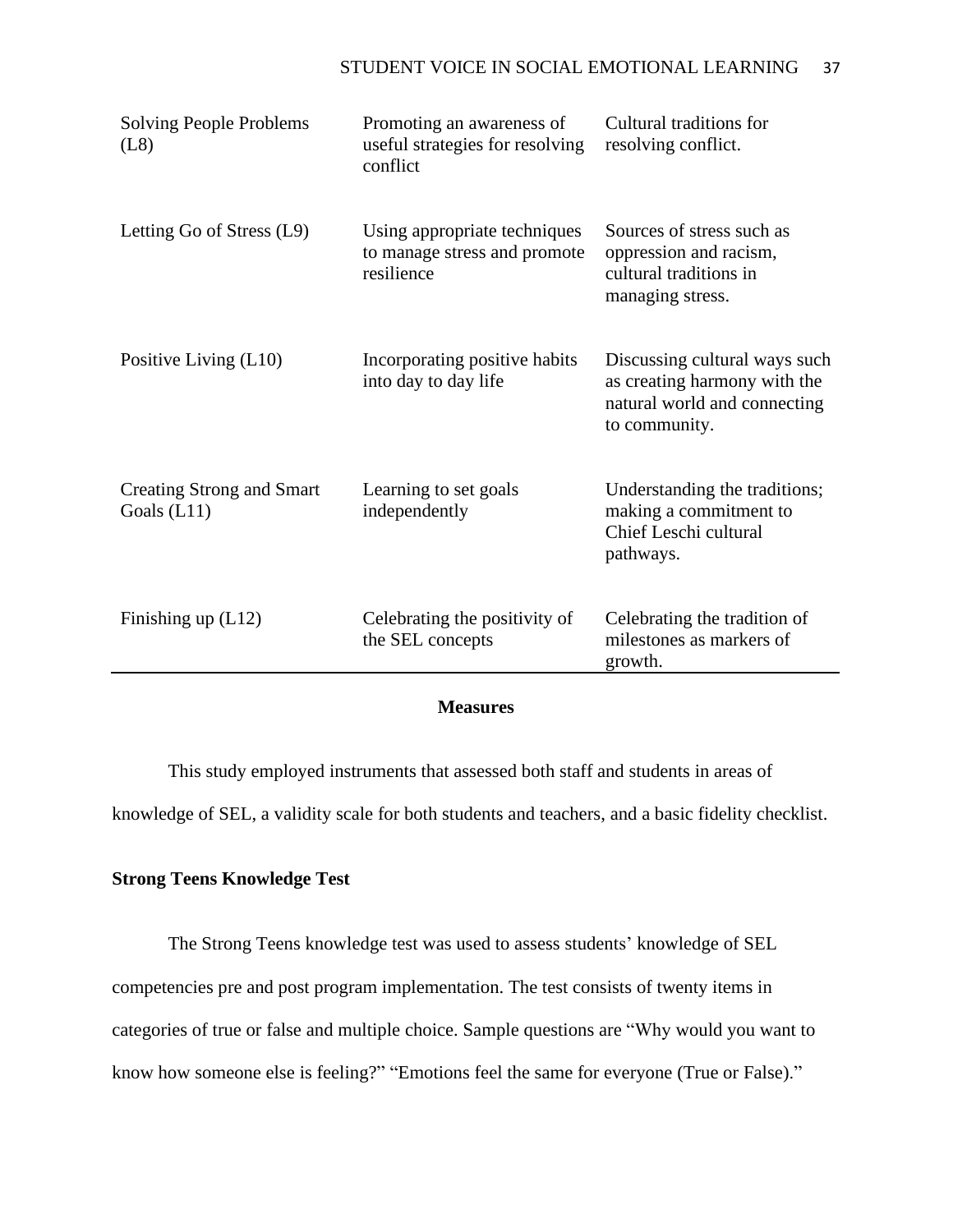| | | |
|---|---|---|
| Solving People Problems (L8) | Promoting an awareness of useful strategies for resolving conflict | Cultural traditions for resolving conflict. |
| Letting Go of Stress (L9) | Using appropriate techniques to manage stress and promote resilience | Sources of stress such as oppression and racism, cultural traditions in managing stress. |
| Positive Living (L10) | Incorporating positive habits into day to day life | Discussing cultural ways such as creating harmony with the natural world and connecting to community. |
| Creating Strong and Smart Goals (L11) | Learning to set goals independently | Understanding the traditions; making a commitment to Chief Leschi cultural pathways. |
| Finishing up (L12) | Celebrating the positivity of the SEL concepts | Celebrating the tradition of milestones as markers of growth. |

## Measures

This study employed instruments that assessed both staff and students in areas of knowledge of SEL, a validity scale for both students and teachers, and a basic fidelity checklist.

### Strong Teens Knowledge Test

The Strong Teens knowledge test was used to assess students' knowledge of SEL competencies pre and post program implementation. The test consists of twenty items in categories of true or false and multiple choice. Sample questions are "Why would you want to know how someone else is feeling?" "Emotions feel the same for everyone (True or False)."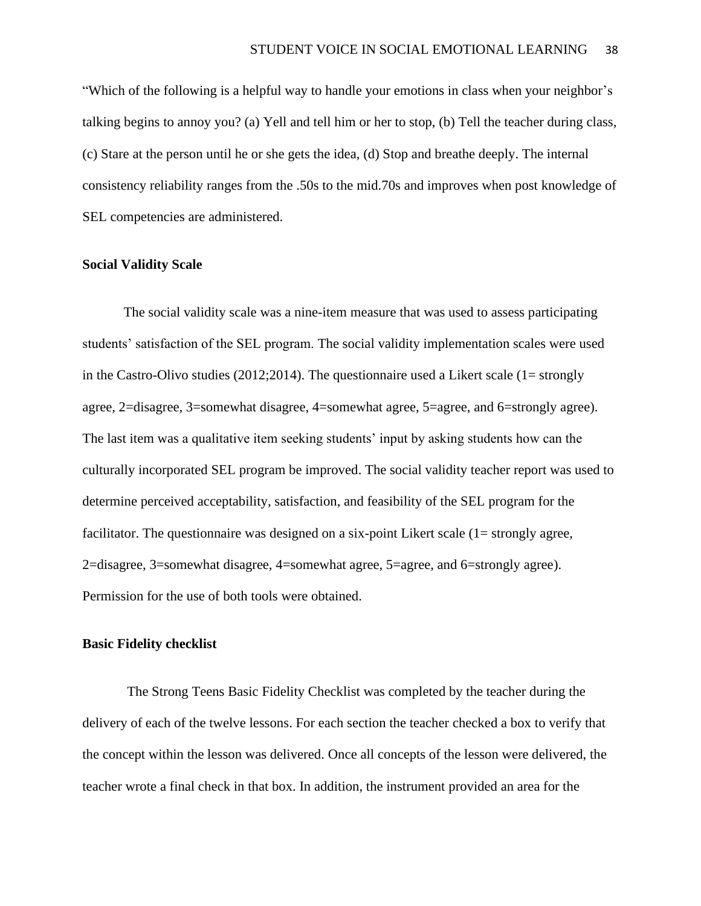"Which of the following is a helpful way to handle your emotions in class when your neighbor's talking begins to annoy you? (a) Yell and tell him or her to stop, (b) Tell the teacher during class, (c) Stare at the person until he or she gets the idea, (d) Stop and breathe deeply. The internal consistency reliability ranges from the .50s to the mid.70s and improves when post knowledge of SEL competencies are administered.

**Social Validity Scale**

The social validity scale was a nine-item measure that was used to assess participating students' satisfaction of the SEL program. The social validity implementation scales were used in the Castro-Olivo studies (2012;2014). The questionnaire used a Likert scale (1= strongly agree, 2=disagree, 3=somewhat disagree, 4=somewhat agree, 5=agree, and 6=strongly agree). The last item was a qualitative item seeking students' input by asking students how can the culturally incorporated SEL program be improved. The social validity teacher report was used to determine perceived acceptability, satisfaction, and feasibility of the SEL program for the facilitator. The questionnaire was designed on a six-point Likert scale (1= strongly agree, 2=disagree, 3=somewhat disagree, 4=somewhat agree, 5=agree, and 6=strongly agree). Permission for the use of both tools were obtained.

**Basic Fidelity checklist**

The Strong Teens Basic Fidelity Checklist was completed by the teacher during the delivery of each of the twelve lessons. For each section the teacher checked a box to verify that the concept within the lesson was delivered. Once all concepts of the lesson were delivered, the teacher wrote a final check in that box. In addition, the instrument provided an area for the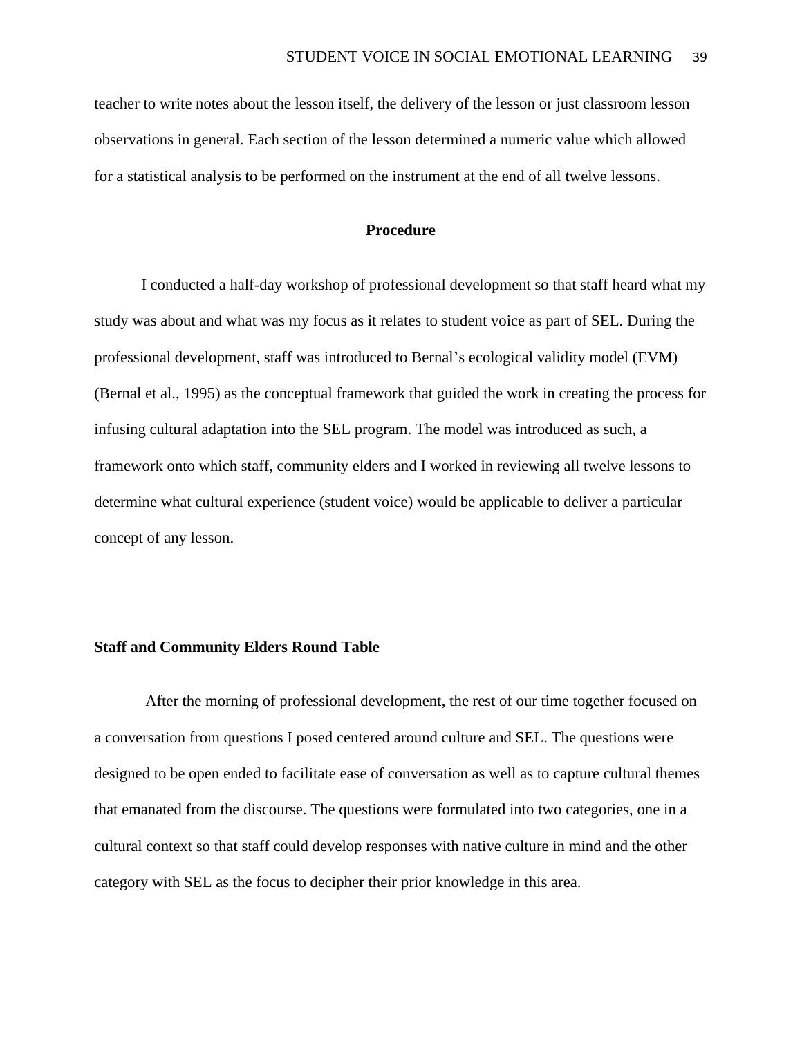teacher to write notes about the lesson itself, the delivery of the lesson or just classroom lesson observations in general. Each section of the lesson determined a numeric value which allowed for a statistical analysis to be performed on the instrument at the end of all twelve lessons.

## Procedure

I conducted a half-day workshop of professional development so that staff heard what my study was about and what was my focus as it relates to student voice as part of SEL. During the professional development, staff was introduced to Bernal's ecological validity model (EVM) (Bernal et al., 1995) as the conceptual framework that guided the work in creating the process for infusing cultural adaptation into the SEL program. The model was introduced as such, a framework onto which staff, community elders and I worked in reviewing all twelve lessons to determine what cultural experience (student voice) would be applicable to deliver a particular concept of any lesson.

### Staff and Community Elders Round Table

After the morning of professional development, the rest of our time together focused on a conversation from questions I posed centered around culture and SEL. The questions were designed to be open ended to facilitate ease of conversation as well as to capture cultural themes that emanated from the discourse. The questions were formulated into two categories, one in a cultural context so that staff could develop responses with native culture in mind and the other category with SEL as the focus to decipher their prior knowledge in this area.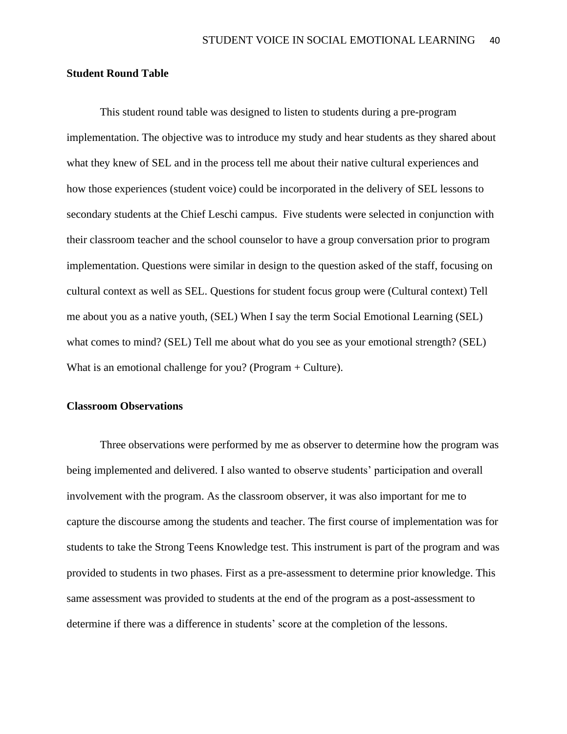**Student Round Table**

This student round table was designed to listen to students during a pre-program implementation. The objective was to introduce my study and hear students as they shared about what they knew of SEL and in the process tell me about their native cultural experiences and how those experiences (student voice) could be incorporated in the delivery of SEL lessons to secondary students at the Chief Leschi campus.  Five students were selected in conjunction with their classroom teacher and the school counselor to have a group conversation prior to program implementation. Questions were similar in design to the question asked of the staff, focusing on cultural context as well as SEL. Questions for student focus group were (Cultural context) Tell me about you as a native youth, (SEL) When I say the term Social Emotional Learning (SEL) what comes to mind? (SEL) Tell me about what do you see as your emotional strength? (SEL) What is an emotional challenge for you? (Program + Culture).

**Classroom Observations**

Three observations were performed by me as observer to determine how the program was being implemented and delivered. I also wanted to observe students' participation and overall involvement with the program. As the classroom observer, it was also important for me to capture the discourse among the students and teacher. The first course of implementation was for students to take the Strong Teens Knowledge test. This instrument is part of the program and was provided to students in two phases. First as a pre-assessment to determine prior knowledge. This same assessment was provided to students at the end of the program as a post-assessment to determine if there was a difference in students' score at the completion of the lessons.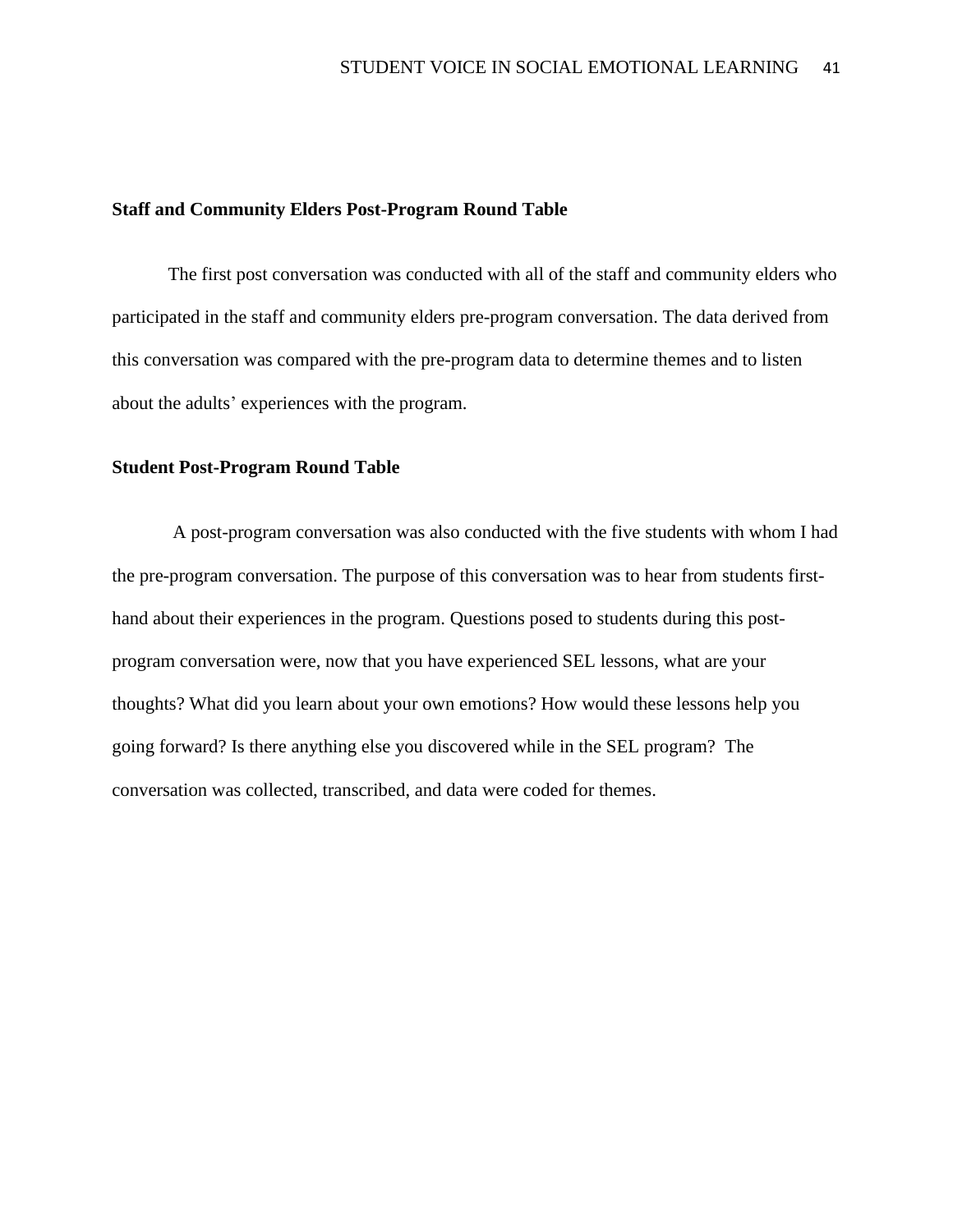### Staff and Community Elders Post-Program Round Table

The first post conversation was conducted with all of the staff and community elders who participated in the staff and community elders pre-program conversation. The data derived from this conversation was compared with the pre-program data to determine themes and to listen about the adults' experiences with the program.

### Student Post-Program Round Table

A post-program conversation was also conducted with the five students with whom I had the pre-program conversation. The purpose of this conversation was to hear from students first-hand about their experiences in the program. Questions posed to students during this post-program conversation were, now that you have experienced SEL lessons, what are your thoughts? What did you learn about your own emotions? How would these lessons help you going forward? Is there anything else you discovered while in the SEL program? The conversation was collected, transcribed, and data were coded for themes.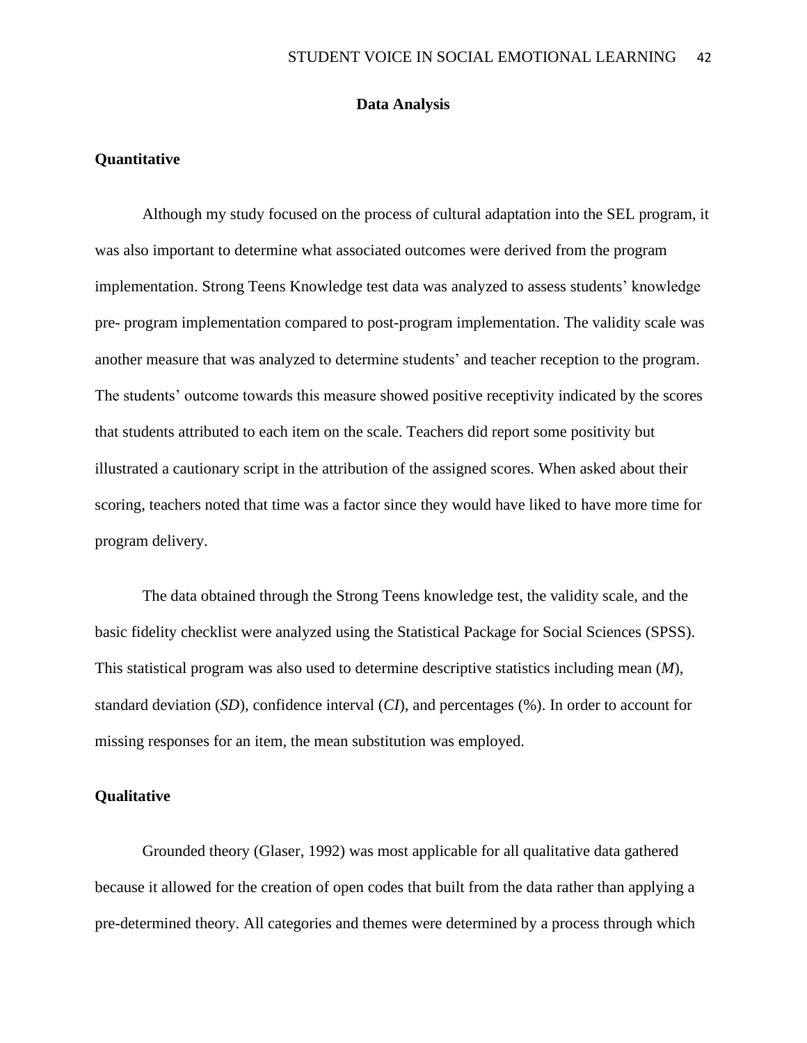## Data Analysis

### Quantitative

Although my study focused on the process of cultural adaptation into the SEL program, it was also important to determine what associated outcomes were derived from the program implementation. Strong Teens Knowledge test data was analyzed to assess students' knowledge pre- program implementation compared to post-program implementation. The validity scale was another measure that was analyzed to determine students' and teacher reception to the program. The students' outcome towards this measure showed positive receptivity indicated by the scores that students attributed to each item on the scale. Teachers did report some positivity but illustrated a cautionary script in the attribution of the assigned scores. When asked about their scoring, teachers noted that time was a factor since they would have liked to have more time for program delivery.

The data obtained through the Strong Teens knowledge test, the validity scale, and the basic fidelity checklist were analyzed using the Statistical Package for Social Sciences (SPSS). This statistical program was also used to determine descriptive statistics including mean (*M*), standard deviation (*SD*), confidence interval (*CI*), and percentages (%). In order to account for missing responses for an item, the mean substitution was employed.

### Qualitative

Grounded theory (Glaser, 1992) was most applicable for all qualitative data gathered because it allowed for the creation of open codes that built from the data rather than applying a pre-determined theory. All categories and themes were determined by a process through which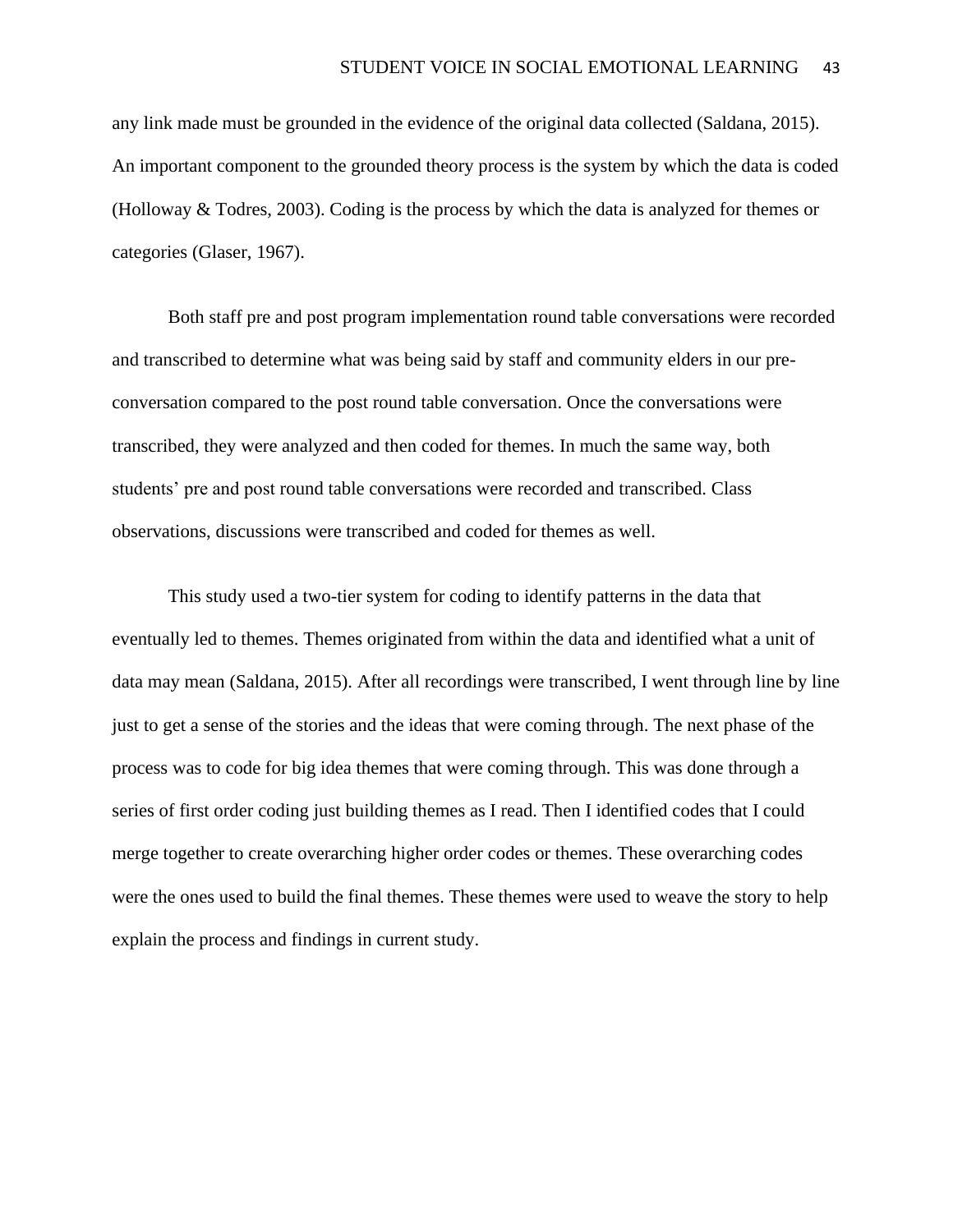any link made must be grounded in the evidence of the original data collected (Saldana, 2015). An important component to the grounded theory process is the system by which the data is coded (Holloway & Todres, 2003). Coding is the process by which the data is analyzed for themes or categories (Glaser, 1967).

Both staff pre and post program implementation round table conversations were recorded and transcribed to determine what was being said by staff and community elders in our pre-conversation compared to the post round table conversation. Once the conversations were transcribed, they were analyzed and then coded for themes. In much the same way, both students' pre and post round table conversations were recorded and transcribed. Class observations, discussions were transcribed and coded for themes as well.

This study used a two-tier system for coding to identify patterns in the data that eventually led to themes. Themes originated from within the data and identified what a unit of data may mean (Saldana, 2015). After all recordings were transcribed, I went through line by line just to get a sense of the stories and the ideas that were coming through. The next phase of the process was to code for big idea themes that were coming through. This was done through a series of first order coding just building themes as I read. Then I identified codes that I could merge together to create overarching higher order codes or themes. These overarching codes were the ones used to build the final themes. These themes were used to weave the story to help explain the process and findings in current study.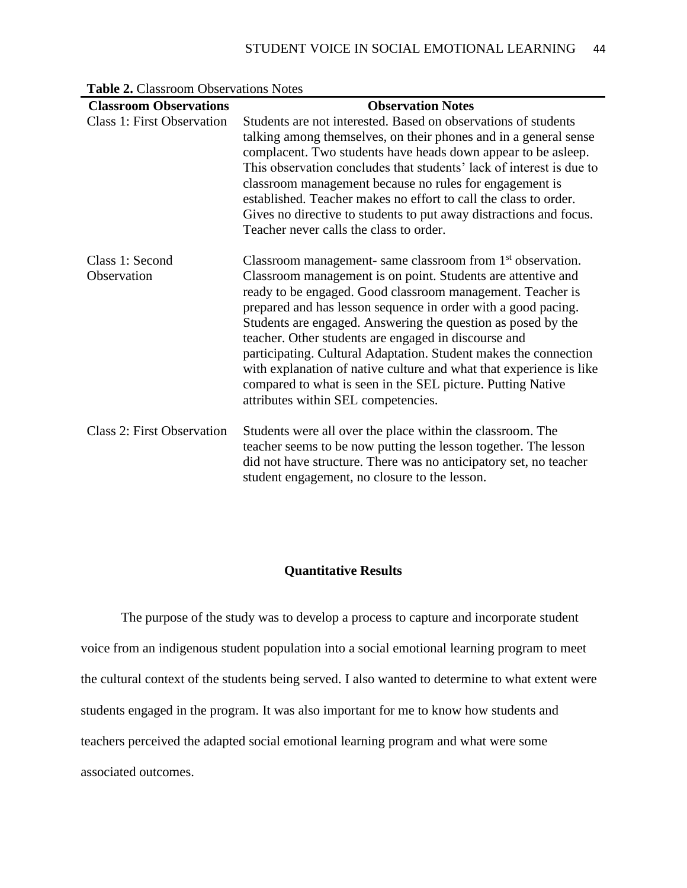**Table 2.** Classroom Observations Notes

| Classroom Observations | Observation Notes |
|---|---|
| Class 1: First Observation | Students are not interested. Based on observations of students talking among themselves, on their phones and in a general sense complacent. Two students have heads down appear to be asleep. This observation concludes that students' lack of interest is due to classroom management because no rules for engagement is established. Teacher makes no effort to call the class to order. Gives no directive to students to put away distractions and focus. Teacher never calls the class to order. |
| Class 1: Second Observation | Classroom management- same classroom from 1st observation. Classroom management is on point. Students are attentive and ready to be engaged. Good classroom management. Teacher is prepared and has lesson sequence in order with a good pacing. Students are engaged. Answering the question as posed by the teacher. Other students are engaged in discourse and participating. Cultural Adaptation. Student makes the connection with explanation of native culture and what that experience is like compared to what is seen in the SEL picture. Putting Native attributes within SEL competencies. |
| Class 2: First Observation | Students were all over the place within the classroom. The teacher seems to be now putting the lesson together. The lesson did not have structure. There was no anticipatory set, no teacher student engagement, no closure to the lesson. |

## Quantitative Results

The purpose of the study was to develop a process to capture and incorporate student voice from an indigenous student population into a social emotional learning program to meet the cultural context of the students being served. I also wanted to determine to what extent were students engaged in the program. It was also important for me to know how students and teachers perceived the adapted social emotional learning program and what were some associated outcomes.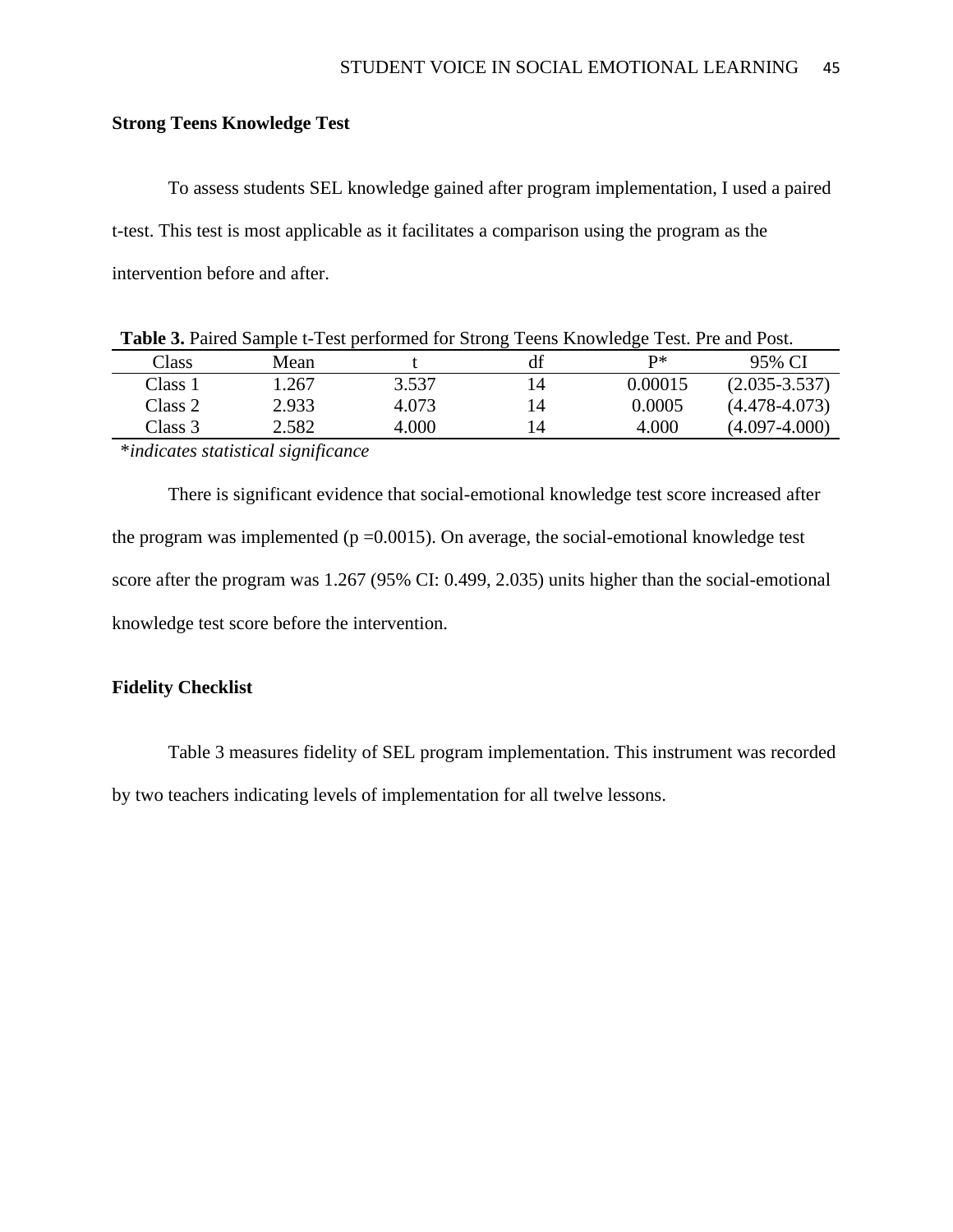**Strong Teens Knowledge Test**

To assess students SEL knowledge gained after program implementation, I used a paired t-test. This test is most applicable as it facilitates a comparison using the program as the intervention before and after.

**Table 3.** Paired Sample t-Test performed for Strong Teens Knowledge Test. Pre and Post.

| Class | Mean | t | df | P* | 95% CI |
|---|---|---|---|---|---|
| Class 1 | 1.267 | 3.537 | 14 | 0.00015 | (2.035-3.537) |
| Class 2 | 2.933 | 4.073 | 14 | 0.0005 | (4.478-4.073) |
| Class 3 | 2.582 | 4.000 | 14 | 4.000 | (4.097-4.000) |

**indicates statistical significance*

There is significant evidence that social-emotional knowledge test score increased after the program was implemented (p =0.0015). On average, the social-emotional knowledge test score after the program was 1.267 (95% CI: 0.499, 2.035) units higher than the social-emotional knowledge test score before the intervention.

**Fidelity Checklist**

Table 3 measures fidelity of SEL program implementation. This instrument was recorded by two teachers indicating levels of implementation for all twelve lessons.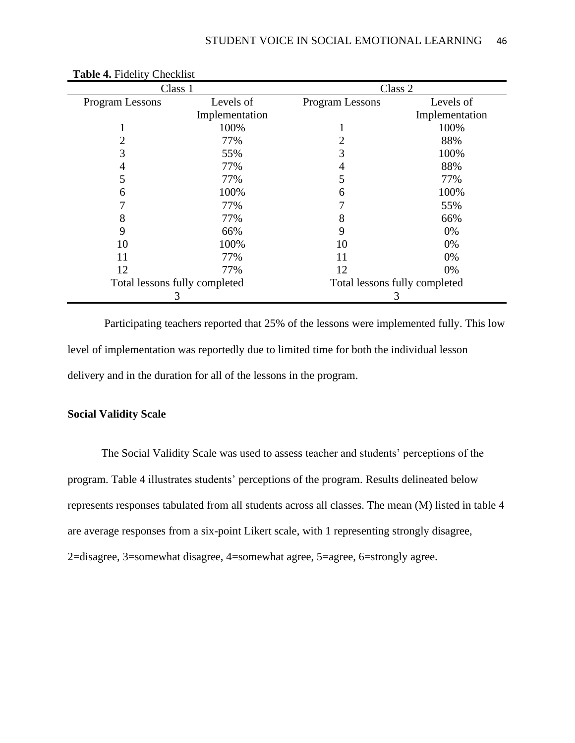**Table 4.** Fidelity Checklist

| Class 1 | | Class 2 | |
|---|---|---|---|
| Program Lessons | Levels of Implementation | Program Lessons | Levels of Implementation |
| 1 | 100% | 1 | 100% |
| 2 | 77% | 2 | 88% |
| 3 | 55% | 3 | 100% |
| 4 | 77% | 4 | 88% |
| 5 | 77% | 5 | 77% |
| 6 | 100% | 6 | 100% |
| 7 | 77% | 7 | 55% |
| 8 | 77% | 8 | 66% |
| 9 | 66% | 9 | 0% |
| 10 | 100% | 10 | 0% |
| 11 | 77% | 11 | 0% |
| 12 | 77% | 12 | 0% |
| Total lessons fully completed | | Total lessons fully completed | |
| 3 | | 3 | |

Participating teachers reported that 25% of the lessons were implemented fully. This low level of implementation was reportedly due to limited time for both the individual lesson delivery and in the duration for all of the lessons in the program.

**Social Validity Scale**

The Social Validity Scale was used to assess teacher and students' perceptions of the program. Table 4 illustrates students' perceptions of the program. Results delineated below represents responses tabulated from all students across all classes. The mean (M) listed in table 4 are average responses from a six-point Likert scale, with 1 representing strongly disagree, 2=disagree, 3=somewhat disagree, 4=somewhat agree, 5=agree, 6=strongly agree.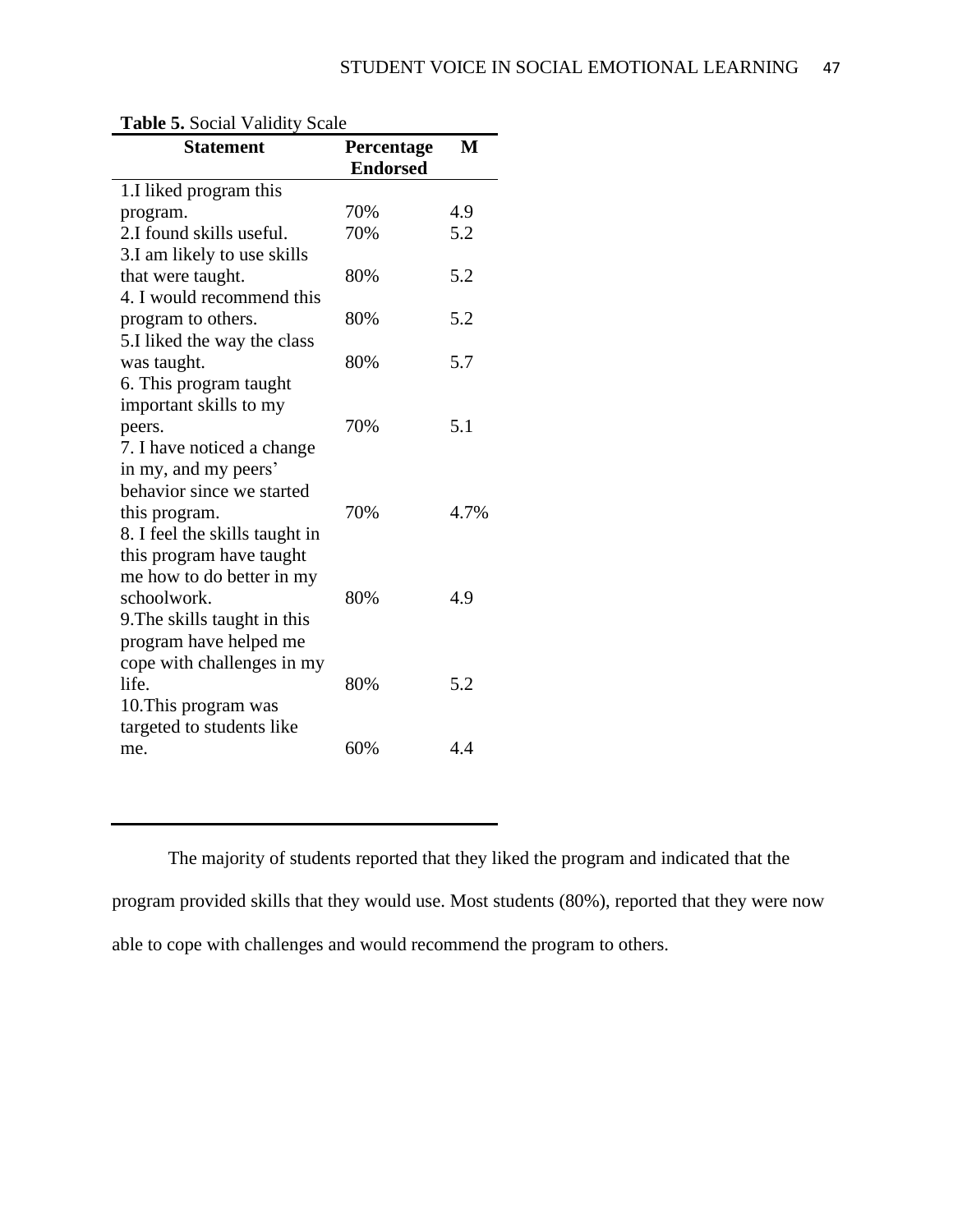**Table 5.** Social Validity Scale

| Statement | Percentage Endorsed | M |
| --- | --- | --- |
| 1.I liked program this program. | 70% | 4.9 |
| 2.I found skills useful. | 70% | 5.2 |
| 3.I am likely to use skills that were taught. | 80% | 5.2 |
| 4. I would recommend this program to others. | 80% | 5.2 |
| 5.I liked the way the class was taught. | 80% | 5.7 |
| 6. This program taught important skills to my peers. | 70% | 5.1 |
| 7. I have noticed a change in my, and my peers' behavior since we started this program. | 70% | 4.7% |
| 8. I feel the skills taught in this program have taught me how to do better in my schoolwork. | 80% | 4.9 |
| 9.The skills taught in this program have helped me cope with challenges in my life. | 80% | 5.2 |
| 10.This program was targeted to students like me. | 60% | 4.4 |

The majority of students reported that they liked the program and indicated that the program provided skills that they would use. Most students (80%), reported that they were now able to cope with challenges and would recommend the program to others.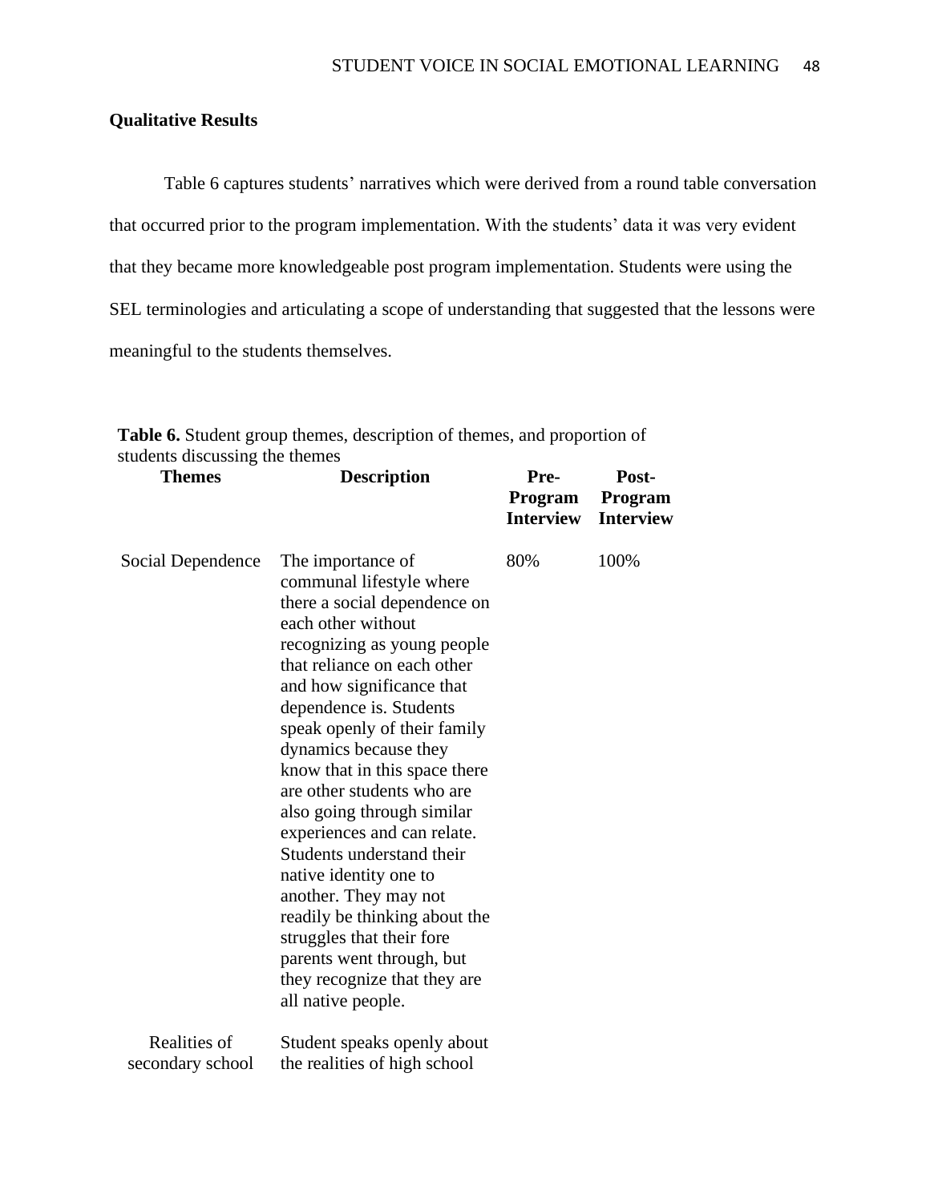**Qualitative Results**

Table 6 captures students' narratives which were derived from a round table conversation that occurred prior to the program implementation. With the students' data it was very evident that they became more knowledgeable post program implementation. Students were using the SEL terminologies and articulating a scope of understanding that suggested that the lessons were meaningful to the students themselves.

**Table 6.** Student group themes, description of themes, and proportion of students discussing the themes

| Themes | Description | Pre-Program Interview | Post-Program Interview |
|---|---|---|---|
| Social Dependence | The importance of communal lifestyle where there a social dependence on each other without recognizing as young people that reliance on each other and how significance that dependence is. Students speak openly of their family dynamics because they know that in this space there are other students who are also going through similar experiences and can relate. Students understand their native identity one to another. They may not readily be thinking about the struggles that their fore parents went through, but they recognize that they are all native people. | 80% | 100% |
| Realities of secondary school | Student speaks openly about the realities of high school | | |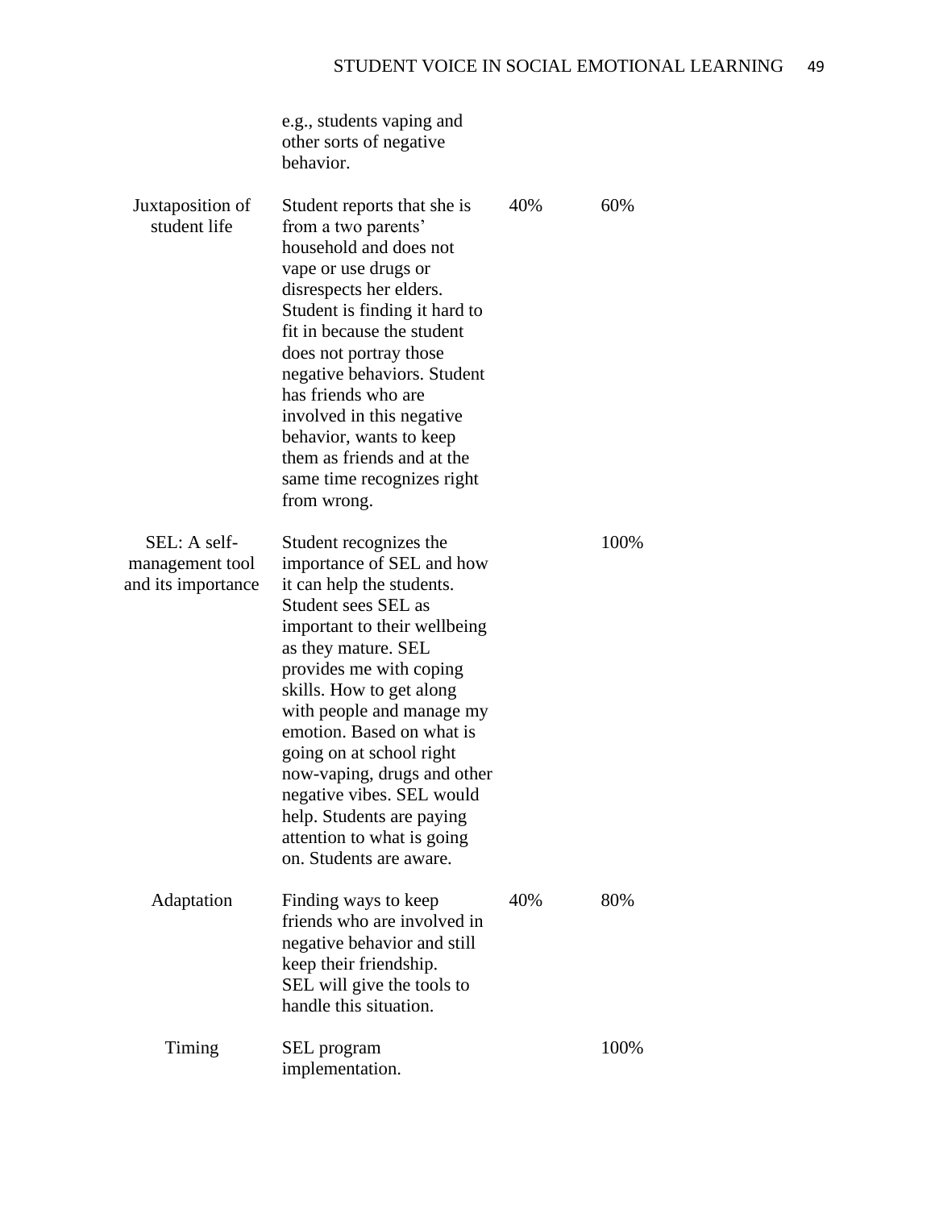| | | | |
|---|---|---|---|
| | e.g., students vaping and other sorts of negative behavior. | | |
| Juxtaposition of student life | Student reports that she is from a two parents' household and does not vape or use drugs or disrespects her elders. Student is finding it hard to fit in because the student does not portray those negative behaviors. Student has friends who are involved in this negative behavior, wants to keep them as friends and at the same time recognizes right from wrong. | 40% | 60% |
| SEL: A self-management tool and its importance | Student recognizes the importance of SEL and how it can help the students. Student sees SEL as important to their wellbeing as they mature. SEL provides me with coping skills. How to get along with people and manage my emotion. Based on what is going on at school right now-vaping, drugs and other negative vibes. SEL would help. Students are paying attention to what is going on. Students are aware. | | 100% |
| Adaptation | Finding ways to keep friends who are involved in negative behavior and still keep their friendship. SEL will give the tools to handle this situation. | 40% | 80% |
| Timing | SEL program implementation. | | 100% |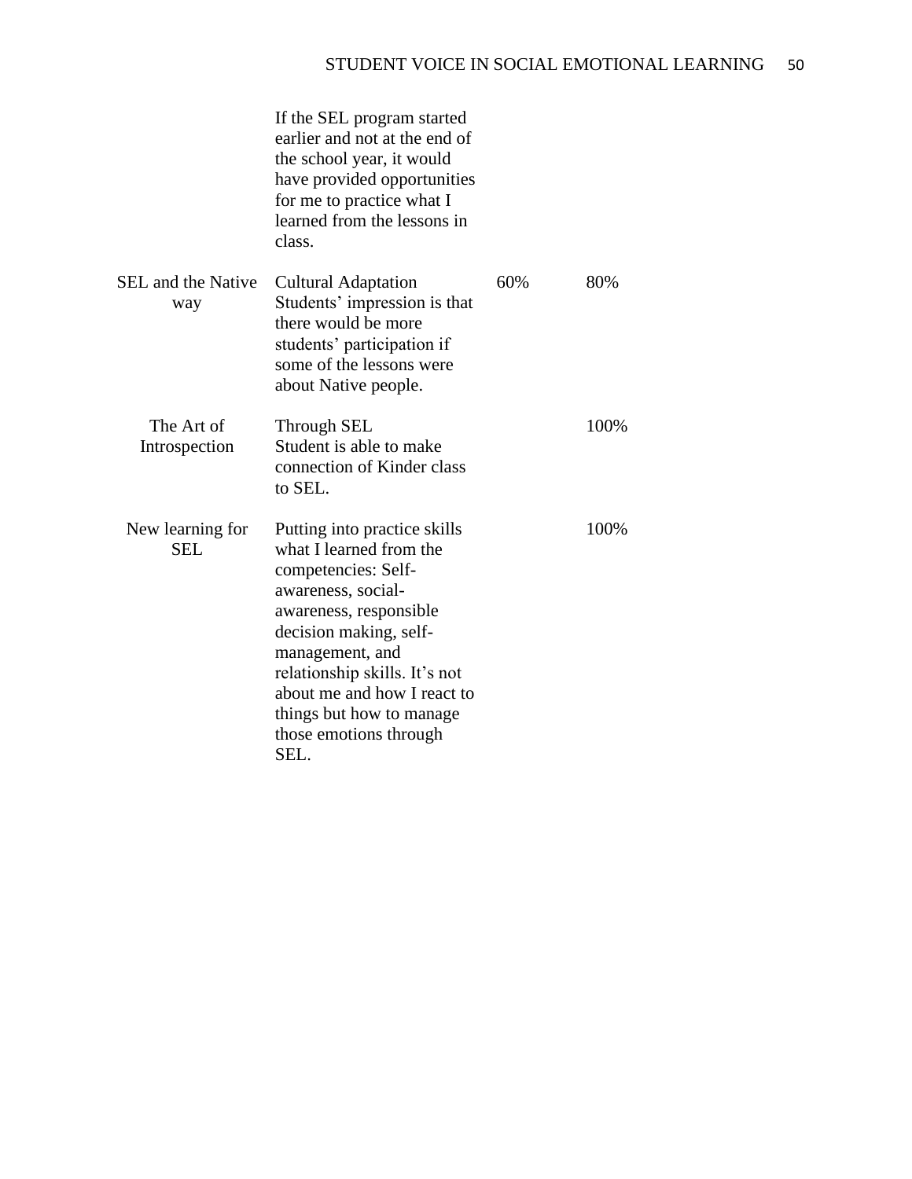| | | | |
|---|---|---|---|
| | If the SEL program started earlier and not at the end of the school year, it would have provided opportunities for me to practice what I learned from the lessons in class. | | |
| SEL and the Native way | Cultural Adaptation Students' impression is that there would be more students' participation if some of the lessons were about Native people. | 60% | 80% |
| The Art of Introspection | Through SEL Student is able to make connection of Kinder class to SEL. | | 100% |
| New learning for SEL | Putting into practice skills what I learned from the competencies: Self-awareness, social-awareness, responsible decision making, self-management, and relationship skills. It's not about me and how I react to things but how to manage those emotions through SEL. | | 100% |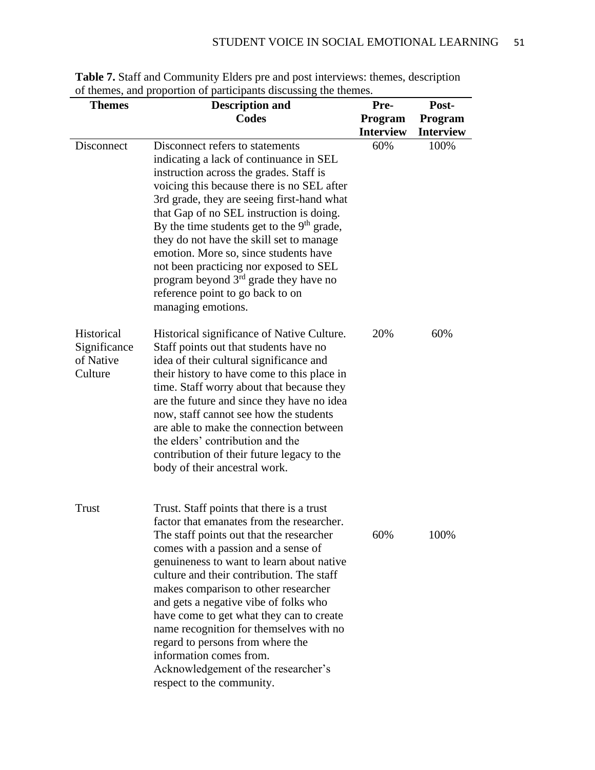**Table 7.** Staff and Community Elders pre and post interviews: themes, description of themes, and proportion of participants discussing the themes.

| Themes | Description and Codes | Pre-Program Interview | Post-Program Interview |
|---|---|---|---|
| Disconnect | Disconnect refers to statements indicating a lack of continuance in SEL instruction across the grades. Staff is voicing this because there is no SEL after 3rd grade, they are seeing first-hand what that Gap of no SEL instruction is doing. By the time students get to the 9th grade, they do not have the skill set to manage emotion. More so, since students have not been practicing nor exposed to SEL program beyond 3rd grade they have no reference point to go back to on managing emotions. | 60% | 100% |
| Historical Significance of Native Culture | Historical significance of Native Culture. Staff points out that students have no idea of their cultural significance and their history to have come to this place in time. Staff worry about that because they are the future and since they have no idea now, staff cannot see how the students are able to make the connection between the elders' contribution and the contribution of their future legacy to the body of their ancestral work. | 20% | 60% |
| Trust | Trust. Staff points that there is a trust factor that emanates from the researcher. The staff points out that the researcher comes with a passion and a sense of genuineness to want to learn about native culture and their contribution. The staff makes comparison to other researcher and gets a negative vibe of folks who have come to get what they can to create name recognition for themselves with no regard to persons from where the information comes from. Acknowledgement of the researcher's respect to the community. | 60% | 100% |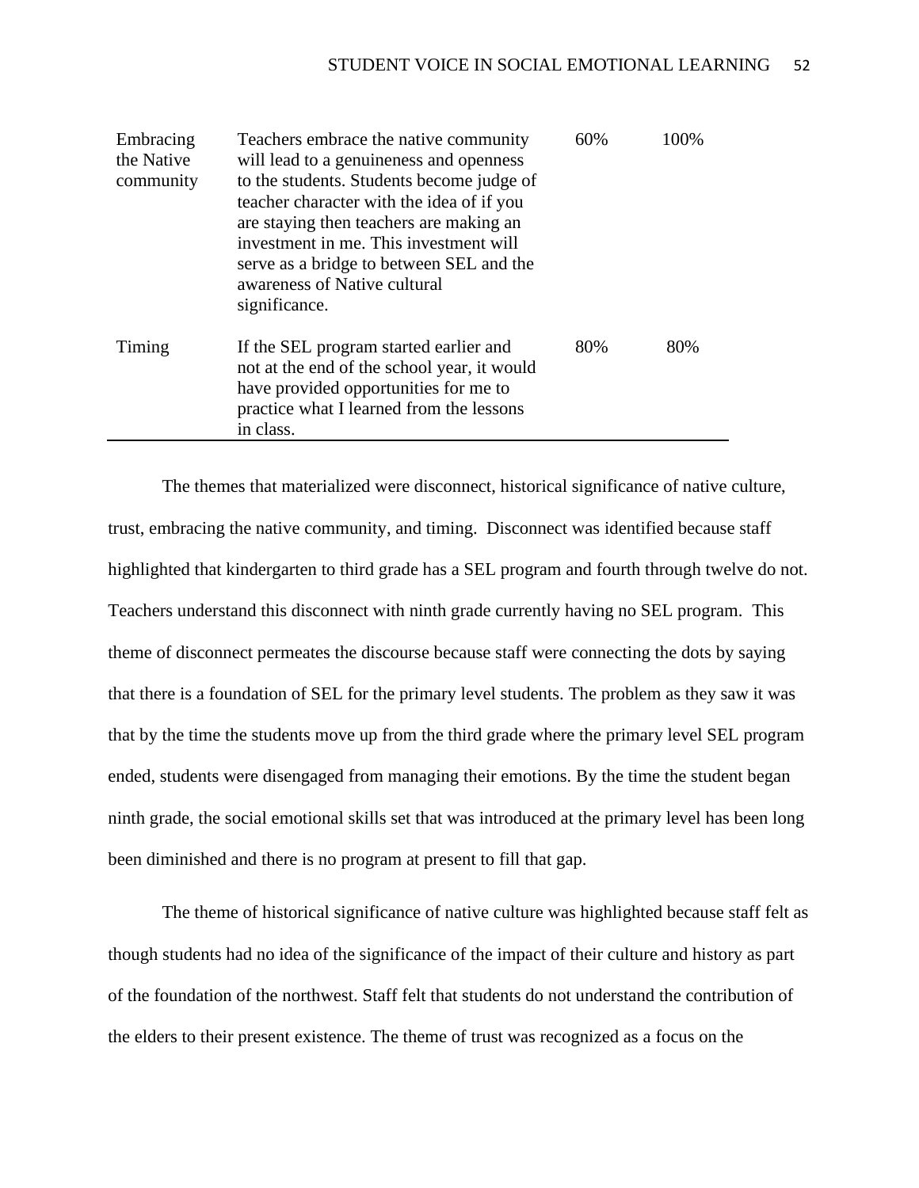| | | | |
|---|---|---|---|
| Embracing the Native community | Teachers embrace the native community will lead to a genuineness and openness to the students. Students become judge of teacher character with the idea of if you are staying then teachers are making an investment in me. This investment will serve as a bridge to between SEL and the awareness of Native cultural significance. | 60% | 100% |
| Timing | If the SEL program started earlier and not at the end of the school year, it would have provided opportunities for me to practice what I learned from the lessons in class. | 80% | 80% |

The themes that materialized were disconnect, historical significance of native culture, trust, embracing the native community, and timing. Disconnect was identified because staff highlighted that kindergarten to third grade has a SEL program and fourth through twelve do not. Teachers understand this disconnect with ninth grade currently having no SEL program. This theme of disconnect permeates the discourse because staff were connecting the dots by saying that there is a foundation of SEL for the primary level students. The problem as they saw it was that by the time the students move up from the third grade where the primary level SEL program ended, students were disengaged from managing their emotions. By the time the student began ninth grade, the social emotional skills set that was introduced at the primary level has been long been diminished and there is no program at present to fill that gap.

The theme of historical significance of native culture was highlighted because staff felt as though students had no idea of the significance of the impact of their culture and history as part of the foundation of the northwest. Staff felt that students do not understand the contribution of the elders to their present existence. The theme of trust was recognized as a focus on the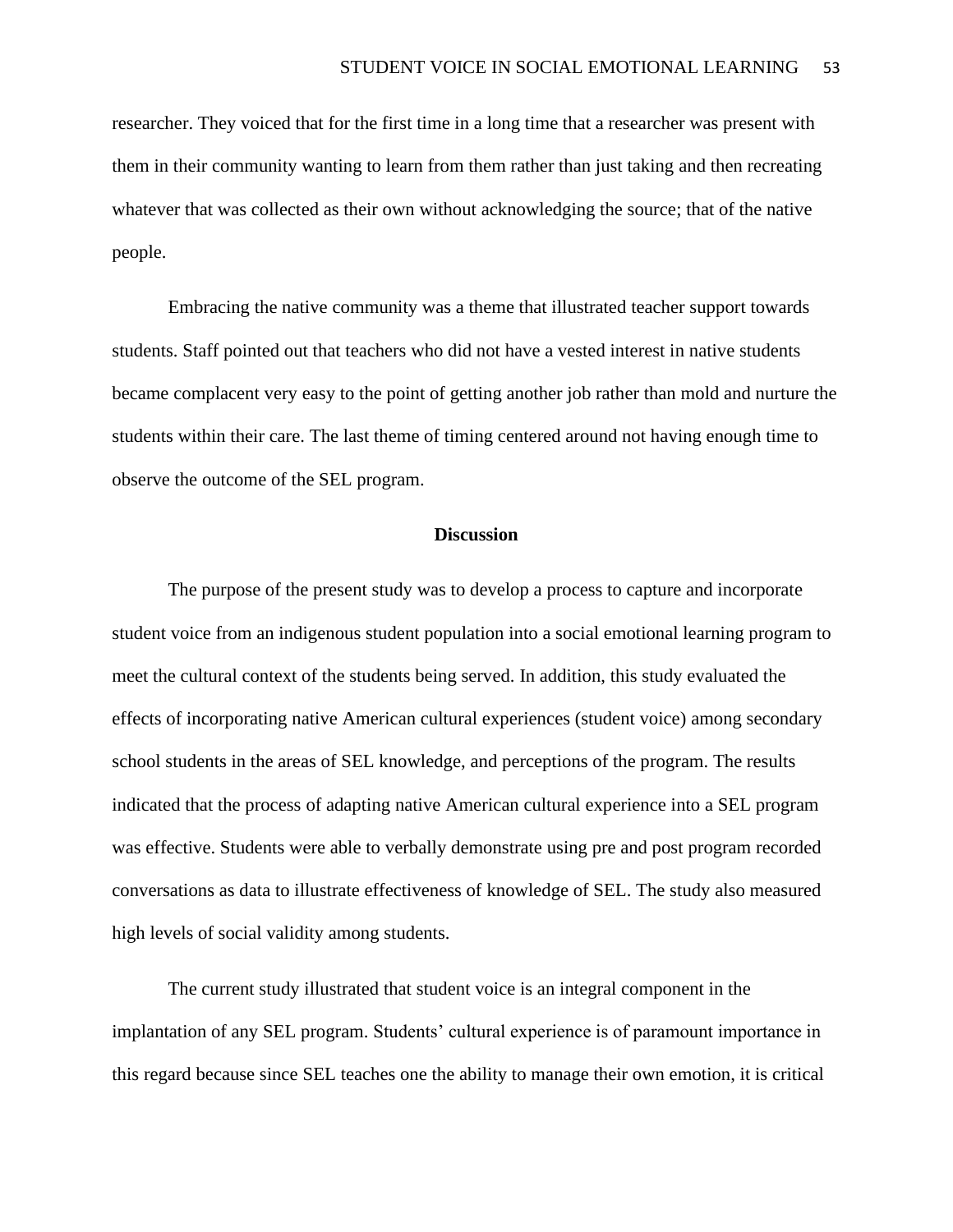researcher. They voiced that for the first time in a long time that a researcher was present with them in their community wanting to learn from them rather than just taking and then recreating whatever that was collected as their own without acknowledging the source; that of the native people.

Embracing the native community was a theme that illustrated teacher support towards students. Staff pointed out that teachers who did not have a vested interest in native students became complacent very easy to the point of getting another job rather than mold and nurture the students within their care. The last theme of timing centered around not having enough time to observe the outcome of the SEL program.

## Discussion

The purpose of the present study was to develop a process to capture and incorporate student voice from an indigenous student population into a social emotional learning program to meet the cultural context of the students being served. In addition, this study evaluated the effects of incorporating native American cultural experiences (student voice) among secondary school students in the areas of SEL knowledge, and perceptions of the program. The results indicated that the process of adapting native American cultural experience into a SEL program was effective. Students were able to verbally demonstrate using pre and post program recorded conversations as data to illustrate effectiveness of knowledge of SEL. The study also measured high levels of social validity among students.

The current study illustrated that student voice is an integral component in the implantation of any SEL program. Students' cultural experience is of paramount importance in this regard because since SEL teaches one the ability to manage their own emotion, it is critical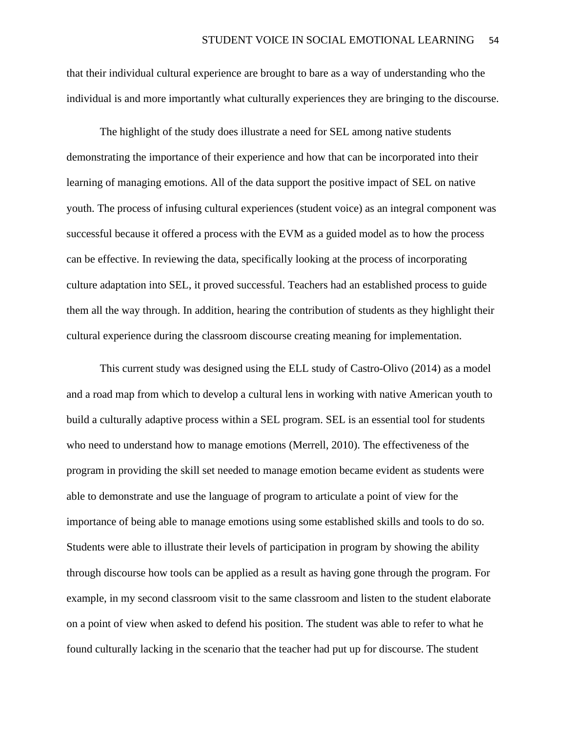that their individual cultural experience are brought to bare as a way of understanding who the individual is and more importantly what culturally experiences they are bringing to the discourse.

The highlight of the study does illustrate a need for SEL among native students demonstrating the importance of their experience and how that can be incorporated into their learning of managing emotions. All of the data support the positive impact of SEL on native youth. The process of infusing cultural experiences (student voice) as an integral component was successful because it offered a process with the EVM as a guided model as to how the process can be effective. In reviewing the data, specifically looking at the process of incorporating culture adaptation into SEL, it proved successful. Teachers had an established process to guide them all the way through. In addition, hearing the contribution of students as they highlight their cultural experience during the classroom discourse creating meaning for implementation.

This current study was designed using the ELL study of Castro-Olivo (2014) as a model and a road map from which to develop a cultural lens in working with native American youth to build a culturally adaptive process within a SEL program. SEL is an essential tool for students who need to understand how to manage emotions (Merrell, 2010). The effectiveness of the program in providing the skill set needed to manage emotion became evident as students were able to demonstrate and use the language of program to articulate a point of view for the importance of being able to manage emotions using some established skills and tools to do so. Students were able to illustrate their levels of participation in program by showing the ability through discourse how tools can be applied as a result as having gone through the program. For example, in my second classroom visit to the same classroom and listen to the student elaborate on a point of view when asked to defend his position. The student was able to refer to what he found culturally lacking in the scenario that the teacher had put up for discourse. The student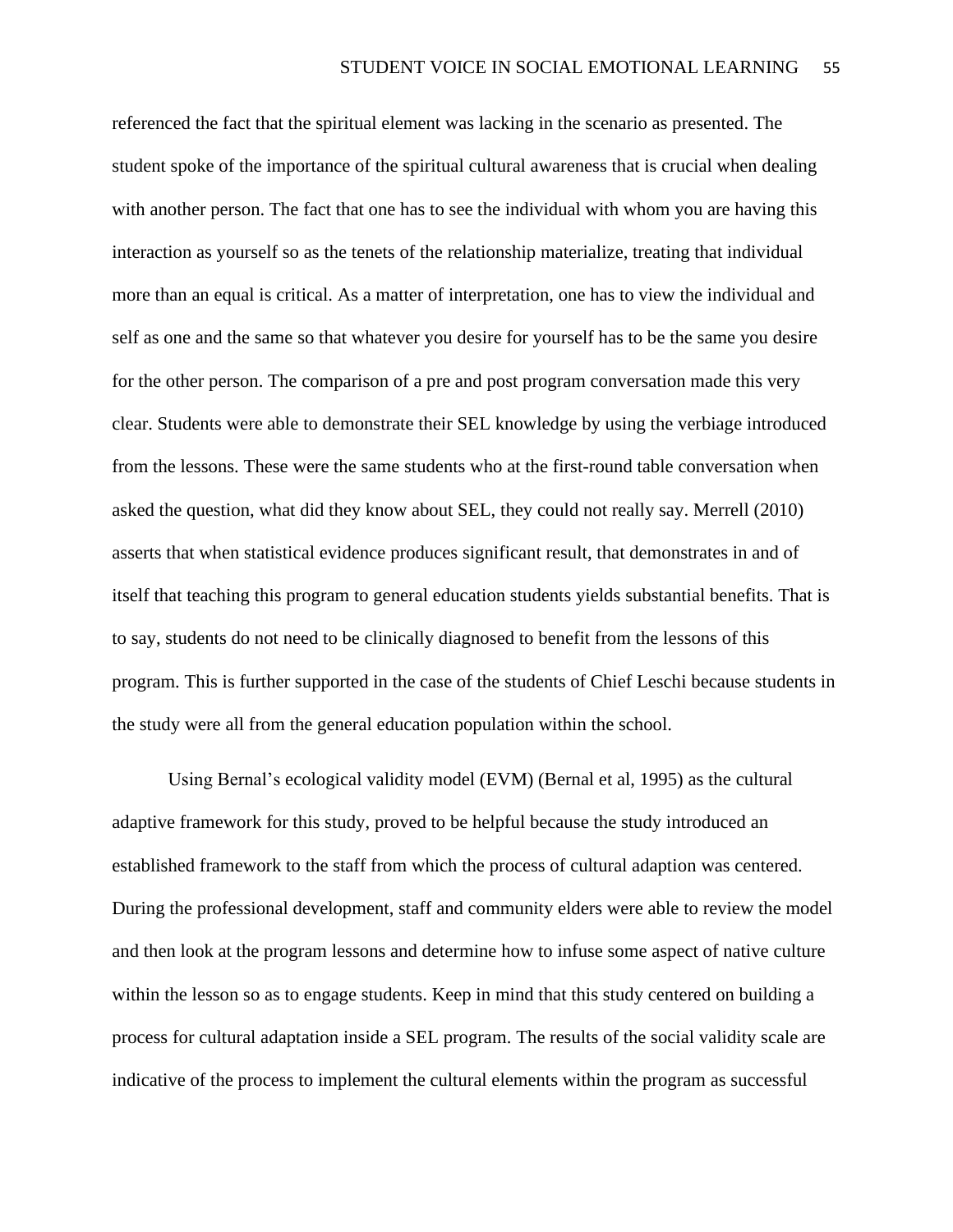referenced the fact that the spiritual element was lacking in the scenario as presented. The student spoke of the importance of the spiritual cultural awareness that is crucial when dealing with another person. The fact that one has to see the individual with whom you are having this interaction as yourself so as the tenets of the relationship materialize, treating that individual more than an equal is critical. As a matter of interpretation, one has to view the individual and self as one and the same so that whatever you desire for yourself has to be the same you desire for the other person. The comparison of a pre and post program conversation made this very clear. Students were able to demonstrate their SEL knowledge by using the verbiage introduced from the lessons. These were the same students who at the first-round table conversation when asked the question, what did they know about SEL, they could not really say. Merrell (2010) asserts that when statistical evidence produces significant result, that demonstrates in and of itself that teaching this program to general education students yields substantial benefits. That is to say, students do not need to be clinically diagnosed to benefit from the lessons of this program. This is further supported in the case of the students of Chief Leschi because students in the study were all from the general education population within the school.

Using Bernal's ecological validity model (EVM) (Bernal et al, 1995) as the cultural adaptive framework for this study, proved to be helpful because the study introduced an established framework to the staff from which the process of cultural adaption was centered. During the professional development, staff and community elders were able to review the model and then look at the program lessons and determine how to infuse some aspect of native culture within the lesson so as to engage students. Keep in mind that this study centered on building a process for cultural adaptation inside a SEL program. The results of the social validity scale are indicative of the process to implement the cultural elements within the program as successful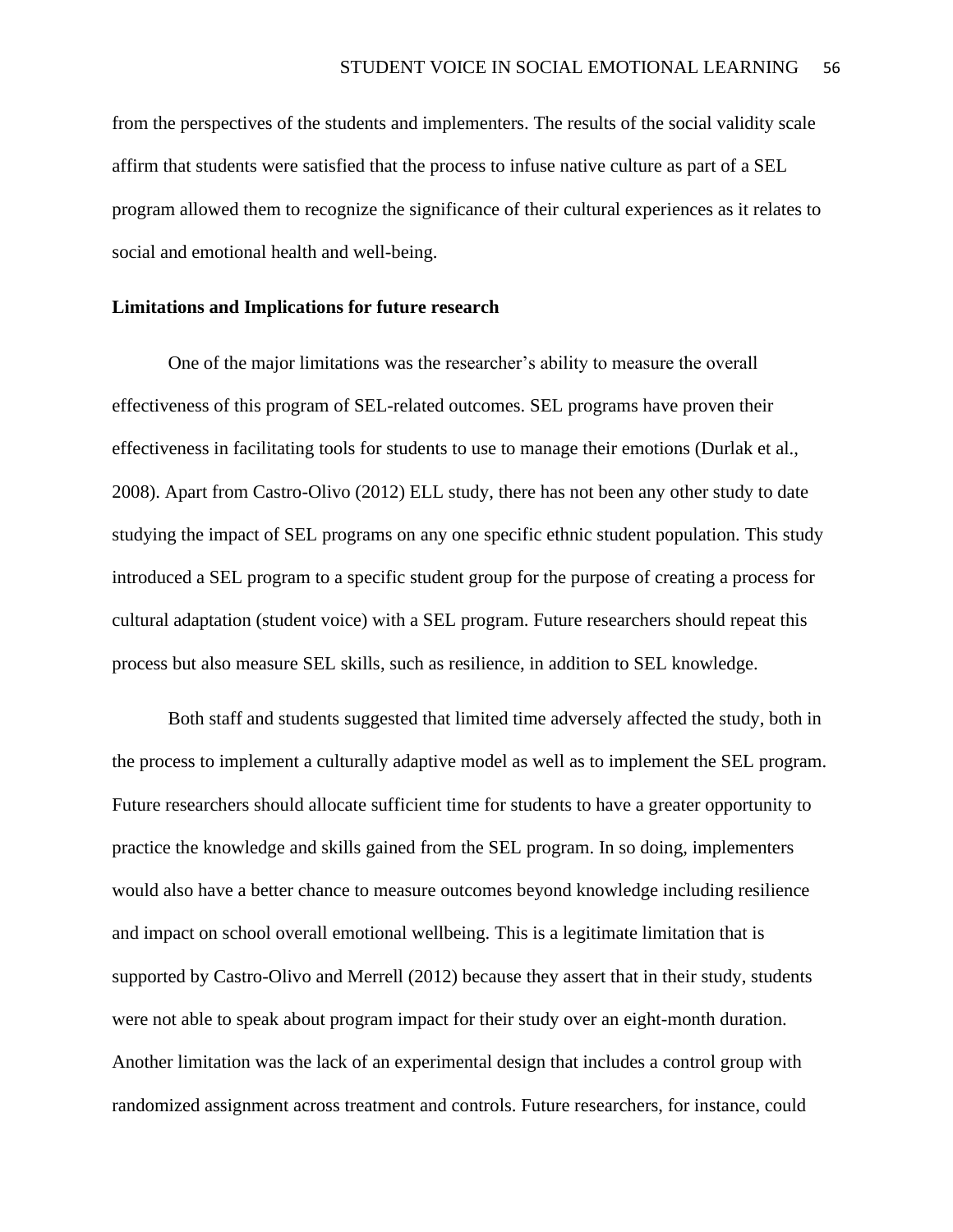from the perspectives of the students and implementers. The results of the social validity scale affirm that students were satisfied that the process to infuse native culture as part of a SEL program allowed them to recognize the significance of their cultural experiences as it relates to social and emotional health and well-being.

**Limitations and Implications for future research**

One of the major limitations was the researcher's ability to measure the overall effectiveness of this program of SEL-related outcomes. SEL programs have proven their effectiveness in facilitating tools for students to use to manage their emotions (Durlak et al., 2008). Apart from Castro-Olivo (2012) ELL study, there has not been any other study to date studying the impact of SEL programs on any one specific ethnic student population. This study introduced a SEL program to a specific student group for the purpose of creating a process for cultural adaptation (student voice) with a SEL program. Future researchers should repeat this process but also measure SEL skills, such as resilience, in addition to SEL knowledge.

Both staff and students suggested that limited time adversely affected the study, both in the process to implement a culturally adaptive model as well as to implement the SEL program. Future researchers should allocate sufficient time for students to have a greater opportunity to practice the knowledge and skills gained from the SEL program. In so doing, implementers would also have a better chance to measure outcomes beyond knowledge including resilience and impact on school overall emotional wellbeing. This is a legitimate limitation that is supported by Castro-Olivo and Merrell (2012) because they assert that in their study, students were not able to speak about program impact for their study over an eight-month duration. Another limitation was the lack of an experimental design that includes a control group with randomized assignment across treatment and controls. Future researchers, for instance, could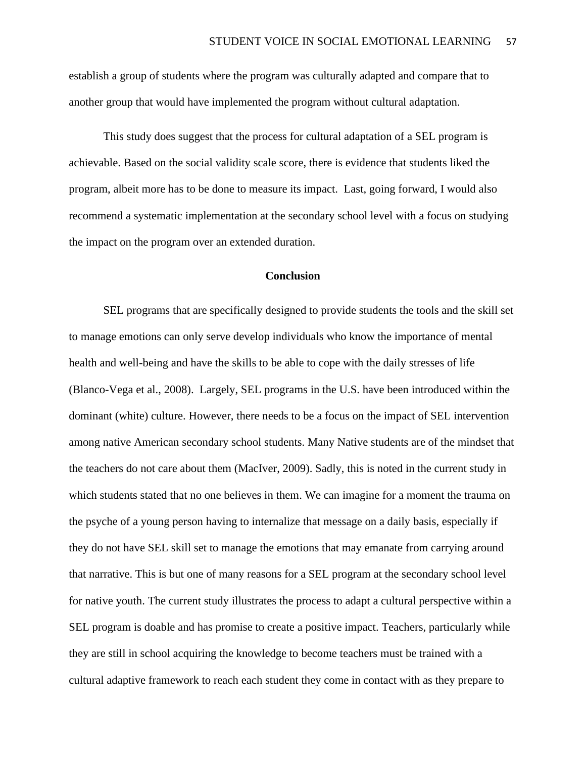establish a group of students where the program was culturally adapted and compare that to another group that would have implemented the program without cultural adaptation.

This study does suggest that the process for cultural adaptation of a SEL program is achievable. Based on the social validity scale score, there is evidence that students liked the program, albeit more has to be done to measure its impact.  Last, going forward, I would also recommend a systematic implementation at the secondary school level with a focus on studying the impact on the program over an extended duration.

## Conclusion

SEL programs that are specifically designed to provide students the tools and the skill set to manage emotions can only serve develop individuals who know the importance of mental health and well-being and have the skills to be able to cope with the daily stresses of life (Blanco-Vega et al., 2008).  Largely, SEL programs in the U.S. have been introduced within the dominant (white) culture. However, there needs to be a focus on the impact of SEL intervention among native American secondary school students. Many Native students are of the mindset that the teachers do not care about them (MacIver, 2009). Sadly, this is noted in the current study in which students stated that no one believes in them. We can imagine for a moment the trauma on the psyche of a young person having to internalize that message on a daily basis, especially if they do not have SEL skill set to manage the emotions that may emanate from carrying around that narrative. This is but one of many reasons for a SEL program at the secondary school level for native youth. The current study illustrates the process to adapt a cultural perspective within a SEL program is doable and has promise to create a positive impact. Teachers, particularly while they are still in school acquiring the knowledge to become teachers must be trained with a cultural adaptive framework to reach each student they come in contact with as they prepare to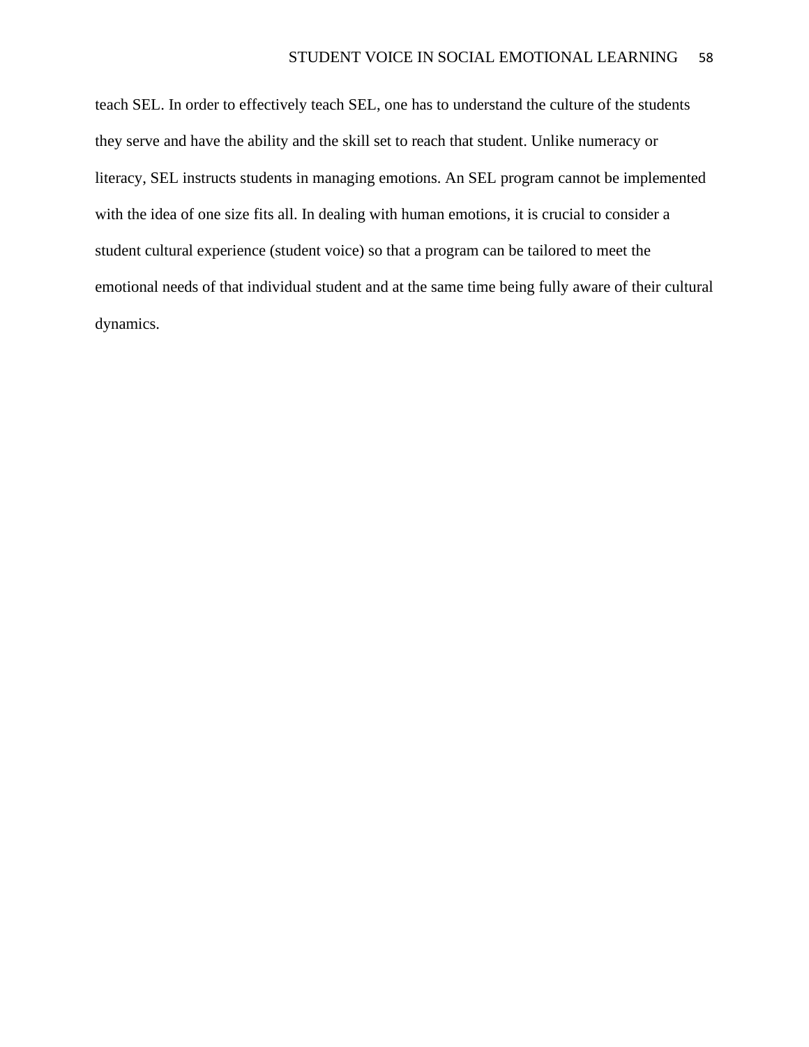teach SEL. In order to effectively teach SEL, one has to understand the culture of the students they serve and have the ability and the skill set to reach that student. Unlike numeracy or literacy, SEL instructs students in managing emotions. An SEL program cannot be implemented with the idea of one size fits all. In dealing with human emotions, it is crucial to consider a student cultural experience (student voice) so that a program can be tailored to meet the emotional needs of that individual student and at the same time being fully aware of their cultural dynamics.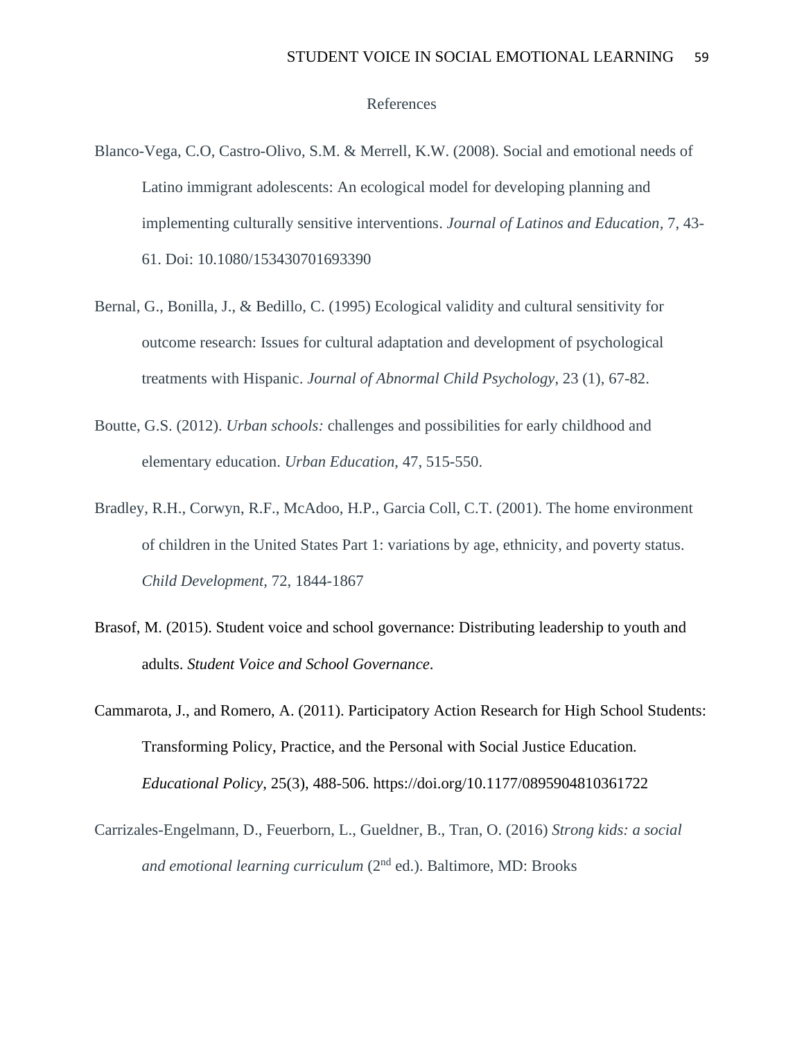# References

Blanco-Vega, C.O, Castro-Olivo, S.M. & Merrell, K.W. (2008). Social and emotional needs of Latino immigrant adolescents: An ecological model for developing planning and implementing culturally sensitive interventions. *Journal of Latinos and Education*, 7, 43-61. Doi: 10.1080/153430701693390

Bernal, G., Bonilla, J., & Bedillo, C. (1995) Ecological validity and cultural sensitivity for outcome research: Issues for cultural adaptation and development of psychological treatments with Hispanic. *Journal of Abnormal Child Psychology*, 23 (1), 67-82.

Boutte, G.S. (2012). *Urban schools:* challenges and possibilities for early childhood and elementary education. *Urban Education*, 47, 515-550.

Bradley, R.H., Corwyn, R.F., McAdoo, H.P., Garcia Coll, C.T. (2001). The home environment of children in the United States Part 1: variations by age, ethnicity, and poverty status. *Child Development*, 72, 1844-1867

Brasof, M. (2015). Student voice and school governance: Distributing leadership to youth and adults. *Student Voice and School Governance*.

Cammarota, J., and Romero, A. (2011). Participatory Action Research for High School Students: Transforming Policy, Practice, and the Personal with Social Justice Education. *Educational Policy*, 25(3), 488-506. https://doi.org/10.1177/0895904810361722

Carrizales-Engelmann, D., Feuerborn, L., Gueldner, B., Tran, O. (2016) *Strong kids: a social and emotional learning curriculum* (2nd ed.). Baltimore, MD: Brooks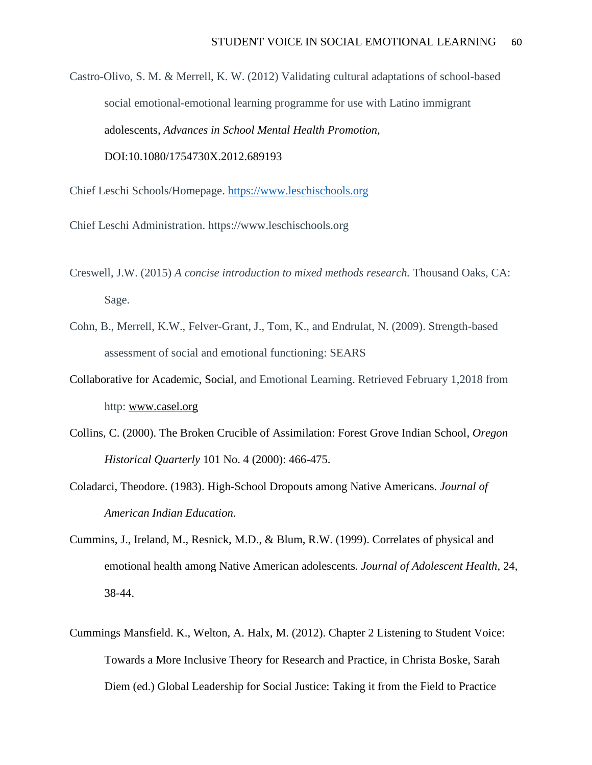Castro-Olivo, S. M. & Merrell, K. W. (2012) Validating cultural adaptations of school-based social emotional-emotional learning programme for use with Latino immigrant adolescents, *Advances in School Mental Health Promotion*, DOI:10.1080/1754730X.2012.689193

Chief Leschi Schools/Homepage. https://www.leschischools.org

Chief Leschi Administration. https://www.leschischools.org

Creswell, J.W. (2015) *A concise introduction to mixed methods research.* Thousand Oaks, CA: Sage.

Cohn, B., Merrell, K.W., Felver-Grant, J., Tom, K., and Endrulat, N. (2009). Strength-based assessment of social and emotional functioning: SEARS

Collaborative for Academic, Social, and Emotional Learning. Retrieved February 1,2018 from http: www.casel.org

Collins, C. (2000). The Broken Crucible of Assimilation: Forest Grove Indian School, *Oregon Historical Quarterly* 101 No. 4 (2000): 466-475.

Coladarci, Theodore. (1983). High-School Dropouts among Native Americans. *Journal of American Indian Education.*

Cummins, J., Ireland, M., Resnick, M.D., & Blum, R.W. (1999). Correlates of physical and emotional health among Native American adolescents. *Journal of Adolescent Health*, 24, 38-44.

Cummings Mansfield. K., Welton, A. Halx, M. (2012). Chapter 2 Listening to Student Voice: Towards a More Inclusive Theory for Research and Practice, in Christa Boske, Sarah Diem (ed.) Global Leadership for Social Justice: Taking it from the Field to Practice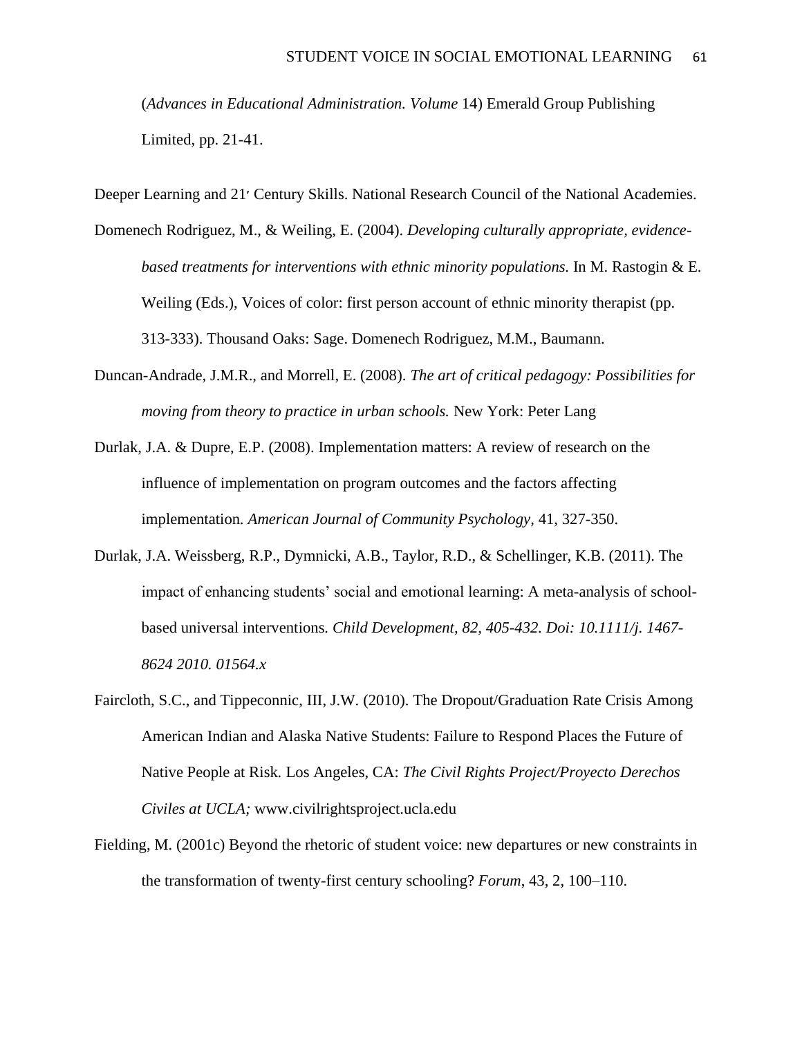(*Advances in Educational Administration. Volume* 14) Emerald Group Publishing Limited, pp. 21-41.

Deeper Learning and 21′ Century Skills. National Research Council of the National Academies.

Domenech Rodriguez, M., & Weiling, E. (2004). *Developing culturally appropriate, evidence-based treatments for interventions with ethnic minority populations.* In M. Rastogin & E. Weiling (Eds.), Voices of color: first person account of ethnic minority therapist (pp. 313-333). Thousand Oaks: Sage. Domenech Rodriguez, M.M., Baumann.

Duncan-Andrade, J.M.R., and Morrell, E. (2008). *The art of critical pedagogy: Possibilities for moving from theory to practice in urban schools.* New York: Peter Lang

Durlak, J.A. & Dupre, E.P. (2008). Implementation matters: A review of research on the influence of implementation on program outcomes and the factors affecting implementation. *American Journal of Community Psychology,* 41, 327-350.

Durlak, J.A. Weissberg, R.P., Dymnicki, A.B., Taylor, R.D., & Schellinger, K.B. (2011). The impact of enhancing students' social and emotional learning: A meta-analysis of school-based universal interventions. *Child Development, 82, 405-432. Doi: 10.1111/j. 1467-8624 2010. 01564.x*

Faircloth, S.C., and Tippeconnic, III, J.W. (2010). The Dropout/Graduation Rate Crisis Among American Indian and Alaska Native Students: Failure to Respond Places the Future of Native People at Risk. Los Angeles, CA: *The Civil Rights Project/Proyecto Derechos Civiles at UCLA;* www.civilrightsproject.ucla.edu

Fielding, M. (2001c) Beyond the rhetoric of student voice: new departures or new constraints in the transformation of twenty-first century schooling? *Forum*, 43, 2, 100–110.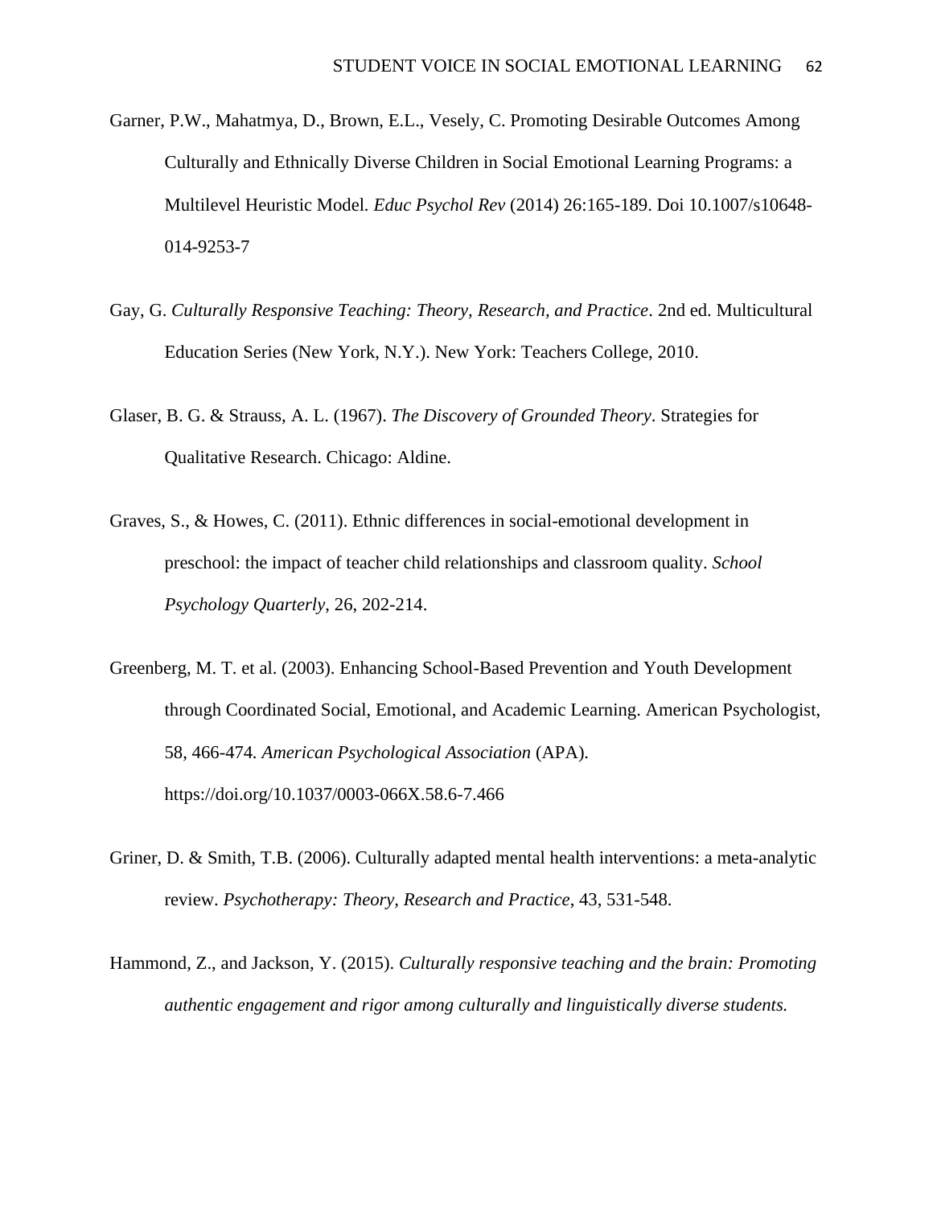Garner, P.W., Mahatmya, D., Brown, E.L., Vesely, C. Promoting Desirable Outcomes Among Culturally and Ethnically Diverse Children in Social Emotional Learning Programs: a Multilevel Heuristic Model. *Educ Psychol Rev* (2014) 26:165-189. Doi 10.1007/s10648-014-9253-7

Gay, G. *Culturally Responsive Teaching: Theory, Research, and Practice*. 2nd ed. Multicultural Education Series (New York, N.Y.). New York: Teachers College, 2010.

Glaser, B. G. & Strauss, A. L. (1967). *The Discovery of Grounded Theory.* Strategies for Qualitative Research. Chicago: Aldine.

Graves, S., & Howes, C. (2011). Ethnic differences in social-emotional development in preschool: the impact of teacher child relationships and classroom quality. *School Psychology Quarterly*, 26, 202-214.

Greenberg, M. T. et al. (2003). Enhancing School-Based Prevention and Youth Development through Coordinated Social, Emotional, and Academic Learning. American Psychologist, 58, 466-474*. American Psychological Association* (APA). https://doi.org/10.1037/0003-066X.58.6-7.466

Griner, D. & Smith, T.B. (2006). Culturally adapted mental health interventions: a meta-analytic review. *Psychotherapy: Theory, Research and Practice*, 43, 531-548.

Hammond, Z., and Jackson, Y. (2015). *Culturally responsive teaching and the brain: Promoting authentic engagement and rigor among culturally and linguistically diverse students.*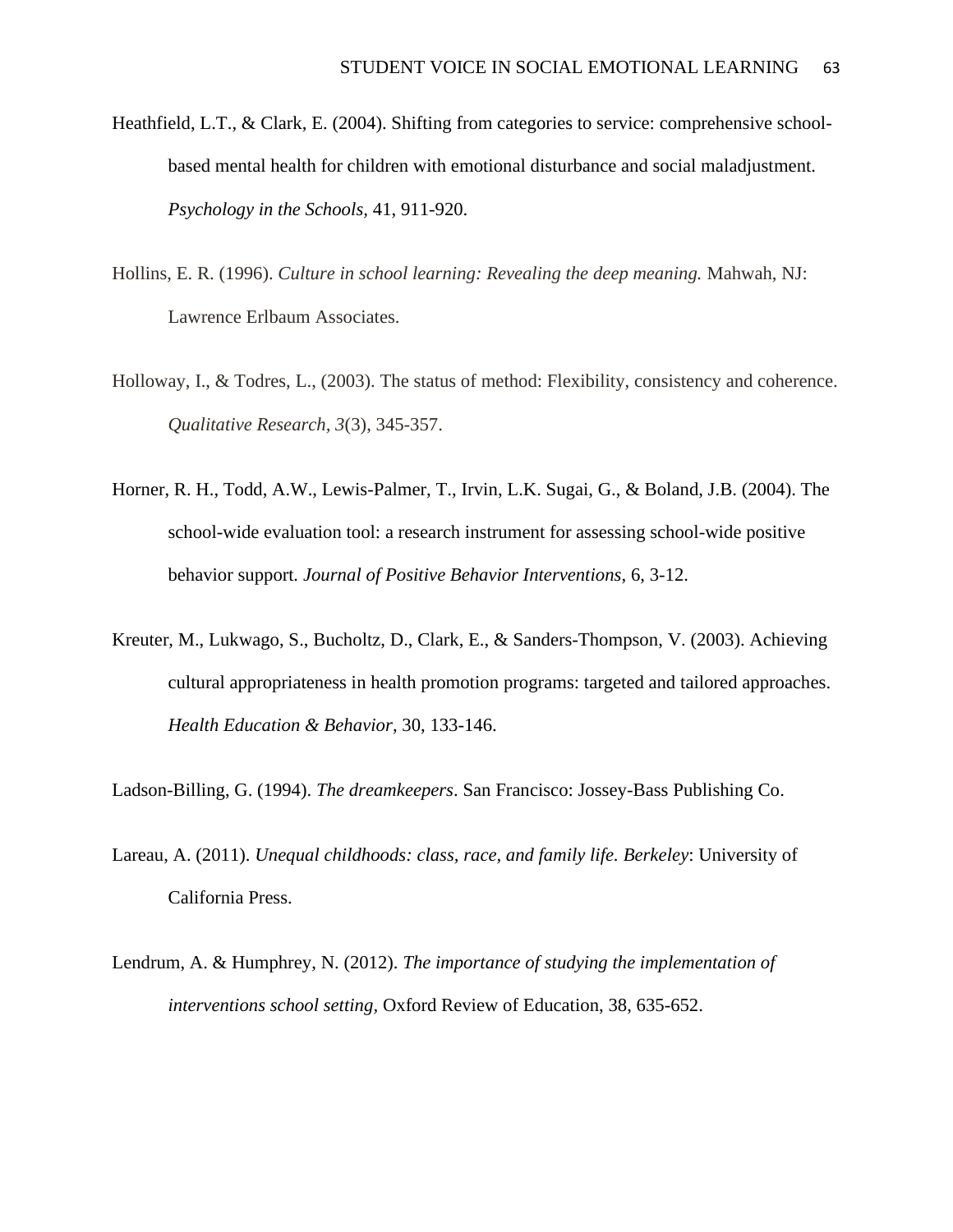Heathfield, L.T., & Clark, E. (2004). Shifting from categories to service: comprehensive school-based mental health for children with emotional disturbance and social maladjustment. *Psychology in the Schools,* 41, 911-920.

Hollins, E. R. (1996). *Culture in school learning: Revealing the deep meaning.* Mahwah, NJ: Lawrence Erlbaum Associates.

Holloway, I., & Todres, L., (2003). The status of method: Flexibility, consistency and coherence. *Qualitative Research, 3*(3), 345-357.

Horner, R. H., Todd, A.W., Lewis-Palmer, T., Irvin, L.K. Sugai, G., & Boland, J.B. (2004). The school-wide evaluation tool: a research instrument for assessing school-wide positive behavior support*. Journal of Positive Behavior Interventions*, 6, 3-12.

Kreuter, M., Lukwago, S., Bucholtz, D., Clark, E., & Sanders-Thompson, V. (2003). Achieving cultural appropriateness in health promotion programs: targeted and tailored approaches. *Health Education & Behavior*, 30, 133-146.

Ladson-Billing, G. (1994). *The dreamkeepers*. San Francisco: Jossey-Bass Publishing Co.

Lareau, A. (2011). *Unequal childhoods: class, race, and family life. Berkeley*: University of California Press.

Lendrum, A. & Humphrey, N. (2012). *The importance of studying the implementation of interventions school setting*, Oxford Review of Education, 38, 635-652.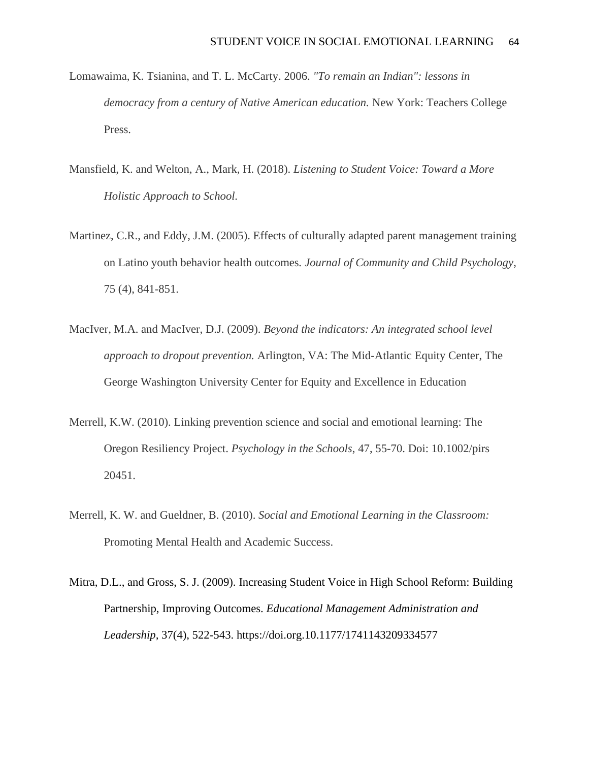Lomawaima, K. Tsianina, and T. L. McCarty. 2006. *"To remain an Indian": lessons in democracy from a century of Native American education.* New York: Teachers College Press.

Mansfield, K. and Welton, A., Mark, H. (2018). *Listening to Student Voice: Toward a More Holistic Approach to School.*

Martinez, C.R., and Eddy, J.M. (2005). Effects of culturally adapted parent management training on Latino youth behavior health outcomes. *Journal of Community and Child Psychology*, 75 (4), 841-851.

MacIver, M.A. and MacIver, D.J. (2009). *Beyond the indicators: An integrated school level approach to dropout prevention.* Arlington, VA: The Mid-Atlantic Equity Center, The George Washington University Center for Equity and Excellence in Education

Merrell, K.W. (2010). Linking prevention science and social and emotional learning: The Oregon Resiliency Project. *Psychology in the Schools*, 47, 55-70. Doi: 10.1002/pirs 20451.

Merrell, K. W. and Gueldner, B. (2010). *Social and Emotional Learning in the Classroom:* Promoting Mental Health and Academic Success.

Mitra, D.L., and Gross, S. J. (2009). Increasing Student Voice in High School Reform: Building Partnership, Improving Outcomes. *Educational Management Administration and Leadership*, 37(4), 522-543. https://doi.org.10.1177/1741143209334577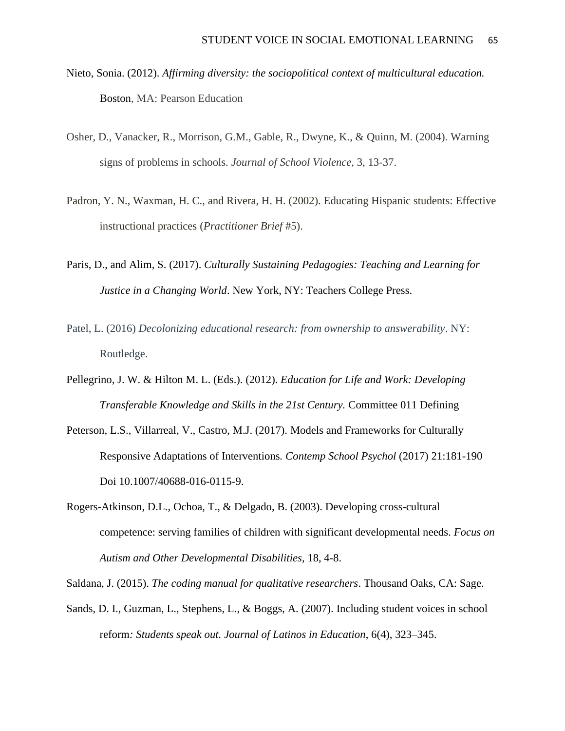Nieto, Sonia. (2012). *Affirming diversity: the sociopolitical context of multicultural education.* Boston, MA: Pearson Education

Osher, D., Vanacker, R., Morrison, G.M., Gable, R., Dwyne, K., & Quinn, M. (2004). Warning signs of problems in schools. *Journal of School Violence*, 3, 13-37.

Padron, Y. N., Waxman, H. C., and Rivera, H. H. (2002). Educating Hispanic students: Effective instructional practices (*Practitioner Brief* #5).

Paris, D., and Alim, S. (2017). *Culturally Sustaining Pedagogies: Teaching and Learning for Justice in a Changing World*. New York, NY: Teachers College Press.

Patel, L. (2016) *Decolonizing educational research: from ownership to answerability*. NY: Routledge.

Pellegrino, J. W. & Hilton M. L. (Eds.). (2012). *Education for Life and Work: Developing Transferable Knowledge and Skills in the 21st Century.* Committee 011 Defining

Peterson, L.S., Villarreal, V., Castro, M.J. (2017). Models and Frameworks for Culturally Responsive Adaptations of Interventions. *Contemp School Psychol* (2017) 21:181-190 Doi 10.1007/40688-016-0115-9.

Rogers-Atkinson, D.L., Ochoa, T., & Delgado, B. (2003). Developing cross-cultural competence: serving families of children with significant developmental needs. *Focus on Autism and Other Developmental Disabilities*, 18, 4-8.

Saldana, J. (2015). *The coding manual for qualitative researchers*. Thousand Oaks, CA: Sage.

Sands, D. I., Guzman, L., Stephens, L., & Boggs, A. (2007). Including student voices in school reform*: Students speak out. Journal of Latinos in Education*, 6(4), 323–345.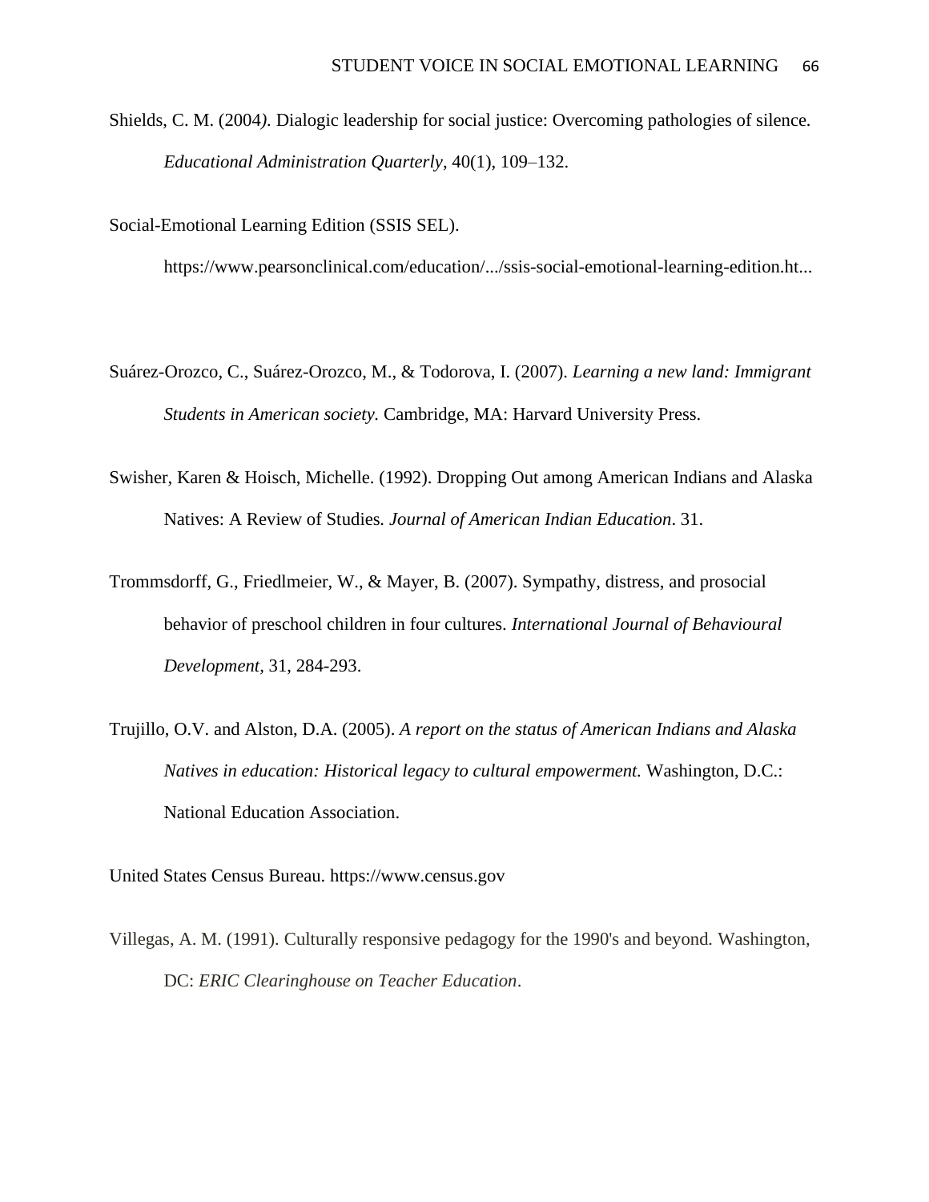Shields, C. M. (2004*).* Dialogic leadership for social justice: Overcoming pathologies of silence. *Educational Administration Quarterly*, 40(1), 109–132.

Social-Emotional Learning Edition (SSIS SEL). https://www.pearsonclinical.com/education/.../ssis-social-emotional-learning-edition.ht...

Suárez-Orozco, C., Suárez-Orozco, M., & Todorova, I. (2007). *Learning a new land: Immigrant Students in American society.* Cambridge, MA: Harvard University Press.

Swisher, Karen & Hoisch, Michelle. (1992). Dropping Out among American Indians and Alaska Natives: A Review of Studies*. Journal of American Indian Education*. 31.

Trommsdorff, G., Friedlmeier, W., & Mayer, B. (2007). Sympathy, distress, and prosocial behavior of preschool children in four cultures. *International Journal of Behavioural Development*, 31, 284-293.

Trujillo, O.V. and Alston, D.A. (2005). *A report on the status of American Indians and Alaska Natives in education: Historical legacy to cultural empowerment.* Washington, D.C.: National Education Association.

United States Census Bureau. https://www.census.gov

Villegas, A. M. (1991). Culturally responsive pedagogy for the 1990's and beyond. Washington, DC: *ERIC Clearinghouse on Teacher Education*.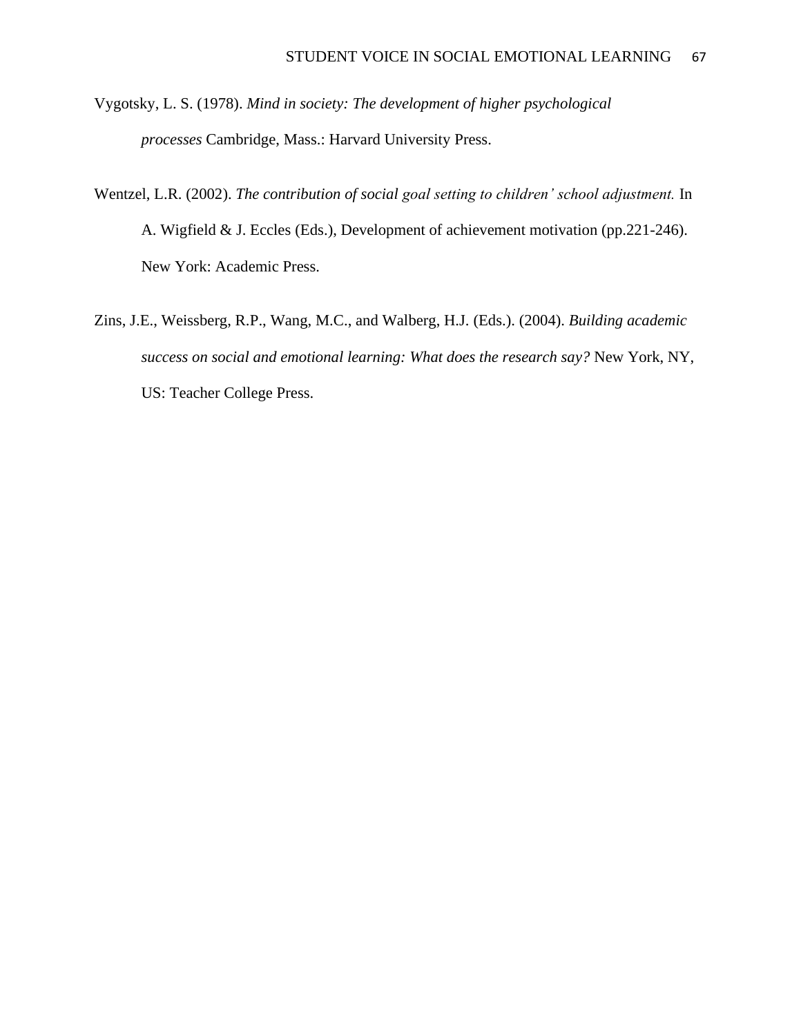Vygotsky, L. S. (1978). *Mind in society: The development of higher psychological processes* Cambridge, Mass.: Harvard University Press.

Wentzel, L.R. (2002). *The contribution of social goal setting to children' school adjustment.* In A. Wigfield & J. Eccles (Eds.), Development of achievement motivation (pp.221-246). New York: Academic Press.

Zins, J.E., Weissberg, R.P., Wang, M.C., and Walberg, H.J. (Eds.). (2004). *Building academic success on social and emotional learning: What does the research say?* New York, NY, US: Teacher College Press.